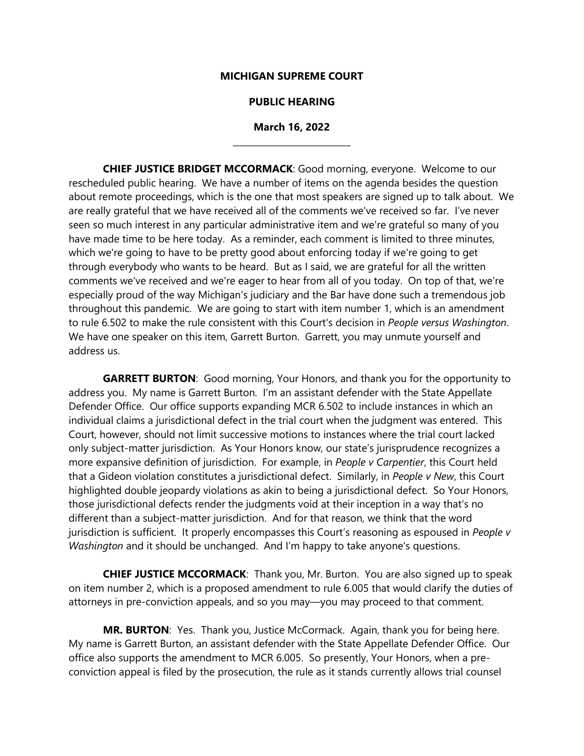**MICHIGAN SUPREME COURT**

**PUBLIC HEARING**

**March 16, 2022**

---

**CHIEF JUSTICE BRIDGET MCCORMACK**: Good morning, everyone. Welcome to our rescheduled public hearing. We have a number of items on the agenda besides the question about remote proceedings, which is the one that most speakers are signed up to talk about. We are really grateful that we have received all of the comments we've received so far. I've never seen so much interest in any particular administrative item and we're grateful so many of you have made time to be here today. As a reminder, each comment is limited to three minutes, which we're going to have to be pretty good about enforcing today if we're going to get through everybody who wants to be heard. But as I said, we are grateful for all the written comments we've received and we're eager to hear from all of you today. On top of that, we're especially proud of the way Michigan's judiciary and the Bar have done such a tremendous job throughout this pandemic. We are going to start with item number 1, which is an amendment to rule 6.502 to make the rule consistent with this Court's decision in *People versus Washington*. We have one speaker on this item, Garrett Burton. Garrett, you may unmute yourself and address us.

**GARRETT BURTON**: Good morning, Your Honors, and thank you for the opportunity to address you. My name is Garrett Burton. I'm an assistant defender with the State Appellate Defender Office. Our office supports expanding MCR 6.502 to include instances in which an individual claims a jurisdictional defect in the trial court when the judgment was entered. This Court, however, should not limit successive motions to instances where the trial court lacked only subject-matter jurisdiction. As Your Honors know, our state's jurisprudence recognizes a more expansive definition of jurisdiction. For example, in *People v Carpentier*, this Court held that a Gideon violation constitutes a jurisdictional defect. Similarly, in *People v New*, this Court highlighted double jeopardy violations as akin to being a jurisdictional defect. So Your Honors, those jurisdictional defects render the judgments void at their inception in a way that's no different than a subject-matter jurisdiction. And for that reason, we think that the word jurisdiction is sufficient. It properly encompasses this Court's reasoning as espoused in *People v Washington* and it should be unchanged. And I'm happy to take anyone's questions.

**CHIEF JUSTICE MCCORMACK**: Thank you, Mr. Burton. You are also signed up to speak on item number 2, which is a proposed amendment to rule 6.005 that would clarify the duties of attorneys in pre-conviction appeals, and so you may—you may proceed to that comment.

**MR. BURTON**: Yes. Thank you, Justice McCormack. Again, thank you for being here. My name is Garrett Burton, an assistant defender with the State Appellate Defender Office. Our office also supports the amendment to MCR 6.005. So presently, Your Honors, when a pre-conviction appeal is filed by the prosecution, the rule as it stands currently allows trial counsel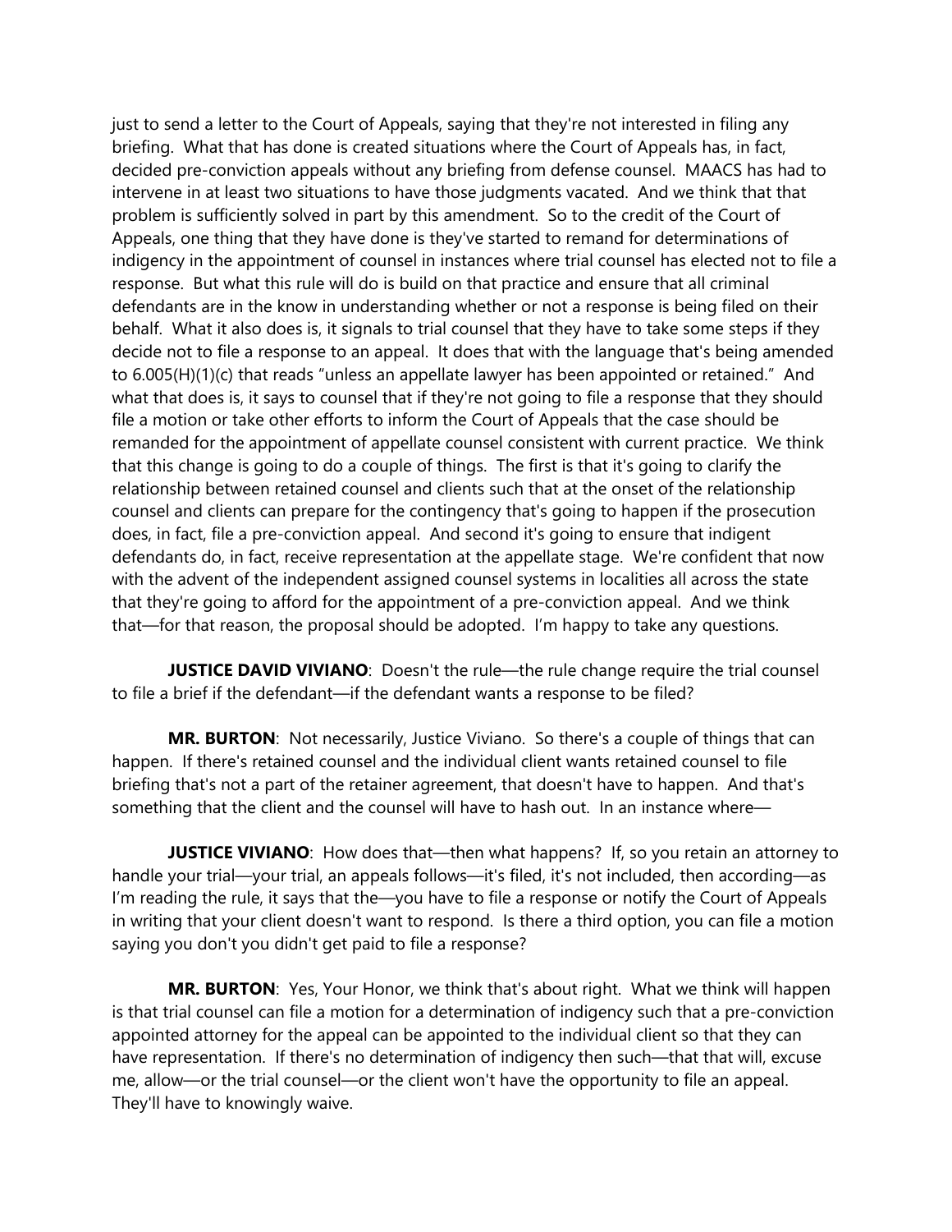just to send a letter to the Court of Appeals, saying that they're not interested in filing any briefing. What that has done is created situations where the Court of Appeals has, in fact, decided pre-conviction appeals without any briefing from defense counsel. MAACS has had to intervene in at least two situations to have those judgments vacated. And we think that that problem is sufficiently solved in part by this amendment. So to the credit of the Court of Appeals, one thing that they have done is they've started to remand for determinations of indigency in the appointment of counsel in instances where trial counsel has elected not to file a response. But what this rule will do is build on that practice and ensure that all criminal defendants are in the know in understanding whether or not a response is being filed on their behalf. What it also does is, it signals to trial counsel that they have to take some steps if they decide not to file a response to an appeal. It does that with the language that's being amended to 6.005(H)(1)(c) that reads "unless an appellate lawyer has been appointed or retained." And what that does is, it says to counsel that if they're not going to file a response that they should file a motion or take other efforts to inform the Court of Appeals that the case should be remanded for the appointment of appellate counsel consistent with current practice. We think that this change is going to do a couple of things. The first is that it's going to clarify the relationship between retained counsel and clients such that at the onset of the relationship counsel and clients can prepare for the contingency that's going to happen if the prosecution does, in fact, file a pre-conviction appeal. And second it's going to ensure that indigent defendants do, in fact, receive representation at the appellate stage. We're confident that now with the advent of the independent assigned counsel systems in localities all across the state that they're going to afford for the appointment of a pre-conviction appeal. And we think that—for that reason, the proposal should be adopted. I'm happy to take any questions.

**JUSTICE DAVID VIVIANO**: Doesn't the rule—the rule change require the trial counsel to file a brief if the defendant—if the defendant wants a response to be filed?

**MR. BURTON**: Not necessarily, Justice Viviano. So there's a couple of things that can happen. If there's retained counsel and the individual client wants retained counsel to file briefing that's not a part of the retainer agreement, that doesn't have to happen. And that's something that the client and the counsel will have to hash out. In an instance where—

**JUSTICE VIVIANO**: How does that—then what happens? If, so you retain an attorney to handle your trial—your trial, an appeals follows—it's filed, it's not included, then according—as I'm reading the rule, it says that the—you have to file a response or notify the Court of Appeals in writing that your client doesn't want to respond. Is there a third option, you can file a motion saying you don't you didn't get paid to file a response?

**MR. BURTON**: Yes, Your Honor, we think that's about right. What we think will happen is that trial counsel can file a motion for a determination of indigency such that a pre-conviction appointed attorney for the appeal can be appointed to the individual client so that they can have representation. If there's no determination of indigency then such—that that will, excuse me, allow—or the trial counsel—or the client won't have the opportunity to file an appeal. They'll have to knowingly waive.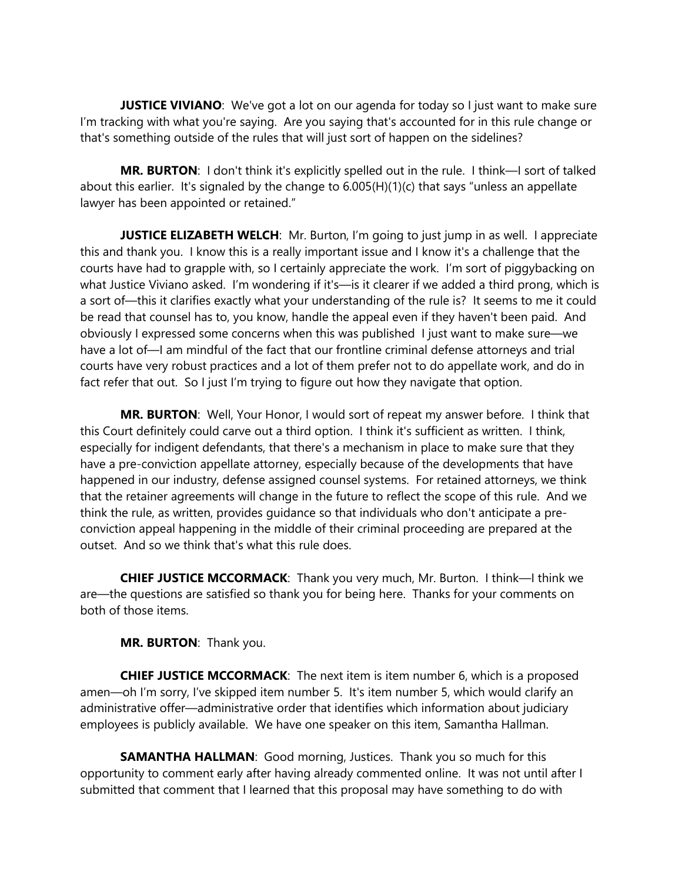**JUSTICE VIVIANO**: We've got a lot on our agenda for today so I just want to make sure I'm tracking with what you're saying. Are you saying that's accounted for in this rule change or that's something outside of the rules that will just sort of happen on the sidelines?

**MR. BURTON**: I don't think it's explicitly spelled out in the rule. I think—I sort of talked about this earlier. It's signaled by the change to 6.005(H)(1)(c) that says "unless an appellate lawyer has been appointed or retained."

**JUSTICE ELIZABETH WELCH**: Mr. Burton, I'm going to just jump in as well. I appreciate this and thank you. I know this is a really important issue and I know it's a challenge that the courts have had to grapple with, so I certainly appreciate the work. I'm sort of piggybacking on what Justice Viviano asked. I'm wondering if it's—is it clearer if we added a third prong, which is a sort of—this it clarifies exactly what your understanding of the rule is? It seems to me it could be read that counsel has to, you know, handle the appeal even if they haven't been paid. And obviously I expressed some concerns when this was published I just want to make sure—we have a lot of—I am mindful of the fact that our frontline criminal defense attorneys and trial courts have very robust practices and a lot of them prefer not to do appellate work, and do in fact refer that out. So I just I'm trying to figure out how they navigate that option.

**MR. BURTON**: Well, Your Honor, I would sort of repeat my answer before. I think that this Court definitely could carve out a third option. I think it's sufficient as written. I think, especially for indigent defendants, that there's a mechanism in place to make sure that they have a pre-conviction appellate attorney, especially because of the developments that have happened in our industry, defense assigned counsel systems. For retained attorneys, we think that the retainer agreements will change in the future to reflect the scope of this rule. And we think the rule, as written, provides guidance so that individuals who don't anticipate a pre-conviction appeal happening in the middle of their criminal proceeding are prepared at the outset. And so we think that's what this rule does.

**CHIEF JUSTICE MCCORMACK**: Thank you very much, Mr. Burton. I think—I think we are—the questions are satisfied so thank you for being here. Thanks for your comments on both of those items.

**MR. BURTON**: Thank you.

**CHIEF JUSTICE MCCORMACK**: The next item is item number 6, which is a proposed amen—oh I'm sorry, I've skipped item number 5. It's item number 5, which would clarify an administrative offer—administrative order that identifies which information about judiciary employees is publicly available. We have one speaker on this item, Samantha Hallman.

**SAMANTHA HALLMAN**: Good morning, Justices. Thank you so much for this opportunity to comment early after having already commented online. It was not until after I submitted that comment that I learned that this proposal may have something to do with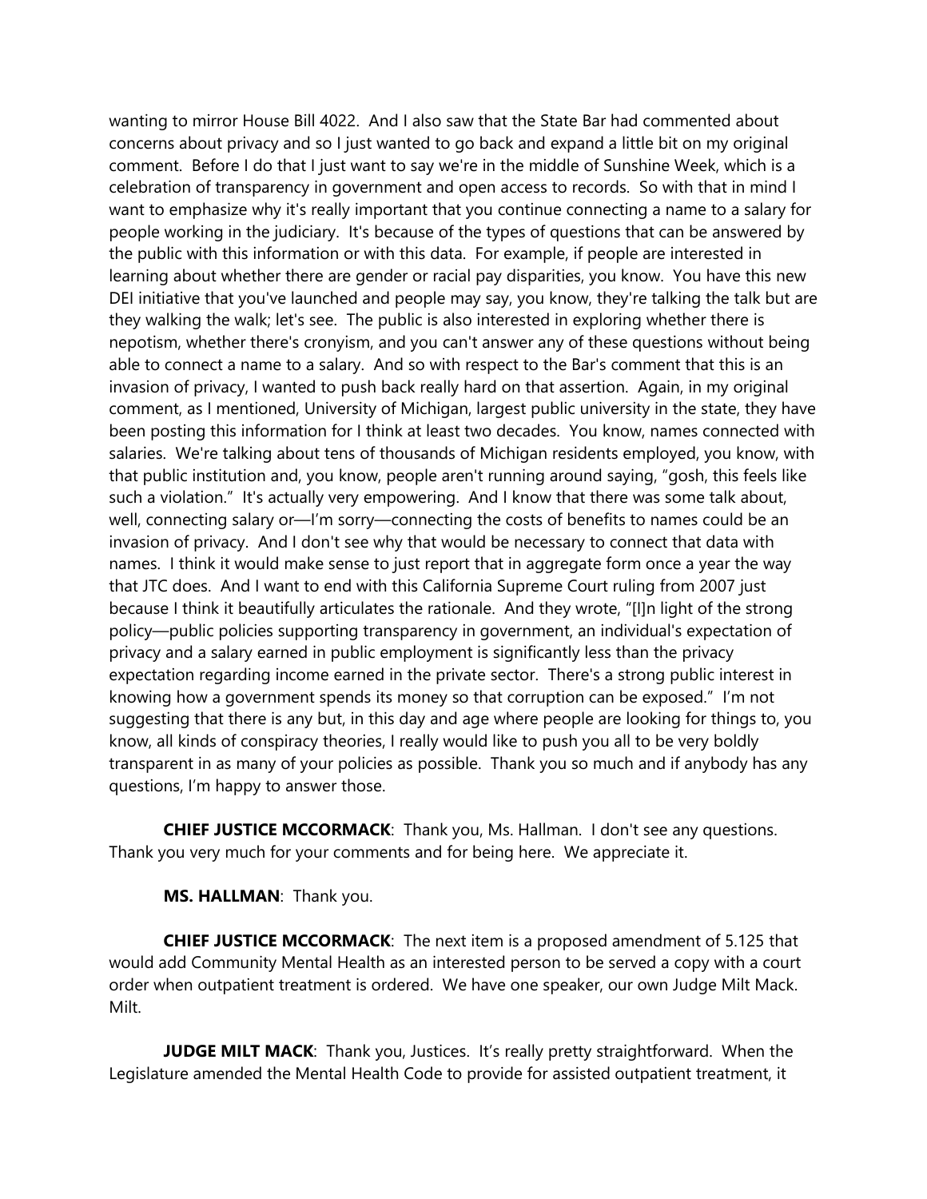wanting to mirror House Bill 4022. And I also saw that the State Bar had commented about concerns about privacy and so I just wanted to go back and expand a little bit on my original comment. Before I do that I just want to say we're in the middle of Sunshine Week, which is a celebration of transparency in government and open access to records. So with that in mind I want to emphasize why it's really important that you continue connecting a name to a salary for people working in the judiciary. It's because of the types of questions that can be answered by the public with this information or with this data. For example, if people are interested in learning about whether there are gender or racial pay disparities, you know. You have this new DEI initiative that you've launched and people may say, you know, they're talking the talk but are they walking the walk; let's see. The public is also interested in exploring whether there is nepotism, whether there's cronyism, and you can't answer any of these questions without being able to connect a name to a salary. And so with respect to the Bar's comment that this is an invasion of privacy, I wanted to push back really hard on that assertion. Again, in my original comment, as I mentioned, University of Michigan, largest public university in the state, they have been posting this information for I think at least two decades. You know, names connected with salaries. We're talking about tens of thousands of Michigan residents employed, you know, with that public institution and, you know, people aren't running around saying, "gosh, this feels like such a violation." It's actually very empowering. And I know that there was some talk about, well, connecting salary or—I'm sorry—connecting the costs of benefits to names could be an invasion of privacy. And I don't see why that would be necessary to connect that data with names. I think it would make sense to just report that in aggregate form once a year the way that JTC does. And I want to end with this California Supreme Court ruling from 2007 just because I think it beautifully articulates the rationale. And they wrote, "[I]n light of the strong policy—public policies supporting transparency in government, an individual's expectation of privacy and a salary earned in public employment is significantly less than the privacy expectation regarding income earned in the private sector. There's a strong public interest in knowing how a government spends its money so that corruption can be exposed." I'm not suggesting that there is any but, in this day and age where people are looking for things to, you know, all kinds of conspiracy theories, I really would like to push you all to be very boldly transparent in as many of your policies as possible. Thank you so much and if anybody has any questions, I'm happy to answer those.

**CHIEF JUSTICE MCCORMACK**: Thank you, Ms. Hallman. I don't see any questions. Thank you very much for your comments and for being here. We appreciate it.

**MS. HALLMAN**: Thank you.

**CHIEF JUSTICE MCCORMACK**: The next item is a proposed amendment of 5.125 that would add Community Mental Health as an interested person to be served a copy with a court order when outpatient treatment is ordered. We have one speaker, our own Judge Milt Mack. Milt.

**JUDGE MILT MACK**: Thank you, Justices. It's really pretty straightforward. When the Legislature amended the Mental Health Code to provide for assisted outpatient treatment, it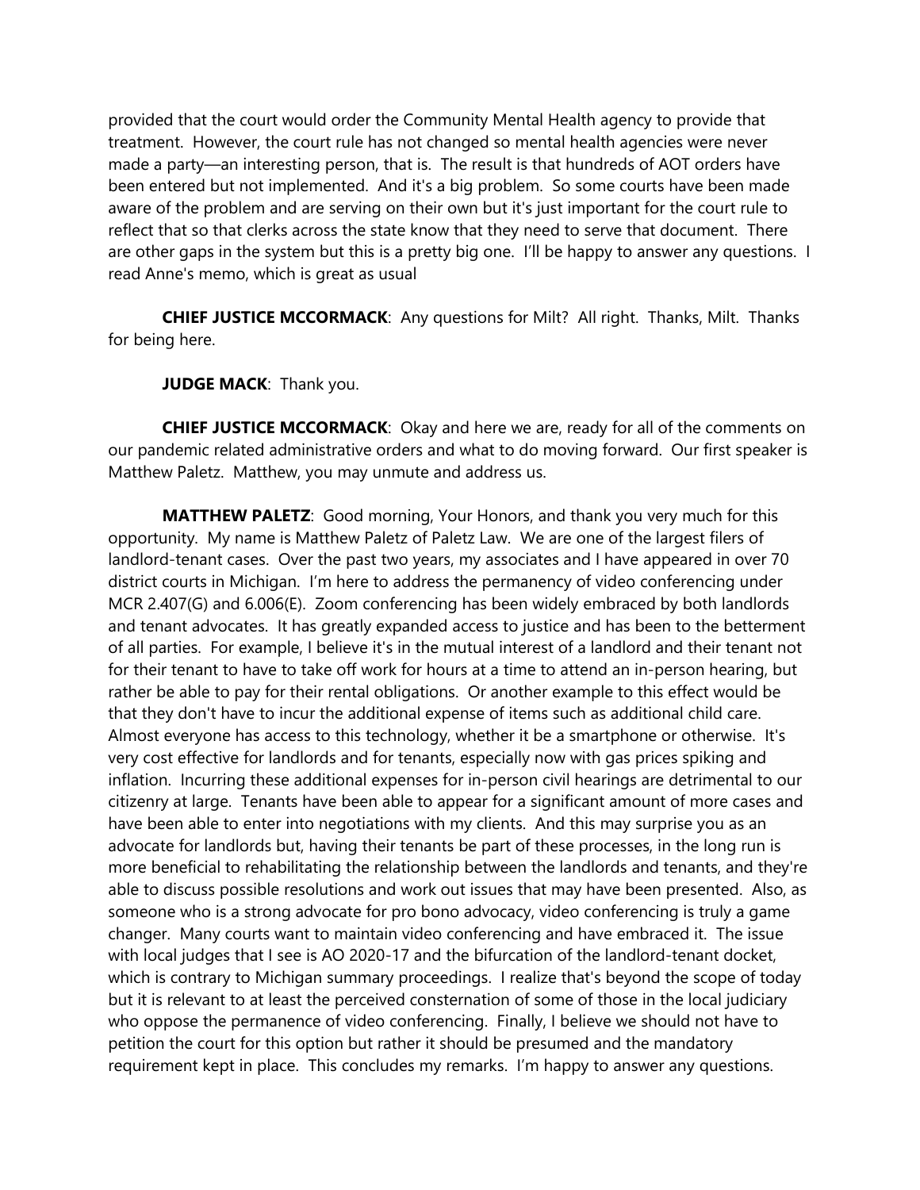provided that the court would order the Community Mental Health agency to provide that treatment. However, the court rule has not changed so mental health agencies were never made a party—an interesting person, that is. The result is that hundreds of AOT orders have been entered but not implemented. And it's a big problem. So some courts have been made aware of the problem and are serving on their own but it's just important for the court rule to reflect that so that clerks across the state know that they need to serve that document. There are other gaps in the system but this is a pretty big one. I'll be happy to answer any questions. I read Anne's memo, which is great as usual

**CHIEF JUSTICE MCCORMACK**: Any questions for Milt? All right. Thanks, Milt. Thanks for being here.

**JUDGE MACK**: Thank you.

**CHIEF JUSTICE MCCORMACK**: Okay and here we are, ready for all of the comments on our pandemic related administrative orders and what to do moving forward. Our first speaker is Matthew Paletz. Matthew, you may unmute and address us.

**MATTHEW PALETZ**: Good morning, Your Honors, and thank you very much for this opportunity. My name is Matthew Paletz of Paletz Law. We are one of the largest filers of landlord-tenant cases. Over the past two years, my associates and I have appeared in over 70 district courts in Michigan. I'm here to address the permanency of video conferencing under MCR 2.407(G) and 6.006(E). Zoom conferencing has been widely embraced by both landlords and tenant advocates. It has greatly expanded access to justice and has been to the betterment of all parties. For example, I believe it's in the mutual interest of a landlord and their tenant not for their tenant to have to take off work for hours at a time to attend an in-person hearing, but rather be able to pay for their rental obligations. Or another example to this effect would be that they don't have to incur the additional expense of items such as additional child care. Almost everyone has access to this technology, whether it be a smartphone or otherwise. It's very cost effective for landlords and for tenants, especially now with gas prices spiking and inflation. Incurring these additional expenses for in-person civil hearings are detrimental to our citizenry at large. Tenants have been able to appear for a significant amount of more cases and have been able to enter into negotiations with my clients. And this may surprise you as an advocate for landlords but, having their tenants be part of these processes, in the long run is more beneficial to rehabilitating the relationship between the landlords and tenants, and they're able to discuss possible resolutions and work out issues that may have been presented. Also, as someone who is a strong advocate for pro bono advocacy, video conferencing is truly a game changer. Many courts want to maintain video conferencing and have embraced it. The issue with local judges that I see is AO 2020-17 and the bifurcation of the landlord-tenant docket, which is contrary to Michigan summary proceedings. I realize that's beyond the scope of today but it is relevant to at least the perceived consternation of some of those in the local judiciary who oppose the permanence of video conferencing. Finally, I believe we should not have to petition the court for this option but rather it should be presumed and the mandatory requirement kept in place. This concludes my remarks. I'm happy to answer any questions.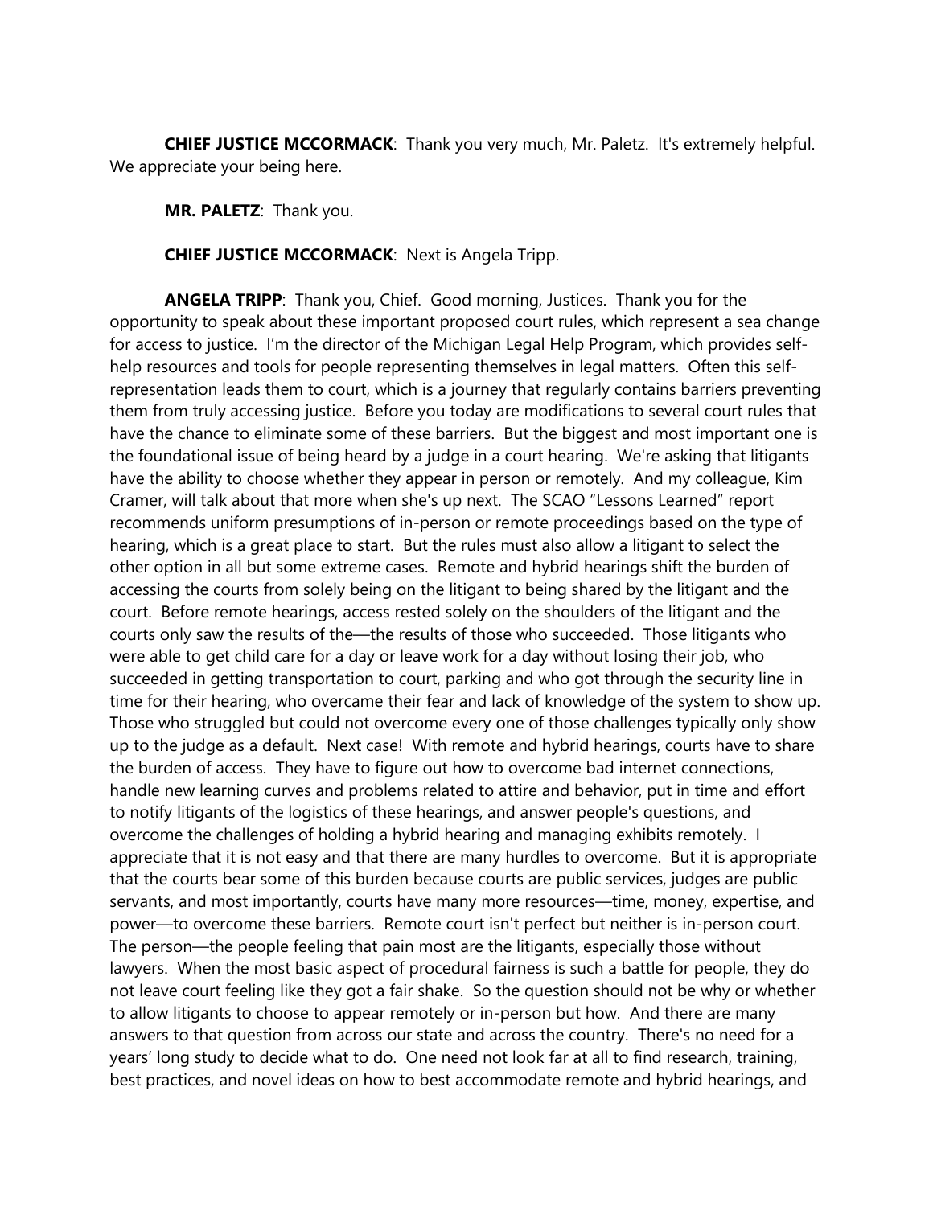**CHIEF JUSTICE MCCORMACK**: Thank you very much, Mr. Paletz. It's extremely helpful. We appreciate your being here.

**MR. PALETZ**: Thank you.

**CHIEF JUSTICE MCCORMACK**: Next is Angela Tripp.

**ANGELA TRIPP**: Thank you, Chief. Good morning, Justices. Thank you for the opportunity to speak about these important proposed court rules, which represent a sea change for access to justice. I'm the director of the Michigan Legal Help Program, which provides self-help resources and tools for people representing themselves in legal matters. Often this self-representation leads them to court, which is a journey that regularly contains barriers preventing them from truly accessing justice. Before you today are modifications to several court rules that have the chance to eliminate some of these barriers. But the biggest and most important one is the foundational issue of being heard by a judge in a court hearing. We're asking that litigants have the ability to choose whether they appear in person or remotely. And my colleague, Kim Cramer, will talk about that more when she's up next. The SCAO "Lessons Learned" report recommends uniform presumptions of in-person or remote proceedings based on the type of hearing, which is a great place to start. But the rules must also allow a litigant to select the other option in all but some extreme cases. Remote and hybrid hearings shift the burden of accessing the courts from solely being on the litigant to being shared by the litigant and the court. Before remote hearings, access rested solely on the shoulders of the litigant and the courts only saw the results of the—the results of those who succeeded. Those litigants who were able to get child care for a day or leave work for a day without losing their job, who succeeded in getting transportation to court, parking and who got through the security line in time for their hearing, who overcame their fear and lack of knowledge of the system to show up. Those who struggled but could not overcome every one of those challenges typically only show up to the judge as a default. Next case! With remote and hybrid hearings, courts have to share the burden of access. They have to figure out how to overcome bad internet connections, handle new learning curves and problems related to attire and behavior, put in time and effort to notify litigants of the logistics of these hearings, and answer people's questions, and overcome the challenges of holding a hybrid hearing and managing exhibits remotely. I appreciate that it is not easy and that there are many hurdles to overcome. But it is appropriate that the courts bear some of this burden because courts are public services, judges are public servants, and most importantly, courts have many more resources—time, money, expertise, and power—to overcome these barriers. Remote court isn't perfect but neither is in-person court. The person—the people feeling that pain most are the litigants, especially those without lawyers. When the most basic aspect of procedural fairness is such a battle for people, they do not leave court feeling like they got a fair shake. So the question should not be why or whether to allow litigants to choose to appear remotely or in-person but how. And there are many answers to that question from across our state and across the country. There's no need for a years' long study to decide what to do. One need not look far at all to find research, training, best practices, and novel ideas on how to best accommodate remote and hybrid hearings, and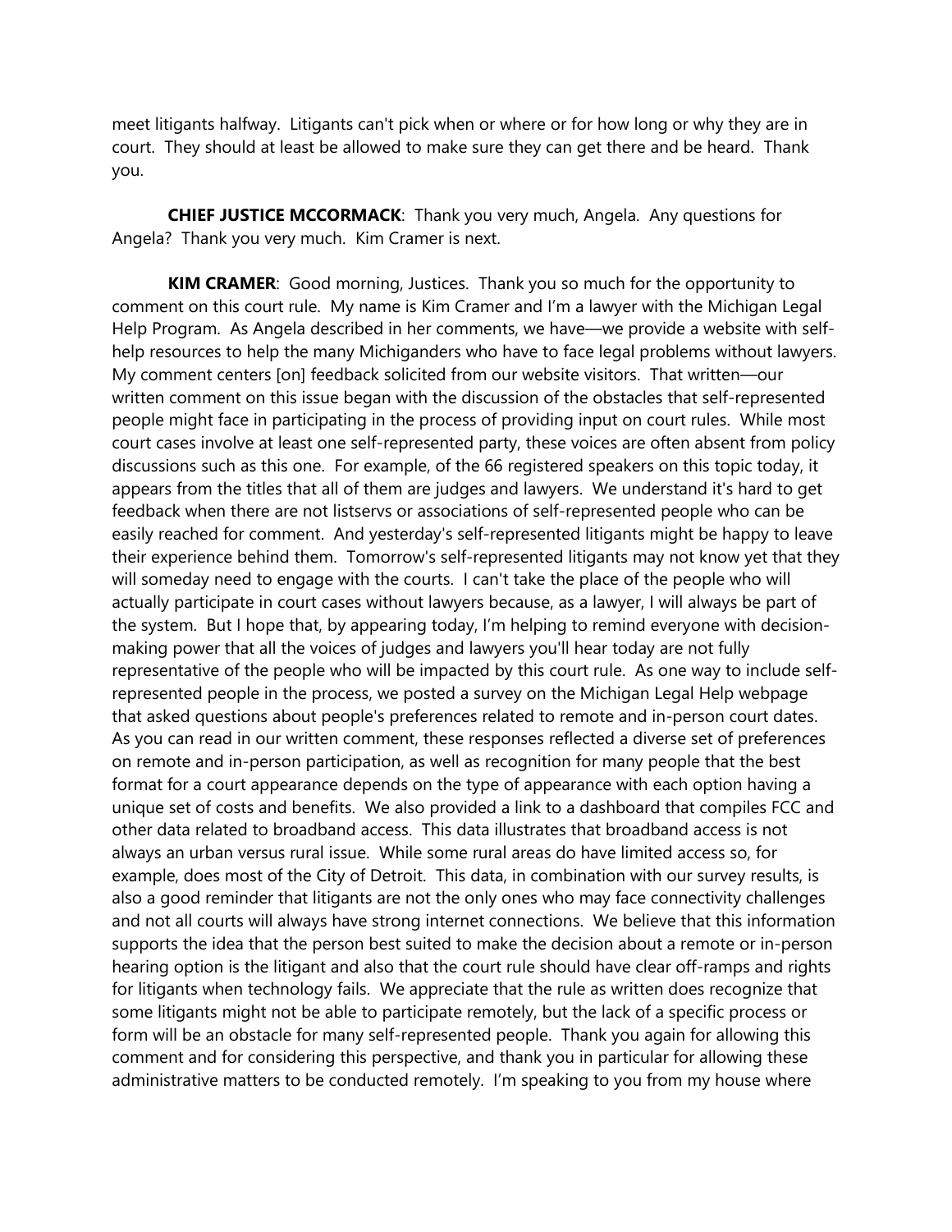meet litigants halfway. Litigants can't pick when or where or for how long or why they are in court. They should at least be allowed to make sure they can get there and be heard. Thank you.

**CHIEF JUSTICE MCCORMACK**: Thank you very much, Angela. Any questions for Angela? Thank you very much. Kim Cramer is next.

**KIM CRAMER**: Good morning, Justices. Thank you so much for the opportunity to comment on this court rule. My name is Kim Cramer and I'm a lawyer with the Michigan Legal Help Program. As Angela described in her comments, we have—we provide a website with self-help resources to help the many Michiganders who have to face legal problems without lawyers. My comment centers [on] feedback solicited from our website visitors. That written—our written comment on this issue began with the discussion of the obstacles that self-represented people might face in participating in the process of providing input on court rules. While most court cases involve at least one self-represented party, these voices are often absent from policy discussions such as this one. For example, of the 66 registered speakers on this topic today, it appears from the titles that all of them are judges and lawyers. We understand it's hard to get feedback when there are not listservs or associations of self-represented people who can be easily reached for comment. And yesterday's self-represented litigants might be happy to leave their experience behind them. Tomorrow's self-represented litigants may not know yet that they will someday need to engage with the courts. I can't take the place of the people who will actually participate in court cases without lawyers because, as a lawyer, I will always be part of the system. But I hope that, by appearing today, I'm helping to remind everyone with decision-making power that all the voices of judges and lawyers you'll hear today are not fully representative of the people who will be impacted by this court rule. As one way to include self-represented people in the process, we posted a survey on the Michigan Legal Help webpage that asked questions about people's preferences related to remote and in-person court dates. As you can read in our written comment, these responses reflected a diverse set of preferences on remote and in-person participation, as well as recognition for many people that the best format for a court appearance depends on the type of appearance with each option having a unique set of costs and benefits. We also provided a link to a dashboard that compiles FCC and other data related to broadband access. This data illustrates that broadband access is not always an urban versus rural issue. While some rural areas do have limited access so, for example, does most of the City of Detroit. This data, in combination with our survey results, is also a good reminder that litigants are not the only ones who may face connectivity challenges and not all courts will always have strong internet connections. We believe that this information supports the idea that the person best suited to make the decision about a remote or in-person hearing option is the litigant and also that the court rule should have clear off-ramps and rights for litigants when technology fails. We appreciate that the rule as written does recognize that some litigants might not be able to participate remotely, but the lack of a specific process or form will be an obstacle for many self-represented people. Thank you again for allowing this comment and for considering this perspective, and thank you in particular for allowing these administrative matters to be conducted remotely. I'm speaking to you from my house where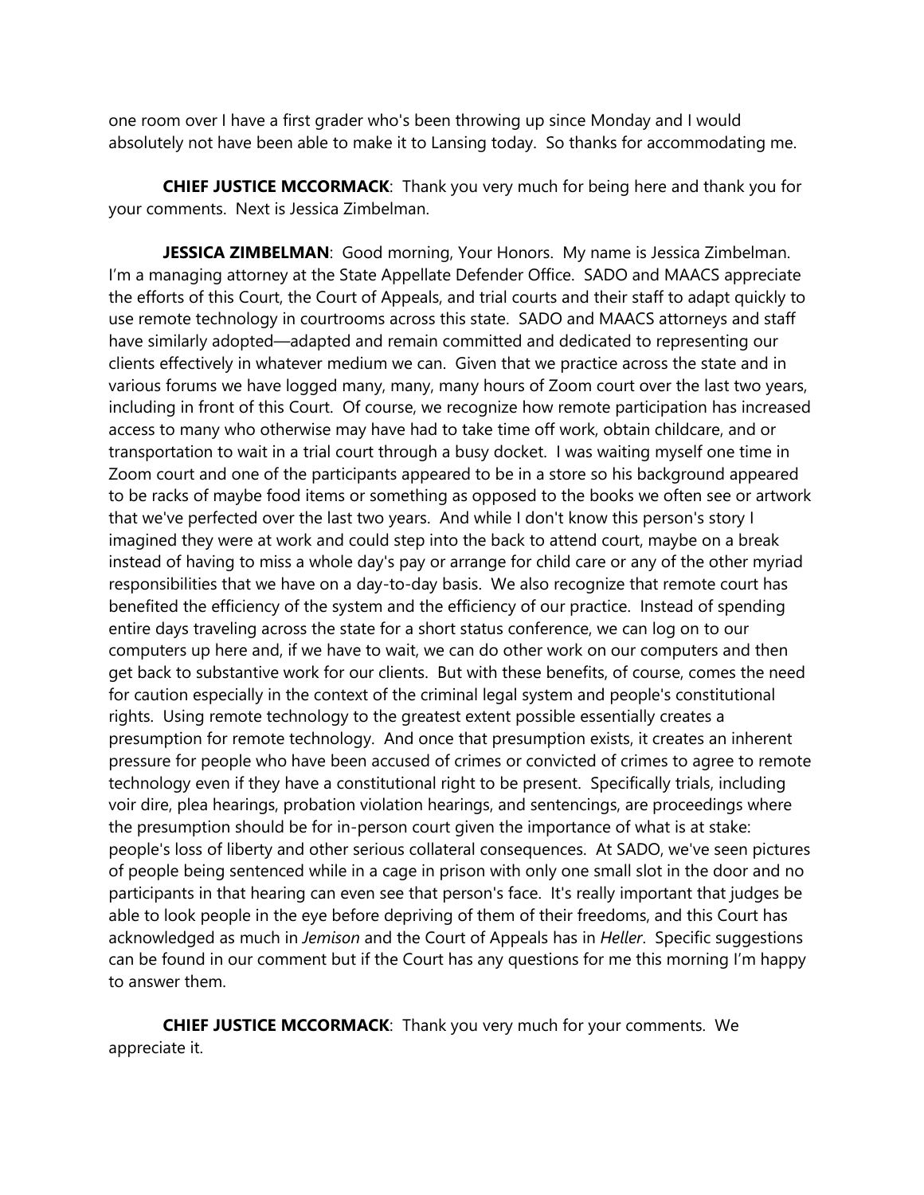one room over I have a first grader who's been throwing up since Monday and I would absolutely not have been able to make it to Lansing today. So thanks for accommodating me.

**CHIEF JUSTICE MCCORMACK**: Thank you very much for being here and thank you for your comments. Next is Jessica Zimbelman.

**JESSICA ZIMBELMAN**: Good morning, Your Honors. My name is Jessica Zimbelman. I'm a managing attorney at the State Appellate Defender Office. SADO and MAACS appreciate the efforts of this Court, the Court of Appeals, and trial courts and their staff to adapt quickly to use remote technology in courtrooms across this state. SADO and MAACS attorneys and staff have similarly adopted—adapted and remain committed and dedicated to representing our clients effectively in whatever medium we can. Given that we practice across the state and in various forums we have logged many, many, many hours of Zoom court over the last two years, including in front of this Court. Of course, we recognize how remote participation has increased access to many who otherwise may have had to take time off work, obtain childcare, and or transportation to wait in a trial court through a busy docket. I was waiting myself one time in Zoom court and one of the participants appeared to be in a store so his background appeared to be racks of maybe food items or something as opposed to the books we often see or artwork that we've perfected over the last two years. And while I don't know this person's story I imagined they were at work and could step into the back to attend court, maybe on a break instead of having to miss a whole day's pay or arrange for child care or any of the other myriad responsibilities that we have on a day-to-day basis. We also recognize that remote court has benefited the efficiency of the system and the efficiency of our practice. Instead of spending entire days traveling across the state for a short status conference, we can log on to our computers up here and, if we have to wait, we can do other work on our computers and then get back to substantive work for our clients. But with these benefits, of course, comes the need for caution especially in the context of the criminal legal system and people's constitutional rights. Using remote technology to the greatest extent possible essentially creates a presumption for remote technology. And once that presumption exists, it creates an inherent pressure for people who have been accused of crimes or convicted of crimes to agree to remote technology even if they have a constitutional right to be present. Specifically trials, including voir dire, plea hearings, probation violation hearings, and sentencings, are proceedings where the presumption should be for in-person court given the importance of what is at stake: people's loss of liberty and other serious collateral consequences. At SADO, we've seen pictures of people being sentenced while in a cage in prison with only one small slot in the door and no participants in that hearing can even see that person's face. It's really important that judges be able to look people in the eye before depriving of them of their freedoms, and this Court has acknowledged as much in *Jemison* and the Court of Appeals has in *Heller*. Specific suggestions can be found in our comment but if the Court has any questions for me this morning I'm happy to answer them.

**CHIEF JUSTICE MCCORMACK**: Thank you very much for your comments. We appreciate it.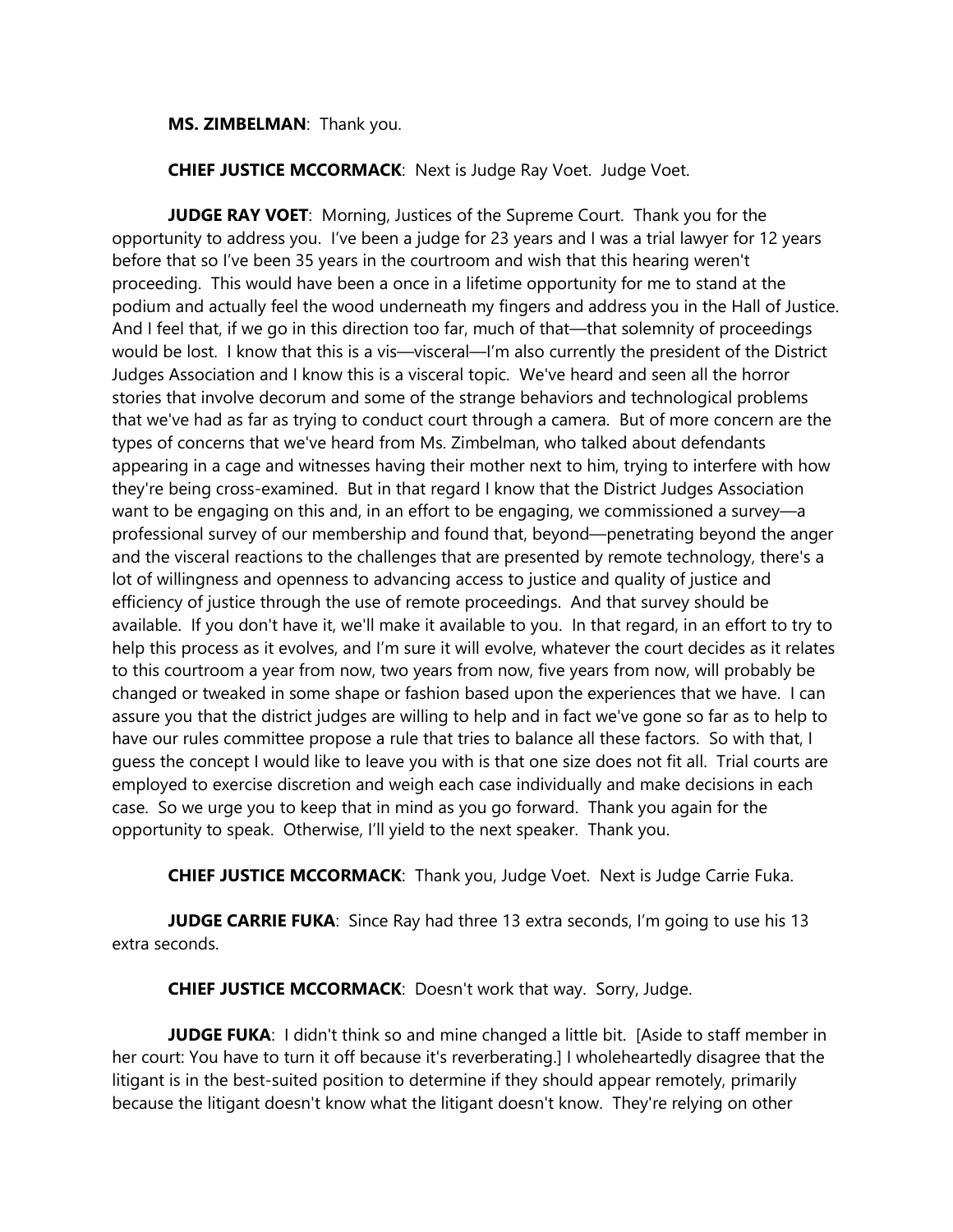**MS. ZIMBELMAN**: Thank you.

**CHIEF JUSTICE MCCORMACK**: Next is Judge Ray Voet. Judge Voet.

**JUDGE RAY VOET**: Morning, Justices of the Supreme Court. Thank you for the opportunity to address you. I've been a judge for 23 years and I was a trial lawyer for 12 years before that so I've been 35 years in the courtroom and wish that this hearing weren't proceeding. This would have been a once in a lifetime opportunity for me to stand at the podium and actually feel the wood underneath my fingers and address you in the Hall of Justice. And I feel that, if we go in this direction too far, much of that—that solemnity of proceedings would be lost. I know that this is a vis—visceral—I'm also currently the president of the District Judges Association and I know this is a visceral topic. We've heard and seen all the horror stories that involve decorum and some of the strange behaviors and technological problems that we've had as far as trying to conduct court through a camera. But of more concern are the types of concerns that we've heard from Ms. Zimbelman, who talked about defendants appearing in a cage and witnesses having their mother next to him, trying to interfere with how they're being cross-examined. But in that regard I know that the District Judges Association want to be engaging on this and, in an effort to be engaging, we commissioned a survey—a professional survey of our membership and found that, beyond—penetrating beyond the anger and the visceral reactions to the challenges that are presented by remote technology, there's a lot of willingness and openness to advancing access to justice and quality of justice and efficiency of justice through the use of remote proceedings. And that survey should be available. If you don't have it, we'll make it available to you. In that regard, in an effort to try to help this process as it evolves, and I'm sure it will evolve, whatever the court decides as it relates to this courtroom a year from now, two years from now, five years from now, will probably be changed or tweaked in some shape or fashion based upon the experiences that we have. I can assure you that the district judges are willing to help and in fact we've gone so far as to help to have our rules committee propose a rule that tries to balance all these factors. So with that, I guess the concept I would like to leave you with is that one size does not fit all. Trial courts are employed to exercise discretion and weigh each case individually and make decisions in each case. So we urge you to keep that in mind as you go forward. Thank you again for the opportunity to speak. Otherwise, I'll yield to the next speaker. Thank you.

**CHIEF JUSTICE MCCORMACK**: Thank you, Judge Voet. Next is Judge Carrie Fuka.

**JUDGE CARRIE FUKA**: Since Ray had three 13 extra seconds, I'm going to use his 13 extra seconds.

**CHIEF JUSTICE MCCORMACK**: Doesn't work that way. Sorry, Judge.

**JUDGE FUKA**: I didn't think so and mine changed a little bit. [Aside to staff member in her court: You have to turn it off because it's reverberating.] I wholeheartedly disagree that the litigant is in the best-suited position to determine if they should appear remotely, primarily because the litigant doesn't know what the litigant doesn't know. They're relying on other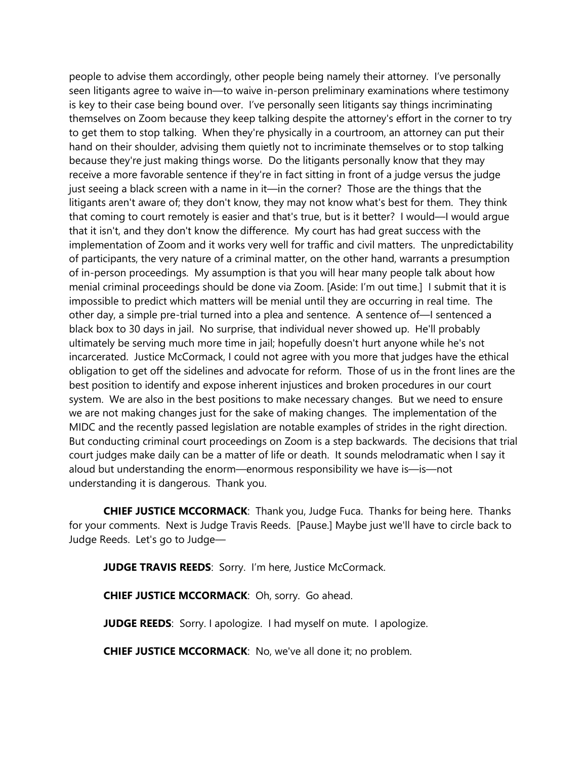people to advise them accordingly, other people being namely their attorney. I've personally seen litigants agree to waive in—to waive in-person preliminary examinations where testimony is key to their case being bound over. I've personally seen litigants say things incriminating themselves on Zoom because they keep talking despite the attorney's effort in the corner to try to get them to stop talking. When they're physically in a courtroom, an attorney can put their hand on their shoulder, advising them quietly not to incriminate themselves or to stop talking because they're just making things worse. Do the litigants personally know that they may receive a more favorable sentence if they're in fact sitting in front of a judge versus the judge just seeing a black screen with a name in it—in the corner? Those are the things that the litigants aren't aware of; they don't know, they may not know what's best for them. They think that coming to court remotely is easier and that's true, but is it better? I would—I would argue that it isn't, and they don't know the difference. My court has had great success with the implementation of Zoom and it works very well for traffic and civil matters. The unpredictability of participants, the very nature of a criminal matter, on the other hand, warrants a presumption of in-person proceedings. My assumption is that you will hear many people talk about how menial criminal proceedings should be done via Zoom. [Aside: I'm out time.] I submit that it is impossible to predict which matters will be menial until they are occurring in real time. The other day, a simple pre-trial turned into a plea and sentence. A sentence of—I sentenced a black box to 30 days in jail. No surprise, that individual never showed up. He'll probably ultimately be serving much more time in jail; hopefully doesn't hurt anyone while he's not incarcerated. Justice McCormack, I could not agree with you more that judges have the ethical obligation to get off the sidelines and advocate for reform. Those of us in the front lines are the best position to identify and expose inherent injustices and broken procedures in our court system. We are also in the best positions to make necessary changes. But we need to ensure we are not making changes just for the sake of making changes. The implementation of the MIDC and the recently passed legislation are notable examples of strides in the right direction. But conducting criminal court proceedings on Zoom is a step backwards. The decisions that trial court judges make daily can be a matter of life or death. It sounds melodramatic when I say it aloud but understanding the enorm—enormous responsibility we have is—is—not understanding it is dangerous. Thank you.

**CHIEF JUSTICE MCCORMACK**: Thank you, Judge Fuca. Thanks for being here. Thanks for your comments. Next is Judge Travis Reeds. [Pause.] Maybe just we'll have to circle back to Judge Reeds. Let's go to Judge—

**JUDGE TRAVIS REEDS**: Sorry. I'm here, Justice McCormack.

**CHIEF JUSTICE MCCORMACK**: Oh, sorry. Go ahead.

**JUDGE REEDS**: Sorry. I apologize. I had myself on mute. I apologize.

**CHIEF JUSTICE MCCORMACK**: No, we've all done it; no problem.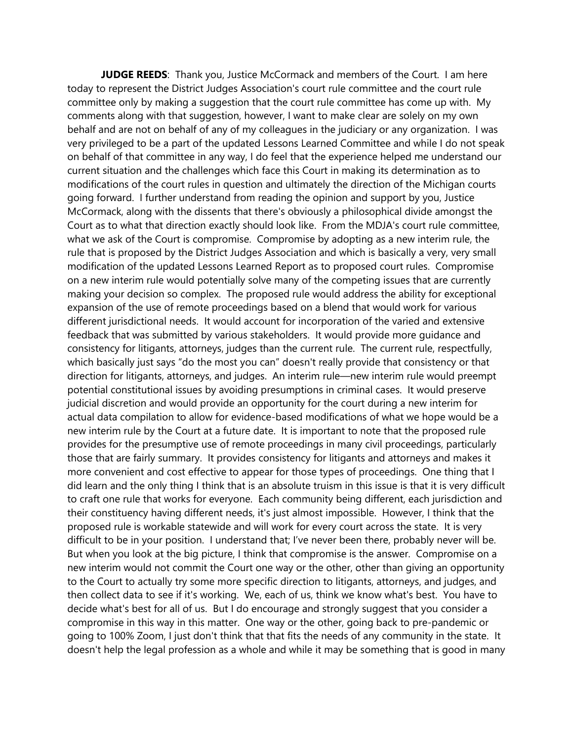**JUDGE REEDS**: Thank you, Justice McCormack and members of the Court. I am here today to represent the District Judges Association's court rule committee and the court rule committee only by making a suggestion that the court rule committee has come up with. My comments along with that suggestion, however, I want to make clear are solely on my own behalf and are not on behalf of any of my colleagues in the judiciary or any organization. I was very privileged to be a part of the updated Lessons Learned Committee and while I do not speak on behalf of that committee in any way, I do feel that the experience helped me understand our current situation and the challenges which face this Court in making its determination as to modifications of the court rules in question and ultimately the direction of the Michigan courts going forward. I further understand from reading the opinion and support by you, Justice McCormack, along with the dissents that there's obviously a philosophical divide amongst the Court as to what that direction exactly should look like. From the MDJA's court rule committee, what we ask of the Court is compromise. Compromise by adopting as a new interim rule, the rule that is proposed by the District Judges Association and which is basically a very, very small modification of the updated Lessons Learned Report as to proposed court rules. Compromise on a new interim rule would potentially solve many of the competing issues that are currently making your decision so complex. The proposed rule would address the ability for exceptional expansion of the use of remote proceedings based on a blend that would work for various different jurisdictional needs. It would account for incorporation of the varied and extensive feedback that was submitted by various stakeholders. It would provide more guidance and consistency for litigants, attorneys, judges than the current rule. The current rule, respectfully, which basically just says "do the most you can" doesn't really provide that consistency or that direction for litigants, attorneys, and judges. An interim rule—new interim rule would preempt potential constitutional issues by avoiding presumptions in criminal cases. It would preserve judicial discretion and would provide an opportunity for the court during a new interim for actual data compilation to allow for evidence-based modifications of what we hope would be a new interim rule by the Court at a future date. It is important to note that the proposed rule provides for the presumptive use of remote proceedings in many civil proceedings, particularly those that are fairly summary. It provides consistency for litigants and attorneys and makes it more convenient and cost effective to appear for those types of proceedings. One thing that I did learn and the only thing I think that is an absolute truism in this issue is that it is very difficult to craft one rule that works for everyone. Each community being different, each jurisdiction and their constituency having different needs, it's just almost impossible. However, I think that the proposed rule is workable statewide and will work for every court across the state. It is very difficult to be in your position. I understand that; I've never been there, probably never will be. But when you look at the big picture, I think that compromise is the answer. Compromise on a new interim would not commit the Court one way or the other, other than giving an opportunity to the Court to actually try some more specific direction to litigants, attorneys, and judges, and then collect data to see if it's working. We, each of us, think we know what's best. You have to decide what's best for all of us. But I do encourage and strongly suggest that you consider a compromise in this way in this matter. One way or the other, going back to pre-pandemic or going to 100% Zoom, I just don't think that that fits the needs of any community in the state. It doesn't help the legal profession as a whole and while it may be something that is good in many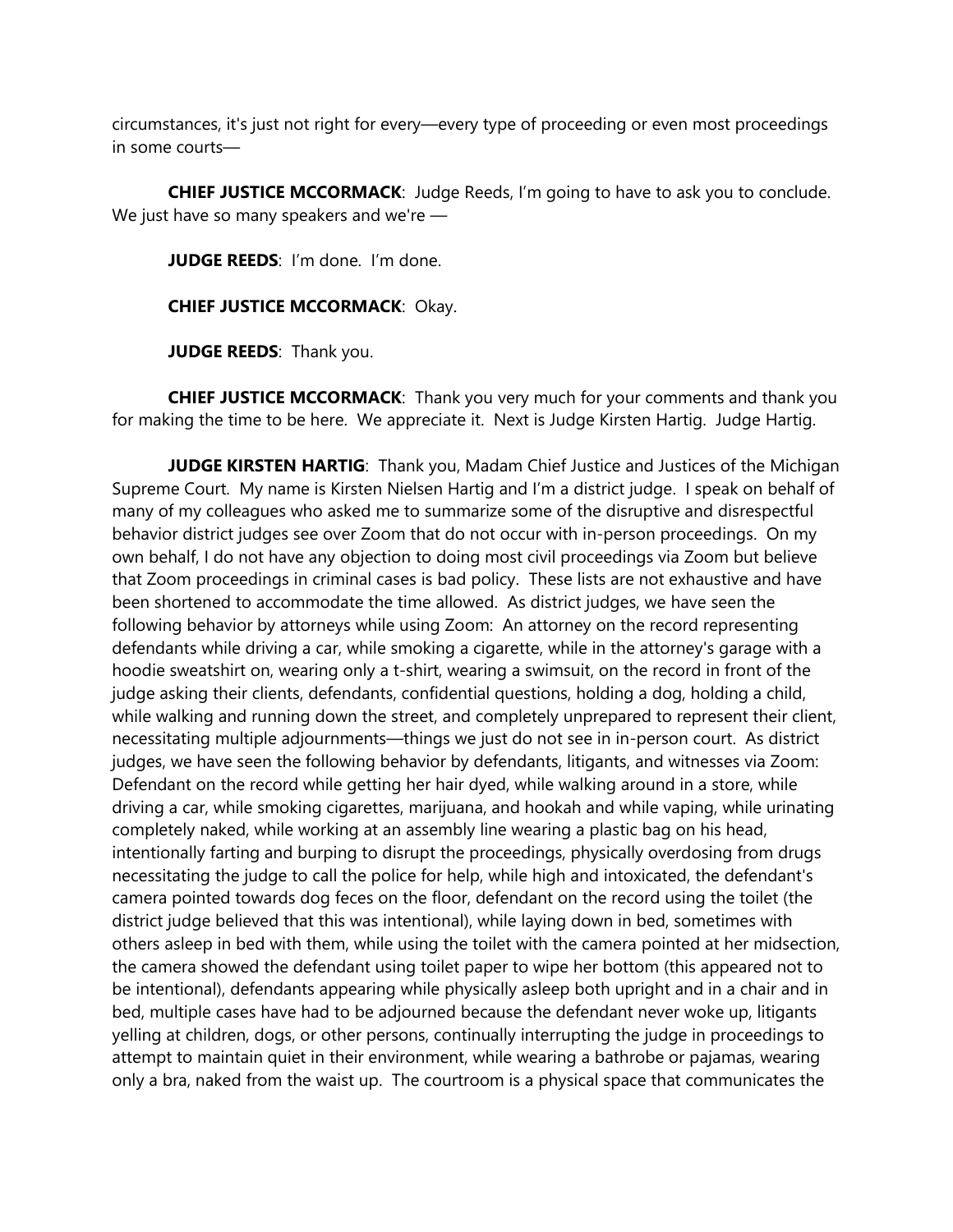circumstances, it's just not right for every—every type of proceeding or even most proceedings in some courts—

**CHIEF JUSTICE MCCORMACK**: Judge Reeds, I'm going to have to ask you to conclude. We just have so many speakers and we're —

**JUDGE REEDS**: I'm done. I'm done.

**CHIEF JUSTICE MCCORMACK**: Okay.

**JUDGE REEDS**: Thank you.

**CHIEF JUSTICE MCCORMACK**: Thank you very much for your comments and thank you for making the time to be here. We appreciate it. Next is Judge Kirsten Hartig. Judge Hartig.

**JUDGE KIRSTEN HARTIG**: Thank you, Madam Chief Justice and Justices of the Michigan Supreme Court. My name is Kirsten Nielsen Hartig and I'm a district judge. I speak on behalf of many of my colleagues who asked me to summarize some of the disruptive and disrespectful behavior district judges see over Zoom that do not occur with in-person proceedings. On my own behalf, I do not have any objection to doing most civil proceedings via Zoom but believe that Zoom proceedings in criminal cases is bad policy. These lists are not exhaustive and have been shortened to accommodate the time allowed. As district judges, we have seen the following behavior by attorneys while using Zoom: An attorney on the record representing defendants while driving a car, while smoking a cigarette, while in the attorney's garage with a hoodie sweatshirt on, wearing only a t-shirt, wearing a swimsuit, on the record in front of the judge asking their clients, defendants, confidential questions, holding a dog, holding a child, while walking and running down the street, and completely unprepared to represent their client, necessitating multiple adjournments—things we just do not see in in-person court. As district judges, we have seen the following behavior by defendants, litigants, and witnesses via Zoom: Defendant on the record while getting her hair dyed, while walking around in a store, while driving a car, while smoking cigarettes, marijuana, and hookah and while vaping, while urinating completely naked, while working at an assembly line wearing a plastic bag on his head, intentionally farting and burping to disrupt the proceedings, physically overdosing from drugs necessitating the judge to call the police for help, while high and intoxicated, the defendant's camera pointed towards dog feces on the floor, defendant on the record using the toilet (the district judge believed that this was intentional), while laying down in bed, sometimes with others asleep in bed with them, while using the toilet with the camera pointed at her midsection, the camera showed the defendant using toilet paper to wipe her bottom (this appeared not to be intentional), defendants appearing while physically asleep both upright and in a chair and in bed, multiple cases have had to be adjourned because the defendant never woke up, litigants yelling at children, dogs, or other persons, continually interrupting the judge in proceedings to attempt to maintain quiet in their environment, while wearing a bathrobe or pajamas, wearing only a bra, naked from the waist up. The courtroom is a physical space that communicates the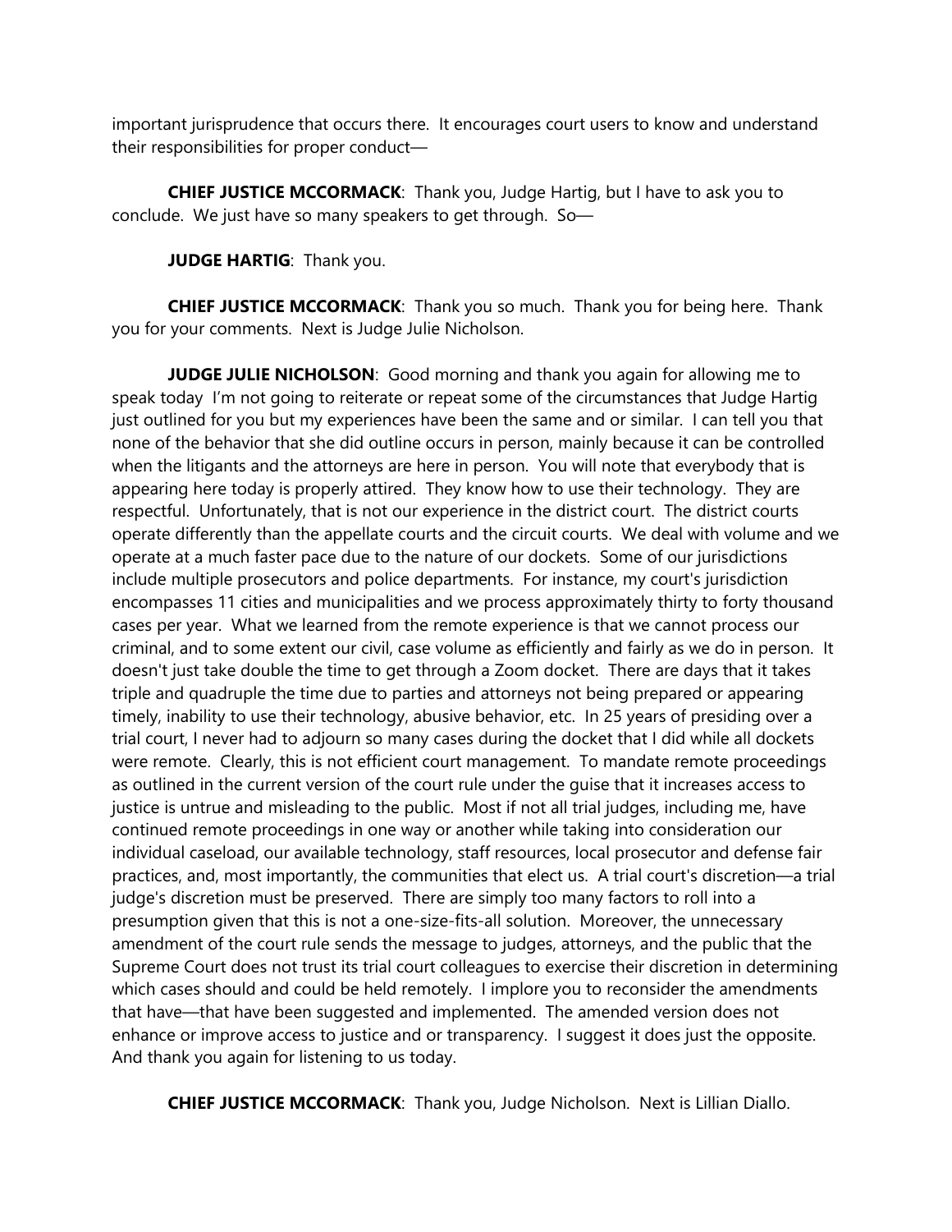important jurisprudence that occurs there. It encourages court users to know and understand their responsibilities for proper conduct—

**CHIEF JUSTICE MCCORMACK**: Thank you, Judge Hartig, but I have to ask you to conclude. We just have so many speakers to get through. So—

**JUDGE HARTIG**: Thank you.

**CHIEF JUSTICE MCCORMACK**: Thank you so much. Thank you for being here. Thank you for your comments. Next is Judge Julie Nicholson.

**JUDGE JULIE NICHOLSON**: Good morning and thank you again for allowing me to speak today I'm not going to reiterate or repeat some of the circumstances that Judge Hartig just outlined for you but my experiences have been the same and or similar. I can tell you that none of the behavior that she did outline occurs in person, mainly because it can be controlled when the litigants and the attorneys are here in person. You will note that everybody that is appearing here today is properly attired. They know how to use their technology. They are respectful. Unfortunately, that is not our experience in the district court. The district courts operate differently than the appellate courts and the circuit courts. We deal with volume and we operate at a much faster pace due to the nature of our dockets. Some of our jurisdictions include multiple prosecutors and police departments. For instance, my court's jurisdiction encompasses 11 cities and municipalities and we process approximately thirty to forty thousand cases per year. What we learned from the remote experience is that we cannot process our criminal, and to some extent our civil, case volume as efficiently and fairly as we do in person. It doesn't just take double the time to get through a Zoom docket. There are days that it takes triple and quadruple the time due to parties and attorneys not being prepared or appearing timely, inability to use their technology, abusive behavior, etc. In 25 years of presiding over a trial court, I never had to adjourn so many cases during the docket that I did while all dockets were remote. Clearly, this is not efficient court management. To mandate remote proceedings as outlined in the current version of the court rule under the guise that it increases access to justice is untrue and misleading to the public. Most if not all trial judges, including me, have continued remote proceedings in one way or another while taking into consideration our individual caseload, our available technology, staff resources, local prosecutor and defense fair practices, and, most importantly, the communities that elect us. A trial court's discretion—a trial judge's discretion must be preserved. There are simply too many factors to roll into a presumption given that this is not a one-size-fits-all solution. Moreover, the unnecessary amendment of the court rule sends the message to judges, attorneys, and the public that the Supreme Court does not trust its trial court colleagues to exercise their discretion in determining which cases should and could be held remotely. I implore you to reconsider the amendments that have—that have been suggested and implemented. The amended version does not enhance or improve access to justice and or transparency. I suggest it does just the opposite. And thank you again for listening to us today.

**CHIEF JUSTICE MCCORMACK**: Thank you, Judge Nicholson. Next is Lillian Diallo.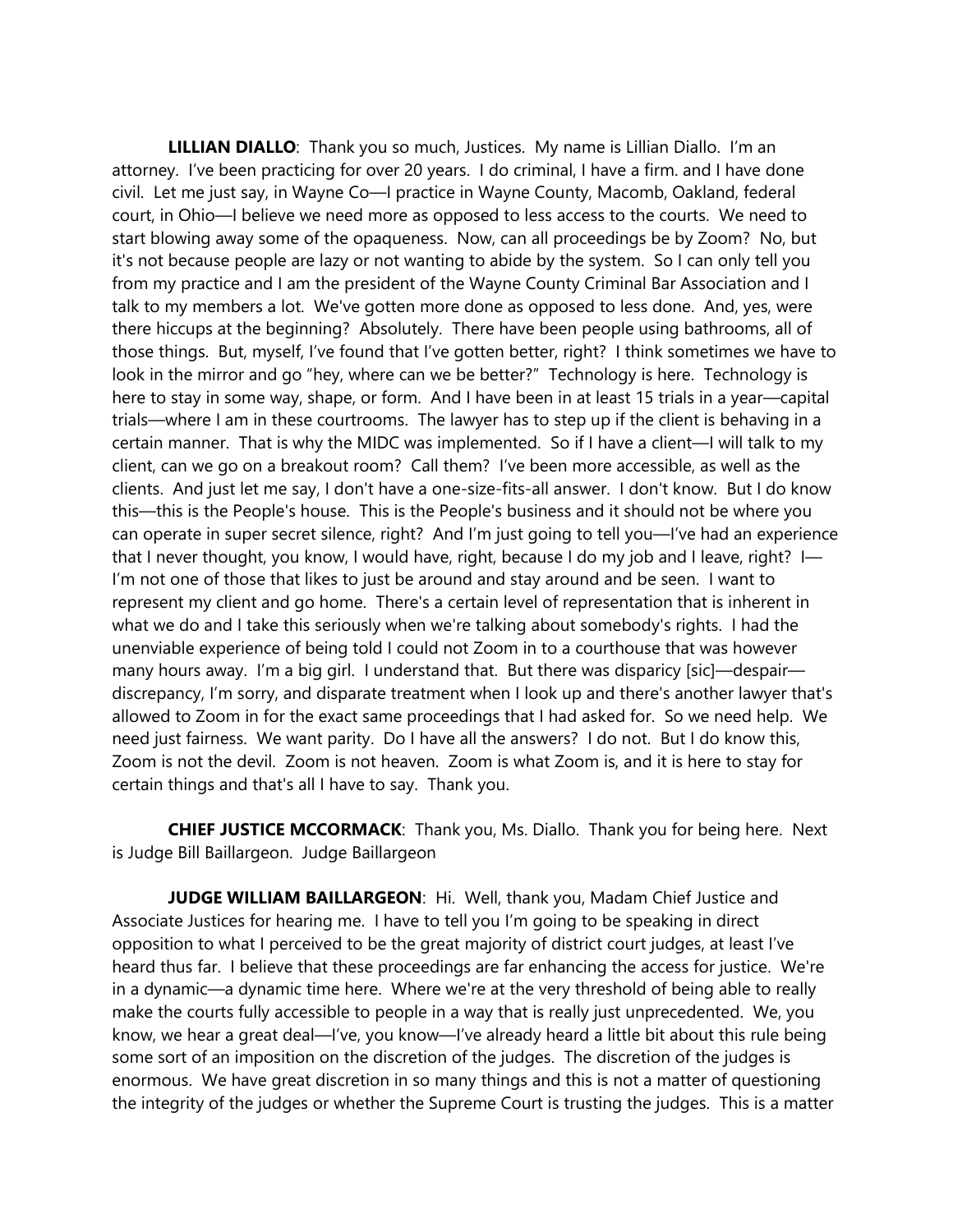**LILLIAN DIALLO**: Thank you so much, Justices. My name is Lillian Diallo. I'm an attorney. I've been practicing for over 20 years. I do criminal, I have a firm. and I have done civil. Let me just say, in Wayne Co—I practice in Wayne County, Macomb, Oakland, federal court, in Ohio—I believe we need more as opposed to less access to the courts. We need to start blowing away some of the opaqueness. Now, can all proceedings be by Zoom? No, but it's not because people are lazy or not wanting to abide by the system. So I can only tell you from my practice and I am the president of the Wayne County Criminal Bar Association and I talk to my members a lot. We've gotten more done as opposed to less done. And, yes, were there hiccups at the beginning? Absolutely. There have been people using bathrooms, all of those things. But, myself, I've found that I've gotten better, right? I think sometimes we have to look in the mirror and go "hey, where can we be better?" Technology is here. Technology is here to stay in some way, shape, or form. And I have been in at least 15 trials in a year—capital trials—where I am in these courtrooms. The lawyer has to step up if the client is behaving in a certain manner. That is why the MIDC was implemented. So if I have a client—I will talk to my client, can we go on a breakout room? Call them? I've been more accessible, as well as the clients. And just let me say, I don't have a one-size-fits-all answer. I don't know. But I do know this—this is the People's house. This is the People's business and it should not be where you can operate in super secret silence, right? And I'm just going to tell you—I've had an experience that I never thought, you know, I would have, right, because I do my job and I leave, right? I—I'm not one of those that likes to just be around and stay around and be seen. I want to represent my client and go home. There's a certain level of representation that is inherent in what we do and I take this seriously when we're talking about somebody's rights. I had the unenviable experience of being told I could not Zoom in to a courthouse that was however many hours away. I'm a big girl. I understand that. But there was disparicy [sic]—despair—discrepancy, I'm sorry, and disparate treatment when I look up and there's another lawyer that's allowed to Zoom in for the exact same proceedings that I had asked for. So we need help. We need just fairness. We want parity. Do I have all the answers? I do not. But I do know this, Zoom is not the devil. Zoom is not heaven. Zoom is what Zoom is, and it is here to stay for certain things and that's all I have to say. Thank you.

**CHIEF JUSTICE MCCORMACK**: Thank you, Ms. Diallo. Thank you for being here. Next is Judge Bill Baillargeon. Judge Baillargeon

**JUDGE WILLIAM BAILLARGEON**: Hi. Well, thank you, Madam Chief Justice and Associate Justices for hearing me. I have to tell you I'm going to be speaking in direct opposition to what I perceived to be the great majority of district court judges, at least I've heard thus far. I believe that these proceedings are far enhancing the access for justice. We're in a dynamic—a dynamic time here. Where we're at the very threshold of being able to really make the courts fully accessible to people in a way that is really just unprecedented. We, you know, we hear a great deal—I've, you know—I've already heard a little bit about this rule being some sort of an imposition on the discretion of the judges. The discretion of the judges is enormous. We have great discretion in so many things and this is not a matter of questioning the integrity of the judges or whether the Supreme Court is trusting the judges. This is a matter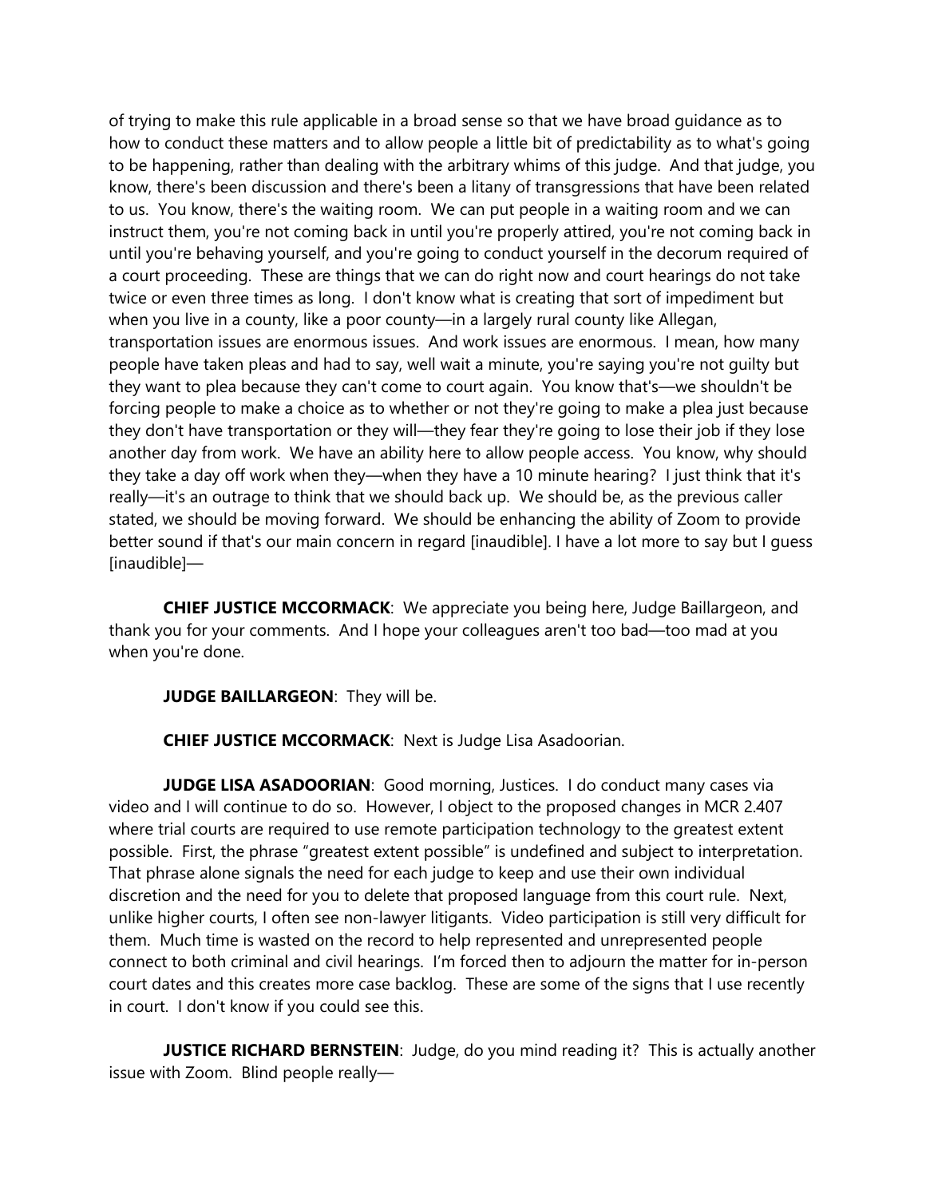of trying to make this rule applicable in a broad sense so that we have broad guidance as to how to conduct these matters and to allow people a little bit of predictability as to what's going to be happening, rather than dealing with the arbitrary whims of this judge. And that judge, you know, there's been discussion and there's been a litany of transgressions that have been related to us. You know, there's the waiting room. We can put people in a waiting room and we can instruct them, you're not coming back in until you're properly attired, you're not coming back in until you're behaving yourself, and you're going to conduct yourself in the decorum required of a court proceeding. These are things that we can do right now and court hearings do not take twice or even three times as long. I don't know what is creating that sort of impediment but when you live in a county, like a poor county—in a largely rural county like Allegan, transportation issues are enormous issues. And work issues are enormous. I mean, how many people have taken pleas and had to say, well wait a minute, you're saying you're not guilty but they want to plea because they can't come to court again. You know that's—we shouldn't be forcing people to make a choice as to whether or not they're going to make a plea just because they don't have transportation or they will—they fear they're going to lose their job if they lose another day from work. We have an ability here to allow people access. You know, why should they take a day off work when they—when they have a 10 minute hearing? I just think that it's really—it's an outrage to think that we should back up. We should be, as the previous caller stated, we should be moving forward. We should be enhancing the ability of Zoom to provide better sound if that's our main concern in regard [inaudible]. I have a lot more to say but I guess [inaudible]—

**CHIEF JUSTICE MCCORMACK**: We appreciate you being here, Judge Baillargeon, and thank you for your comments. And I hope your colleagues aren't too bad—too mad at you when you're done.

**JUDGE BAILLARGEON**: They will be.

**CHIEF JUSTICE MCCORMACK**: Next is Judge Lisa Asadoorian.

**JUDGE LISA ASADOORIAN**: Good morning, Justices. I do conduct many cases via video and I will continue to do so. However, I object to the proposed changes in MCR 2.407 where trial courts are required to use remote participation technology to the greatest extent possible. First, the phrase "greatest extent possible" is undefined and subject to interpretation. That phrase alone signals the need for each judge to keep and use their own individual discretion and the need for you to delete that proposed language from this court rule. Next, unlike higher courts, I often see non-lawyer litigants. Video participation is still very difficult for them. Much time is wasted on the record to help represented and unrepresented people connect to both criminal and civil hearings. I'm forced then to adjourn the matter for in-person court dates and this creates more case backlog. These are some of the signs that I use recently in court. I don't know if you could see this.

**JUSTICE RICHARD BERNSTEIN**: Judge, do you mind reading it? This is actually another issue with Zoom. Blind people really—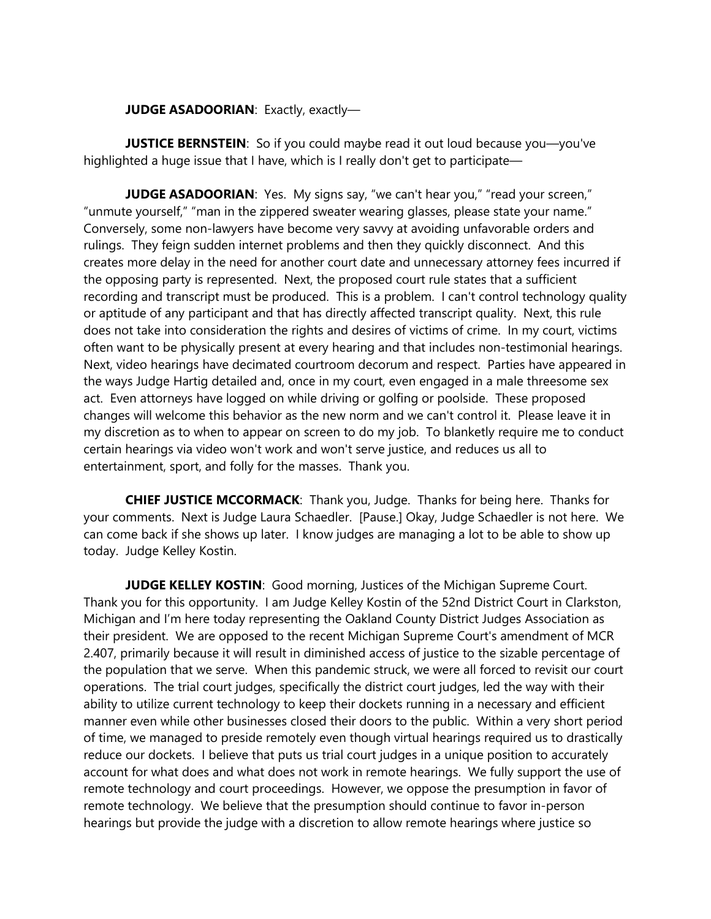**JUDGE ASADOORIAN**: Exactly, exactly—

**JUSTICE BERNSTEIN**: So if you could maybe read it out loud because you—you've highlighted a huge issue that I have, which is I really don't get to participate—

**JUDGE ASADOORIAN**: Yes. My signs say, "we can't hear you," "read your screen," "unmute yourself," "man in the zippered sweater wearing glasses, please state your name." Conversely, some non-lawyers have become very savvy at avoiding unfavorable orders and rulings. They feign sudden internet problems and then they quickly disconnect. And this creates more delay in the need for another court date and unnecessary attorney fees incurred if the opposing party is represented. Next, the proposed court rule states that a sufficient recording and transcript must be produced. This is a problem. I can't control technology quality or aptitude of any participant and that has directly affected transcript quality. Next, this rule does not take into consideration the rights and desires of victims of crime. In my court, victims often want to be physically present at every hearing and that includes non-testimonial hearings. Next, video hearings have decimated courtroom decorum and respect. Parties have appeared in the ways Judge Hartig detailed and, once in my court, even engaged in a male threesome sex act. Even attorneys have logged on while driving or golfing or poolside. These proposed changes will welcome this behavior as the new norm and we can't control it. Please leave it in my discretion as to when to appear on screen to do my job. To blanketly require me to conduct certain hearings via video won't work and won't serve justice, and reduces us all to entertainment, sport, and folly for the masses. Thank you.

**CHIEF JUSTICE MCCORMACK**: Thank you, Judge. Thanks for being here. Thanks for your comments. Next is Judge Laura Schaedler. [Pause.] Okay, Judge Schaedler is not here. We can come back if she shows up later. I know judges are managing a lot to be able to show up today. Judge Kelley Kostin.

**JUDGE KELLEY KOSTIN**: Good morning, Justices of the Michigan Supreme Court. Thank you for this opportunity. I am Judge Kelley Kostin of the 52nd District Court in Clarkston, Michigan and I'm here today representing the Oakland County District Judges Association as their president. We are opposed to the recent Michigan Supreme Court's amendment of MCR 2.407, primarily because it will result in diminished access of justice to the sizable percentage of the population that we serve. When this pandemic struck, we were all forced to revisit our court operations. The trial court judges, specifically the district court judges, led the way with their ability to utilize current technology to keep their dockets running in a necessary and efficient manner even while other businesses closed their doors to the public. Within a very short period of time, we managed to preside remotely even though virtual hearings required us to drastically reduce our dockets. I believe that puts us trial court judges in a unique position to accurately account for what does and what does not work in remote hearings. We fully support the use of remote technology and court proceedings. However, we oppose the presumption in favor of remote technology. We believe that the presumption should continue to favor in-person hearings but provide the judge with a discretion to allow remote hearings where justice so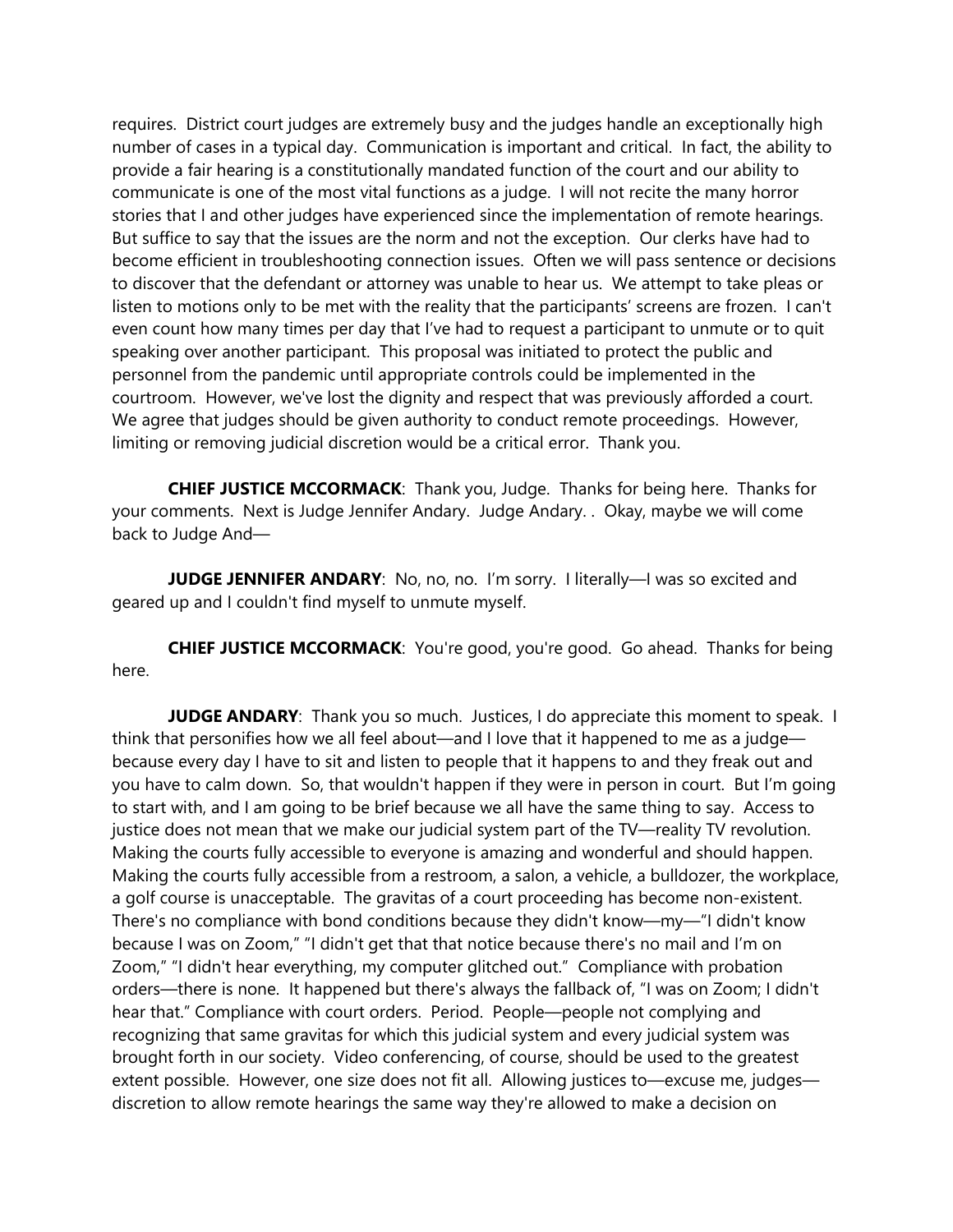requires. District court judges are extremely busy and the judges handle an exceptionally high number of cases in a typical day. Communication is important and critical. In fact, the ability to provide a fair hearing is a constitutionally mandated function of the court and our ability to communicate is one of the most vital functions as a judge. I will not recite the many horror stories that I and other judges have experienced since the implementation of remote hearings. But suffice to say that the issues are the norm and not the exception. Our clerks have had to become efficient in troubleshooting connection issues. Often we will pass sentence or decisions to discover that the defendant or attorney was unable to hear us. We attempt to take pleas or listen to motions only to be met with the reality that the participants' screens are frozen. I can't even count how many times per day that I've had to request a participant to unmute or to quit speaking over another participant. This proposal was initiated to protect the public and personnel from the pandemic until appropriate controls could be implemented in the courtroom. However, we've lost the dignity and respect that was previously afforded a court. We agree that judges should be given authority to conduct remote proceedings. However, limiting or removing judicial discretion would be a critical error. Thank you.

**CHIEF JUSTICE MCCORMACK**: Thank you, Judge. Thanks for being here. Thanks for your comments. Next is Judge Jennifer Andary. Judge Andary. . Okay, maybe we will come back to Judge And—

**JUDGE JENNIFER ANDARY**: No, no, no. I'm sorry. I literally—I was so excited and geared up and I couldn't find myself to unmute myself.

**CHIEF JUSTICE MCCORMACK**: You're good, you're good. Go ahead. Thanks for being here.

**JUDGE ANDARY**: Thank you so much. Justices, I do appreciate this moment to speak. I think that personifies how we all feel about—and I love that it happened to me as a judge—because every day I have to sit and listen to people that it happens to and they freak out and you have to calm down. So, that wouldn't happen if they were in person in court. But I'm going to start with, and I am going to be brief because we all have the same thing to say. Access to justice does not mean that we make our judicial system part of the TV—reality TV revolution. Making the courts fully accessible to everyone is amazing and wonderful and should happen. Making the courts fully accessible from a restroom, a salon, a vehicle, a bulldozer, the workplace, a golf course is unacceptable. The gravitas of a court proceeding has become non-existent. There's no compliance with bond conditions because they didn't know—my—"I didn't know because I was on Zoom," "I didn't get that that notice because there's no mail and I'm on Zoom," "I didn't hear everything, my computer glitched out." Compliance with probation orders—there is none. It happened but there's always the fallback of, "I was on Zoom; I didn't hear that." Compliance with court orders. Period. People—people not complying and recognizing that same gravitas for which this judicial system and every judicial system was brought forth in our society. Video conferencing, of course, should be used to the greatest extent possible. However, one size does not fit all. Allowing justices to—excuse me, judges—discretion to allow remote hearings the same way they're allowed to make a decision on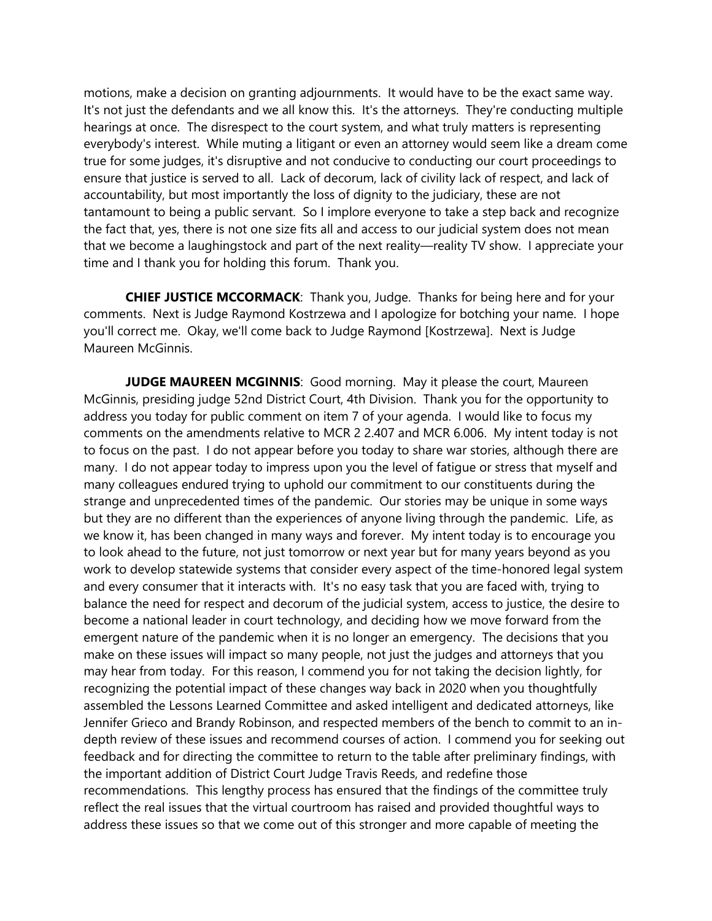motions, make a decision on granting adjournments. It would have to be the exact same way. It's not just the defendants and we all know this. It's the attorneys. They're conducting multiple hearings at once. The disrespect to the court system, and what truly matters is representing everybody's interest. While muting a litigant or even an attorney would seem like a dream come true for some judges, it's disruptive and not conducive to conducting our court proceedings to ensure that justice is served to all. Lack of decorum, lack of civility lack of respect, and lack of accountability, but most importantly the loss of dignity to the judiciary, these are not tantamount to being a public servant. So I implore everyone to take a step back and recognize the fact that, yes, there is not one size fits all and access to our judicial system does not mean that we become a laughingstock and part of the next reality—reality TV show. I appreciate your time and I thank you for holding this forum. Thank you.

**CHIEF JUSTICE MCCORMACK**: Thank you, Judge. Thanks for being here and for your comments. Next is Judge Raymond Kostrzewa and I apologize for botching your name. I hope you'll correct me. Okay, we'll come back to Judge Raymond [Kostrzewa]. Next is Judge Maureen McGinnis.

**JUDGE MAUREEN MCGINNIS**: Good morning. May it please the court, Maureen McGinnis, presiding judge 52nd District Court, 4th Division. Thank you for the opportunity to address you today for public comment on item 7 of your agenda. I would like to focus my comments on the amendments relative to MCR 2 2.407 and MCR 6.006. My intent today is not to focus on the past. I do not appear before you today to share war stories, although there are many. I do not appear today to impress upon you the level of fatigue or stress that myself and many colleagues endured trying to uphold our commitment to our constituents during the strange and unprecedented times of the pandemic. Our stories may be unique in some ways but they are no different than the experiences of anyone living through the pandemic. Life, as we know it, has been changed in many ways and forever. My intent today is to encourage you to look ahead to the future, not just tomorrow or next year but for many years beyond as you work to develop statewide systems that consider every aspect of the time-honored legal system and every consumer that it interacts with. It's no easy task that you are faced with, trying to balance the need for respect and decorum of the judicial system, access to justice, the desire to become a national leader in court technology, and deciding how we move forward from the emergent nature of the pandemic when it is no longer an emergency. The decisions that you make on these issues will impact so many people, not just the judges and attorneys that you may hear from today. For this reason, I commend you for not taking the decision lightly, for recognizing the potential impact of these changes way back in 2020 when you thoughtfully assembled the Lessons Learned Committee and asked intelligent and dedicated attorneys, like Jennifer Grieco and Brandy Robinson, and respected members of the bench to commit to an in-depth review of these issues and recommend courses of action. I commend you for seeking out feedback and for directing the committee to return to the table after preliminary findings, with the important addition of District Court Judge Travis Reeds, and redefine those recommendations. This lengthy process has ensured that the findings of the committee truly reflect the real issues that the virtual courtroom has raised and provided thoughtful ways to address these issues so that we come out of this stronger and more capable of meeting the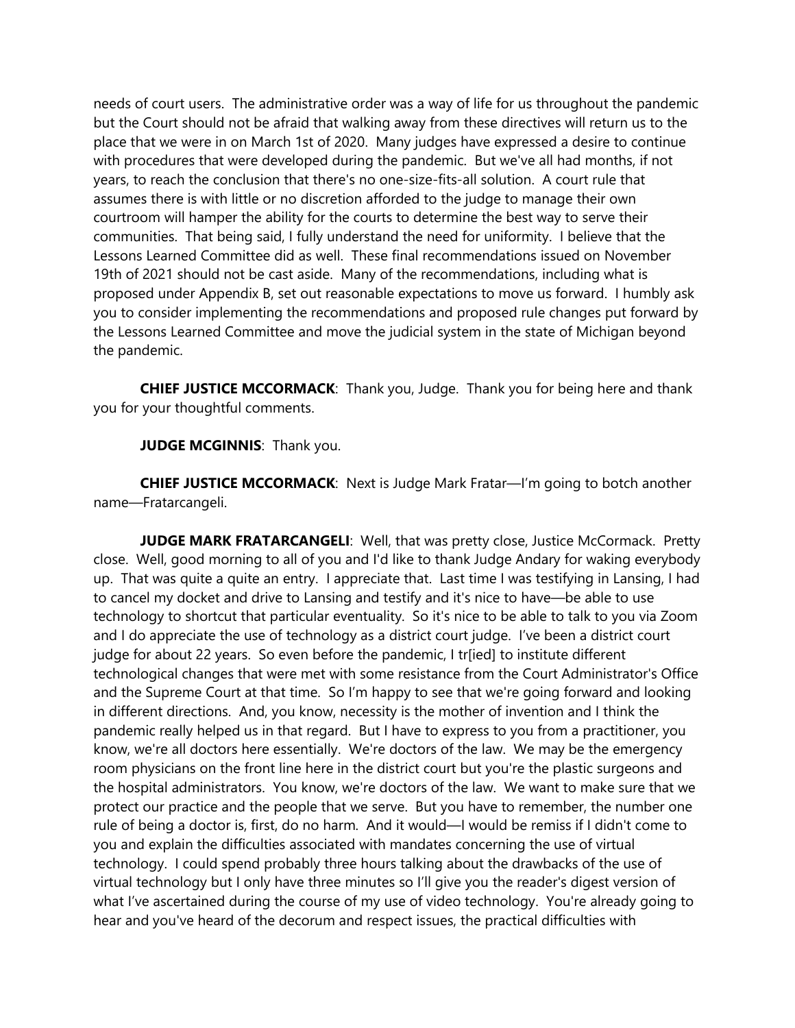needs of court users. The administrative order was a way of life for us throughout the pandemic but the Court should not be afraid that walking away from these directives will return us to the place that we were in on March 1st of 2020. Many judges have expressed a desire to continue with procedures that were developed during the pandemic. But we've all had months, if not years, to reach the conclusion that there's no one-size-fits-all solution. A court rule that assumes there is with little or no discretion afforded to the judge to manage their own courtroom will hamper the ability for the courts to determine the best way to serve their communities. That being said, I fully understand the need for uniformity. I believe that the Lessons Learned Committee did as well. These final recommendations issued on November 19th of 2021 should not be cast aside. Many of the recommendations, including what is proposed under Appendix B, set out reasonable expectations to move us forward. I humbly ask you to consider implementing the recommendations and proposed rule changes put forward by the Lessons Learned Committee and move the judicial system in the state of Michigan beyond the pandemic.

**CHIEF JUSTICE MCCORMACK**: Thank you, Judge. Thank you for being here and thank you for your thoughtful comments.

**JUDGE MCGINNIS**: Thank you.

**CHIEF JUSTICE MCCORMACK**: Next is Judge Mark Fratar—I'm going to botch another name—Fratarcangeli.

**JUDGE MARK FRATARCANGELI**: Well, that was pretty close, Justice McCormack. Pretty close. Well, good morning to all of you and I'd like to thank Judge Andary for waking everybody up. That was quite a quite an entry. I appreciate that. Last time I was testifying in Lansing, I had to cancel my docket and drive to Lansing and testify and it's nice to have—be able to use technology to shortcut that particular eventuality. So it's nice to be able to talk to you via Zoom and I do appreciate the use of technology as a district court judge. I've been a district court judge for about 22 years. So even before the pandemic, I tr[ied] to institute different technological changes that were met with some resistance from the Court Administrator's Office and the Supreme Court at that time. So I'm happy to see that we're going forward and looking in different directions. And, you know, necessity is the mother of invention and I think the pandemic really helped us in that regard. But I have to express to you from a practitioner, you know, we're all doctors here essentially. We're doctors of the law. We may be the emergency room physicians on the front line here in the district court but you're the plastic surgeons and the hospital administrators. You know, we're doctors of the law. We want to make sure that we protect our practice and the people that we serve. But you have to remember, the number one rule of being a doctor is, first, do no harm. And it would—I would be remiss if I didn't come to you and explain the difficulties associated with mandates concerning the use of virtual technology. I could spend probably three hours talking about the drawbacks of the use of virtual technology but I only have three minutes so I'll give you the reader's digest version of what I've ascertained during the course of my use of video technology. You're already going to hear and you've heard of the decorum and respect issues, the practical difficulties with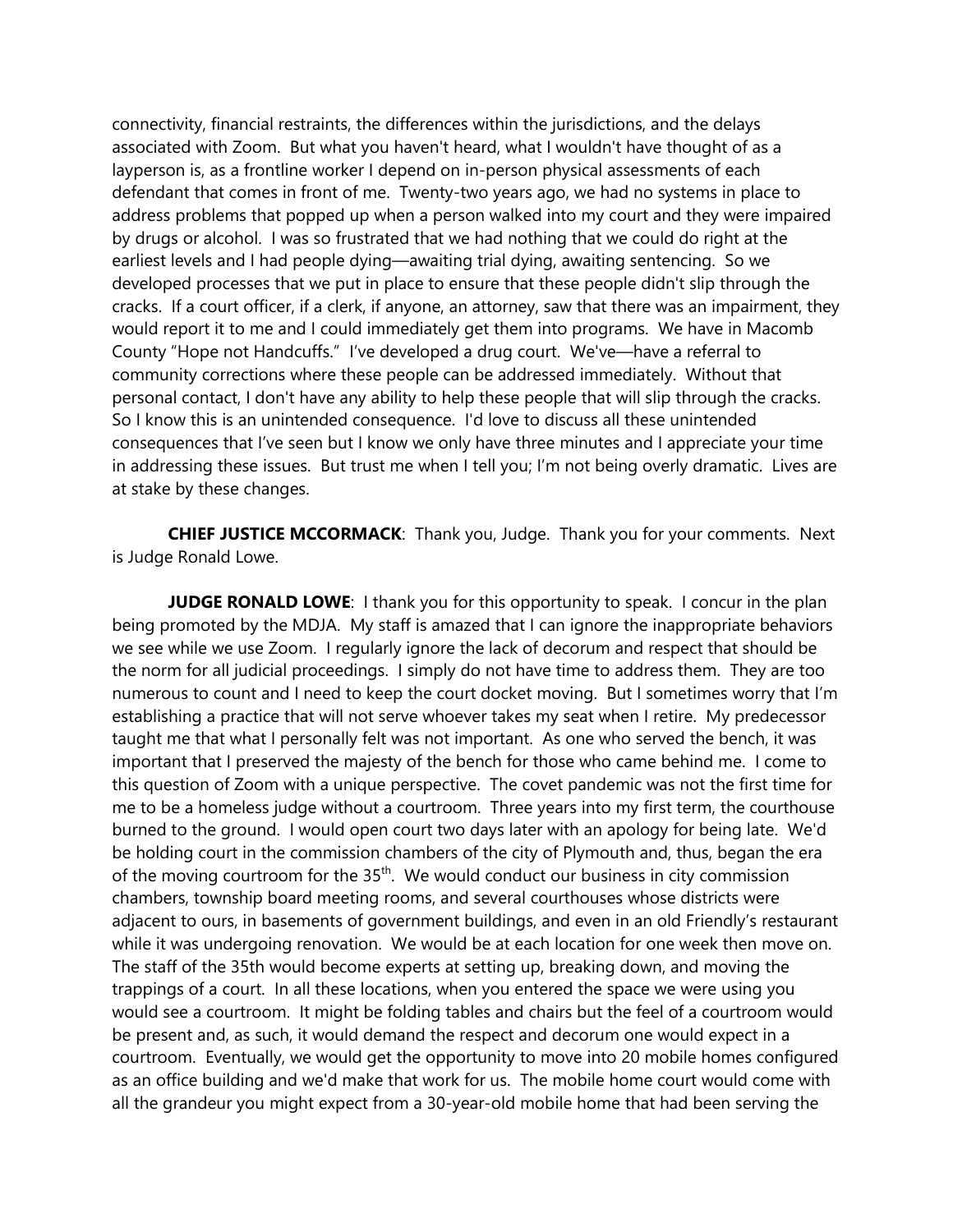connectivity, financial restraints, the differences within the jurisdictions, and the delays associated with Zoom. But what you haven't heard, what I wouldn't have thought of as a layperson is, as a frontline worker I depend on in-person physical assessments of each defendant that comes in front of me. Twenty-two years ago, we had no systems in place to address problems that popped up when a person walked into my court and they were impaired by drugs or alcohol. I was so frustrated that we had nothing that we could do right at the earliest levels and I had people dying—awaiting trial dying, awaiting sentencing. So we developed processes that we put in place to ensure that these people didn't slip through the cracks. If a court officer, if a clerk, if anyone, an attorney, saw that there was an impairment, they would report it to me and I could immediately get them into programs. We have in Macomb County "Hope not Handcuffs." I've developed a drug court. We've—have a referral to community corrections where these people can be addressed immediately. Without that personal contact, I don't have any ability to help these people that will slip through the cracks. So I know this is an unintended consequence. I'd love to discuss all these unintended consequences that I've seen but I know we only have three minutes and I appreciate your time in addressing these issues. But trust me when I tell you; I'm not being overly dramatic. Lives are at stake by these changes.

**CHIEF JUSTICE MCCORMACK**: Thank you, Judge. Thank you for your comments. Next is Judge Ronald Lowe.

**JUDGE RONALD LOWE**: I thank you for this opportunity to speak. I concur in the plan being promoted by the MDJA. My staff is amazed that I can ignore the inappropriate behaviors we see while we use Zoom. I regularly ignore the lack of decorum and respect that should be the norm for all judicial proceedings. I simply do not have time to address them. They are too numerous to count and I need to keep the court docket moving. But I sometimes worry that I'm establishing a practice that will not serve whoever takes my seat when I retire. My predecessor taught me that what I personally felt was not important. As one who served the bench, it was important that I preserved the majesty of the bench for those who came behind me. I come to this question of Zoom with a unique perspective. The covet pandemic was not the first time for me to be a homeless judge without a courtroom. Three years into my first term, the courthouse burned to the ground. I would open court two days later with an apology for being late. We'd be holding court in the commission chambers of the city of Plymouth and, thus, began the era of the moving courtroom for the 35th. We would conduct our business in city commission chambers, township board meeting rooms, and several courthouses whose districts were adjacent to ours, in basements of government buildings, and even in an old Friendly's restaurant while it was undergoing renovation. We would be at each location for one week then move on. The staff of the 35th would become experts at setting up, breaking down, and moving the trappings of a court. In all these locations, when you entered the space we were using you would see a courtroom. It might be folding tables and chairs but the feel of a courtroom would be present and, as such, it would demand the respect and decorum one would expect in a courtroom. Eventually, we would get the opportunity to move into 20 mobile homes configured as an office building and we'd make that work for us. The mobile home court would come with all the grandeur you might expect from a 30-year-old mobile home that had been serving the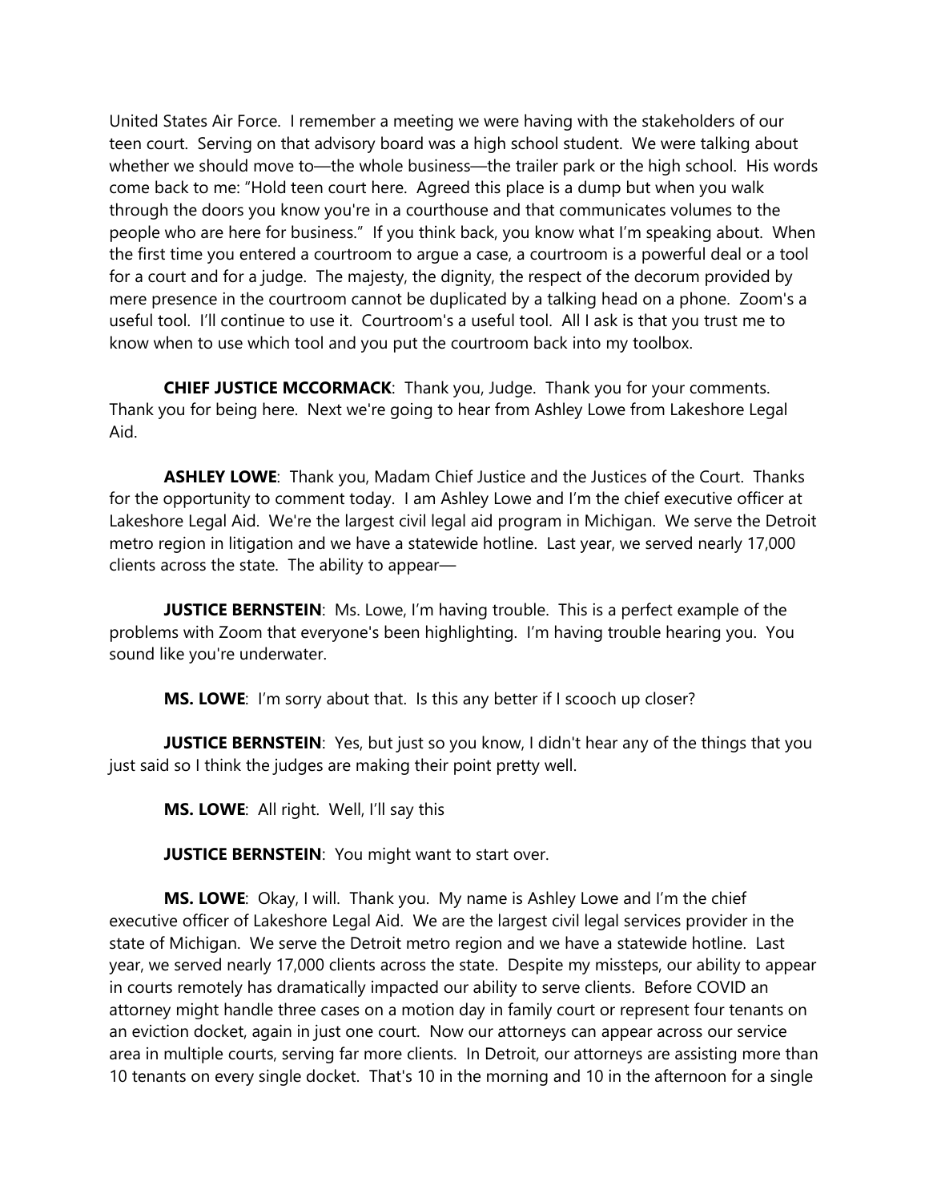United States Air Force. I remember a meeting we were having with the stakeholders of our teen court. Serving on that advisory board was a high school student. We were talking about whether we should move to—the whole business—the trailer park or the high school. His words come back to me: "Hold teen court here. Agreed this place is a dump but when you walk through the doors you know you're in a courthouse and that communicates volumes to the people who are here for business." If you think back, you know what I'm speaking about. When the first time you entered a courtroom to argue a case, a courtroom is a powerful deal or a tool for a court and for a judge. The majesty, the dignity, the respect of the decorum provided by mere presence in the courtroom cannot be duplicated by a talking head on a phone. Zoom's a useful tool. I'll continue to use it. Courtroom's a useful tool. All I ask is that you trust me to know when to use which tool and you put the courtroom back into my toolbox.

**CHIEF JUSTICE MCCORMACK**: Thank you, Judge. Thank you for your comments. Thank you for being here. Next we're going to hear from Ashley Lowe from Lakeshore Legal Aid.

**ASHLEY LOWE**: Thank you, Madam Chief Justice and the Justices of the Court. Thanks for the opportunity to comment today. I am Ashley Lowe and I'm the chief executive officer at Lakeshore Legal Aid. We're the largest civil legal aid program in Michigan. We serve the Detroit metro region in litigation and we have a statewide hotline. Last year, we served nearly 17,000 clients across the state. The ability to appear—

**JUSTICE BERNSTEIN**: Ms. Lowe, I'm having trouble. This is a perfect example of the problems with Zoom that everyone's been highlighting. I'm having trouble hearing you. You sound like you're underwater.

**MS. LOWE**: I'm sorry about that. Is this any better if I scooch up closer?

**JUSTICE BERNSTEIN**: Yes, but just so you know, I didn't hear any of the things that you just said so I think the judges are making their point pretty well.

**MS. LOWE**: All right. Well, I'll say this

**JUSTICE BERNSTEIN**: You might want to start over.

**MS. LOWE**: Okay, I will. Thank you. My name is Ashley Lowe and I'm the chief executive officer of Lakeshore Legal Aid. We are the largest civil legal services provider in the state of Michigan. We serve the Detroit metro region and we have a statewide hotline. Last year, we served nearly 17,000 clients across the state. Despite my missteps, our ability to appear in courts remotely has dramatically impacted our ability to serve clients. Before COVID an attorney might handle three cases on a motion day in family court or represent four tenants on an eviction docket, again in just one court. Now our attorneys can appear across our service area in multiple courts, serving far more clients. In Detroit, our attorneys are assisting more than 10 tenants on every single docket. That's 10 in the morning and 10 in the afternoon for a single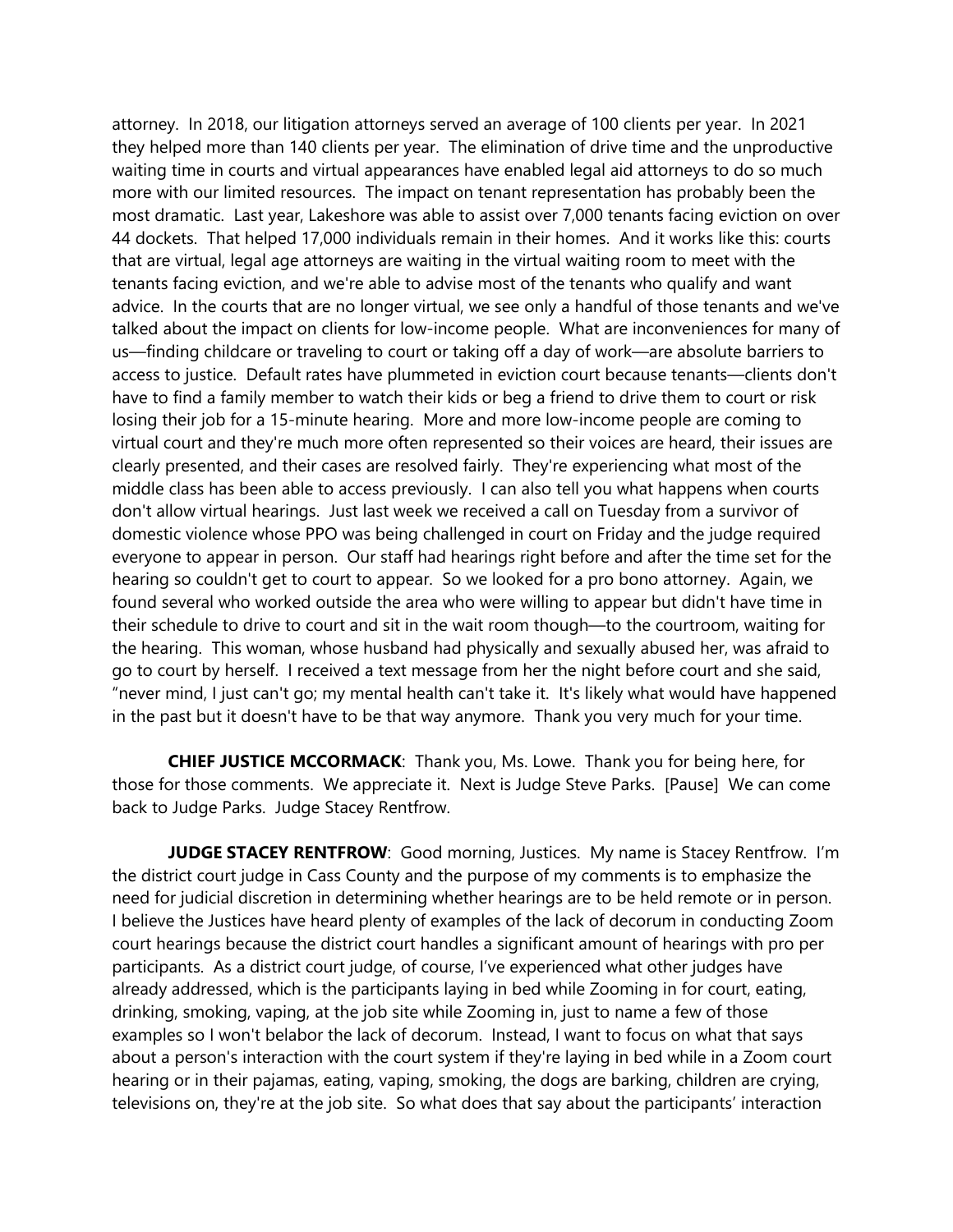attorney. In 2018, our litigation attorneys served an average of 100 clients per year. In 2021 they helped more than 140 clients per year. The elimination of drive time and the unproductive waiting time in courts and virtual appearances have enabled legal aid attorneys to do so much more with our limited resources. The impact on tenant representation has probably been the most dramatic. Last year, Lakeshore was able to assist over 7,000 tenants facing eviction on over 44 dockets. That helped 17,000 individuals remain in their homes. And it works like this: courts that are virtual, legal age attorneys are waiting in the virtual waiting room to meet with the tenants facing eviction, and we're able to advise most of the tenants who qualify and want advice. In the courts that are no longer virtual, we see only a handful of those tenants and we've talked about the impact on clients for low-income people. What are inconveniences for many of us—finding childcare or traveling to court or taking off a day of work—are absolute barriers to access to justice. Default rates have plummeted in eviction court because tenants—clients don't have to find a family member to watch their kids or beg a friend to drive them to court or risk losing their job for a 15-minute hearing. More and more low-income people are coming to virtual court and they're much more often represented so their voices are heard, their issues are clearly presented, and their cases are resolved fairly. They're experiencing what most of the middle class has been able to access previously. I can also tell you what happens when courts don't allow virtual hearings. Just last week we received a call on Tuesday from a survivor of domestic violence whose PPO was being challenged in court on Friday and the judge required everyone to appear in person. Our staff had hearings right before and after the time set for the hearing so couldn't get to court to appear. So we looked for a pro bono attorney. Again, we found several who worked outside the area who were willing to appear but didn't have time in their schedule to drive to court and sit in the wait room though—to the courtroom, waiting for the hearing. This woman, whose husband had physically and sexually abused her, was afraid to go to court by herself. I received a text message from her the night before court and she said, "never mind, I just can't go; my mental health can't take it. It's likely what would have happened in the past but it doesn't have to be that way anymore. Thank you very much for your time.

**CHIEF JUSTICE MCCORMACK**: Thank you, Ms. Lowe. Thank you for being here, for those for those comments. We appreciate it. Next is Judge Steve Parks. [Pause] We can come back to Judge Parks. Judge Stacey Rentfrow.

**JUDGE STACEY RENTFROW**: Good morning, Justices. My name is Stacey Rentfrow. I'm the district court judge in Cass County and the purpose of my comments is to emphasize the need for judicial discretion in determining whether hearings are to be held remote or in person. I believe the Justices have heard plenty of examples of the lack of decorum in conducting Zoom court hearings because the district court handles a significant amount of hearings with pro per participants. As a district court judge, of course, I've experienced what other judges have already addressed, which is the participants laying in bed while Zooming in for court, eating, drinking, smoking, vaping, at the job site while Zooming in, just to name a few of those examples so I won't belabor the lack of decorum. Instead, I want to focus on what that says about a person's interaction with the court system if they're laying in bed while in a Zoom court hearing or in their pajamas, eating, vaping, smoking, the dogs are barking, children are crying, televisions on, they're at the job site. So what does that say about the participants' interaction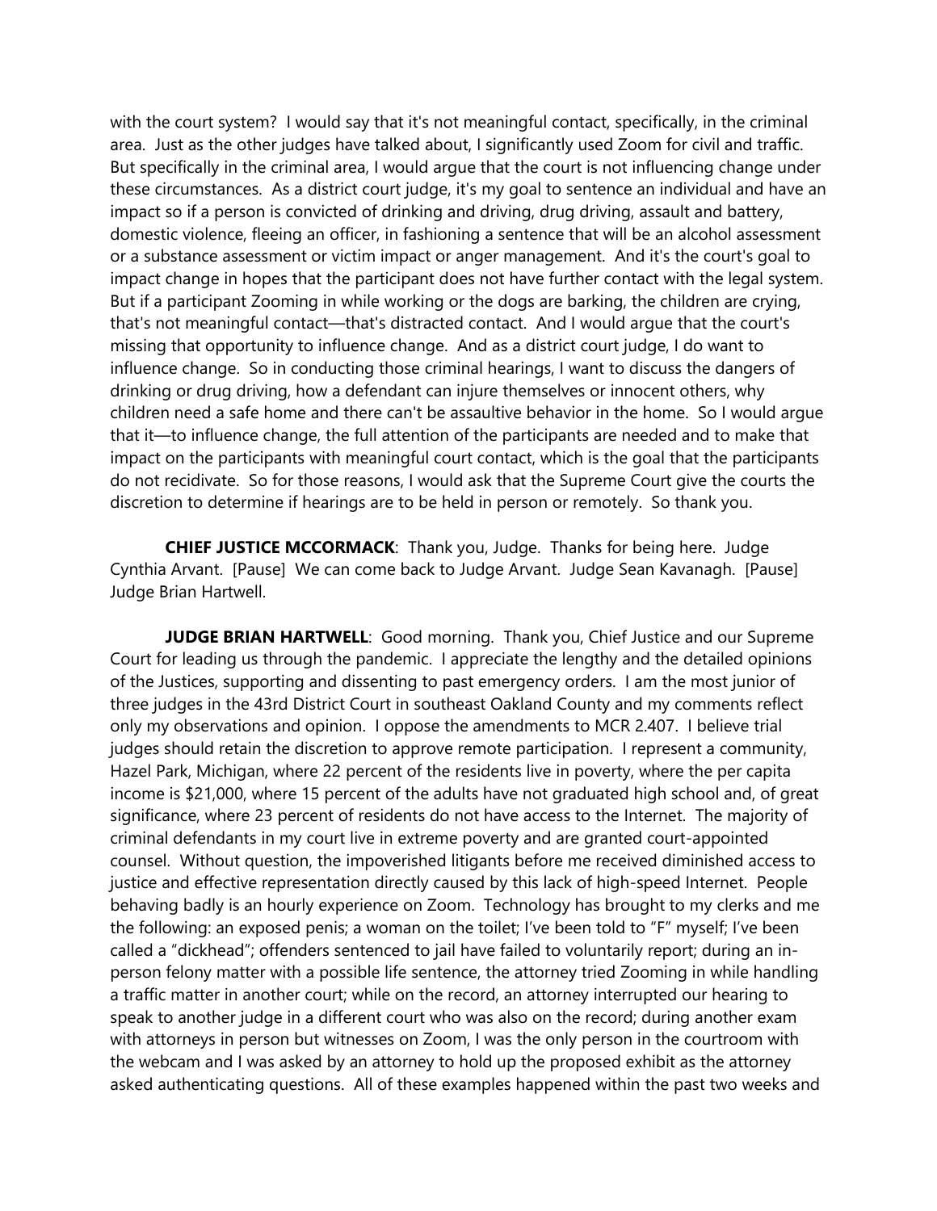with the court system? I would say that it's not meaningful contact, specifically, in the criminal area. Just as the other judges have talked about, I significantly used Zoom for civil and traffic. But specifically in the criminal area, I would argue that the court is not influencing change under these circumstances. As a district court judge, it's my goal to sentence an individual and have an impact so if a person is convicted of drinking and driving, drug driving, assault and battery, domestic violence, fleeing an officer, in fashioning a sentence that will be an alcohol assessment or a substance assessment or victim impact or anger management. And it's the court's goal to impact change in hopes that the participant does not have further contact with the legal system. But if a participant Zooming in while working or the dogs are barking, the children are crying, that's not meaningful contact—that's distracted contact. And I would argue that the court's missing that opportunity to influence change. And as a district court judge, I do want to influence change. So in conducting those criminal hearings, I want to discuss the dangers of drinking or drug driving, how a defendant can injure themselves or innocent others, why children need a safe home and there can't be assaultive behavior in the home. So I would argue that it—to influence change, the full attention of the participants are needed and to make that impact on the participants with meaningful court contact, which is the goal that the participants do not recidivate. So for those reasons, I would ask that the Supreme Court give the courts the discretion to determine if hearings are to be held in person or remotely. So thank you.

**CHIEF JUSTICE MCCORMACK**: Thank you, Judge. Thanks for being here. Judge Cynthia Arvant. [Pause] We can come back to Judge Arvant. Judge Sean Kavanagh. [Pause] Judge Brian Hartwell.

**JUDGE BRIAN HARTWELL**: Good morning. Thank you, Chief Justice and our Supreme Court for leading us through the pandemic. I appreciate the lengthy and the detailed opinions of the Justices, supporting and dissenting to past emergency orders. I am the most junior of three judges in the 43rd District Court in southeast Oakland County and my comments reflect only my observations and opinion. I oppose the amendments to MCR 2.407. I believe trial judges should retain the discretion to approve remote participation. I represent a community, Hazel Park, Michigan, where 22 percent of the residents live in poverty, where the per capita income is $21,000, where 15 percent of the adults have not graduated high school and, of great significance, where 23 percent of residents do not have access to the Internet. The majority of criminal defendants in my court live in extreme poverty and are granted court-appointed counsel. Without question, the impoverished litigants before me received diminished access to justice and effective representation directly caused by this lack of high-speed Internet. People behaving badly is an hourly experience on Zoom. Technology has brought to my clerks and me the following: an exposed penis; a woman on the toilet; I've been told to "F" myself; I've been called a "dickhead"; offenders sentenced to jail have failed to voluntarily report; during an in-person felony matter with a possible life sentence, the attorney tried Zooming in while handling a traffic matter in another court; while on the record, an attorney interrupted our hearing to speak to another judge in a different court who was also on the record; during another exam with attorneys in person but witnesses on Zoom, I was the only person in the courtroom with the webcam and I was asked by an attorney to hold up the proposed exhibit as the attorney asked authenticating questions. All of these examples happened within the past two weeks and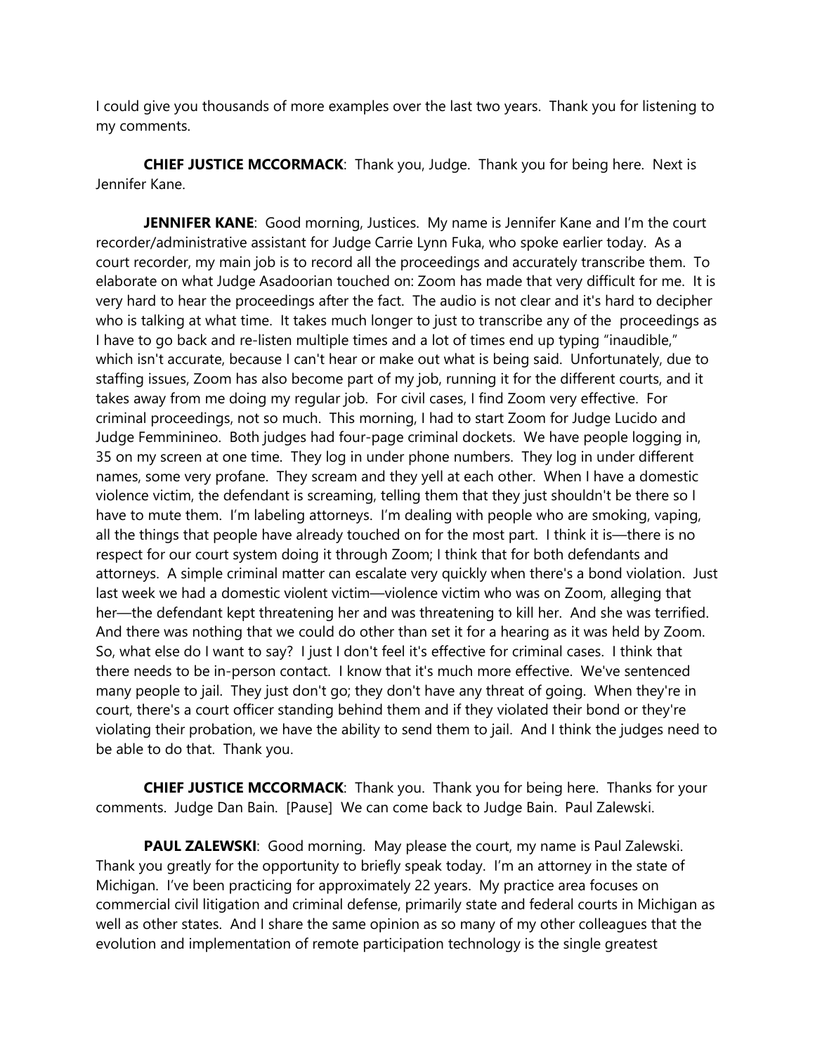I could give you thousands of more examples over the last two years. Thank you for listening to my comments.

**CHIEF JUSTICE MCCORMACK**: Thank you, Judge. Thank you for being here. Next is Jennifer Kane.

**JENNIFER KANE**: Good morning, Justices. My name is Jennifer Kane and I'm the court recorder/administrative assistant for Judge Carrie Lynn Fuka, who spoke earlier today. As a court recorder, my main job is to record all the proceedings and accurately transcribe them. To elaborate on what Judge Asadoorian touched on: Zoom has made that very difficult for me. It is very hard to hear the proceedings after the fact. The audio is not clear and it's hard to decipher who is talking at what time. It takes much longer to just to transcribe any of the proceedings as I have to go back and re-listen multiple times and a lot of times end up typing "inaudible," which isn't accurate, because I can't hear or make out what is being said. Unfortunately, due to staffing issues, Zoom has also become part of my job, running it for the different courts, and it takes away from me doing my regular job. For civil cases, I find Zoom very effective. For criminal proceedings, not so much. This morning, I had to start Zoom for Judge Lucido and Judge Femminineo. Both judges had four-page criminal dockets. We have people logging in, 35 on my screen at one time. They log in under phone numbers. They log in under different names, some very profane. They scream and they yell at each other. When I have a domestic violence victim, the defendant is screaming, telling them that they just shouldn't be there so I have to mute them. I'm labeling attorneys. I'm dealing with people who are smoking, vaping, all the things that people have already touched on for the most part. I think it is—there is no respect for our court system doing it through Zoom; I think that for both defendants and attorneys. A simple criminal matter can escalate very quickly when there's a bond violation. Just last week we had a domestic violent victim—violence victim who was on Zoom, alleging that her—the defendant kept threatening her and was threatening to kill her. And she was terrified. And there was nothing that we could do other than set it for a hearing as it was held by Zoom. So, what else do I want to say? I just I don't feel it's effective for criminal cases. I think that there needs to be in-person contact. I know that it's much more effective. We've sentenced many people to jail. They just don't go; they don't have any threat of going. When they're in court, there's a court officer standing behind them and if they violated their bond or they're violating their probation, we have the ability to send them to jail. And I think the judges need to be able to do that. Thank you.

**CHIEF JUSTICE MCCORMACK**: Thank you. Thank you for being here. Thanks for your comments. Judge Dan Bain. [Pause] We can come back to Judge Bain. Paul Zalewski.

**PAUL ZALEWSKI**: Good morning. May please the court, my name is Paul Zalewski. Thank you greatly for the opportunity to briefly speak today. I'm an attorney in the state of Michigan. I've been practicing for approximately 22 years. My practice area focuses on commercial civil litigation and criminal defense, primarily state and federal courts in Michigan as well as other states. And I share the same opinion as so many of my other colleagues that the evolution and implementation of remote participation technology is the single greatest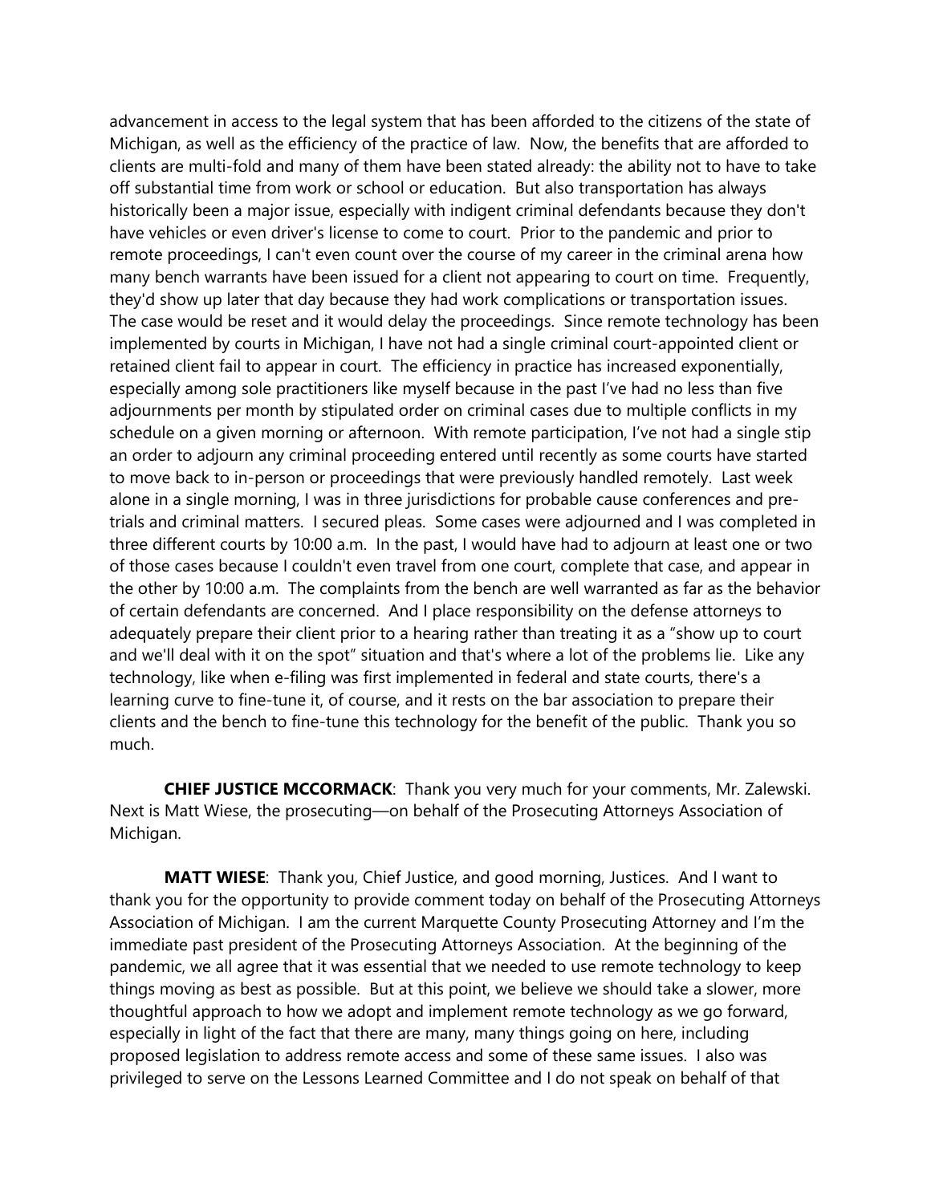advancement in access to the legal system that has been afforded to the citizens of the state of Michigan, as well as the efficiency of the practice of law. Now, the benefits that are afforded to clients are multi-fold and many of them have been stated already: the ability not to have to take off substantial time from work or school or education. But also transportation has always historically been a major issue, especially with indigent criminal defendants because they don't have vehicles or even driver's license to come to court. Prior to the pandemic and prior to remote proceedings, I can't even count over the course of my career in the criminal arena how many bench warrants have been issued for a client not appearing to court on time. Frequently, they'd show up later that day because they had work complications or transportation issues. The case would be reset and it would delay the proceedings. Since remote technology has been implemented by courts in Michigan, I have not had a single criminal court-appointed client or retained client fail to appear in court. The efficiency in practice has increased exponentially, especially among sole practitioners like myself because in the past I've had no less than five adjournments per month by stipulated order on criminal cases due to multiple conflicts in my schedule on a given morning or afternoon. With remote participation, I've not had a single stip an order to adjourn any criminal proceeding entered until recently as some courts have started to move back to in-person or proceedings that were previously handled remotely. Last week alone in a single morning, I was in three jurisdictions for probable cause conferences and pre-trials and criminal matters. I secured pleas. Some cases were adjourned and I was completed in three different courts by 10:00 a.m. In the past, I would have had to adjourn at least one or two of those cases because I couldn't even travel from one court, complete that case, and appear in the other by 10:00 a.m. The complaints from the bench are well warranted as far as the behavior of certain defendants are concerned. And I place responsibility on the defense attorneys to adequately prepare their client prior to a hearing rather than treating it as a "show up to court and we'll deal with it on the spot" situation and that's where a lot of the problems lie. Like any technology, like when e-filing was first implemented in federal and state courts, there's a learning curve to fine-tune it, of course, and it rests on the bar association to prepare their clients and the bench to fine-tune this technology for the benefit of the public. Thank you so much.

**CHIEF JUSTICE MCCORMACK**: Thank you very much for your comments, Mr. Zalewski. Next is Matt Wiese, the prosecuting—on behalf of the Prosecuting Attorneys Association of Michigan.

**MATT WIESE**: Thank you, Chief Justice, and good morning, Justices. And I want to thank you for the opportunity to provide comment today on behalf of the Prosecuting Attorneys Association of Michigan. I am the current Marquette County Prosecuting Attorney and I'm the immediate past president of the Prosecuting Attorneys Association. At the beginning of the pandemic, we all agree that it was essential that we needed to use remote technology to keep things moving as best as possible. But at this point, we believe we should take a slower, more thoughtful approach to how we adopt and implement remote technology as we go forward, especially in light of the fact that there are many, many things going on here, including proposed legislation to address remote access and some of these same issues. I also was privileged to serve on the Lessons Learned Committee and I do not speak on behalf of that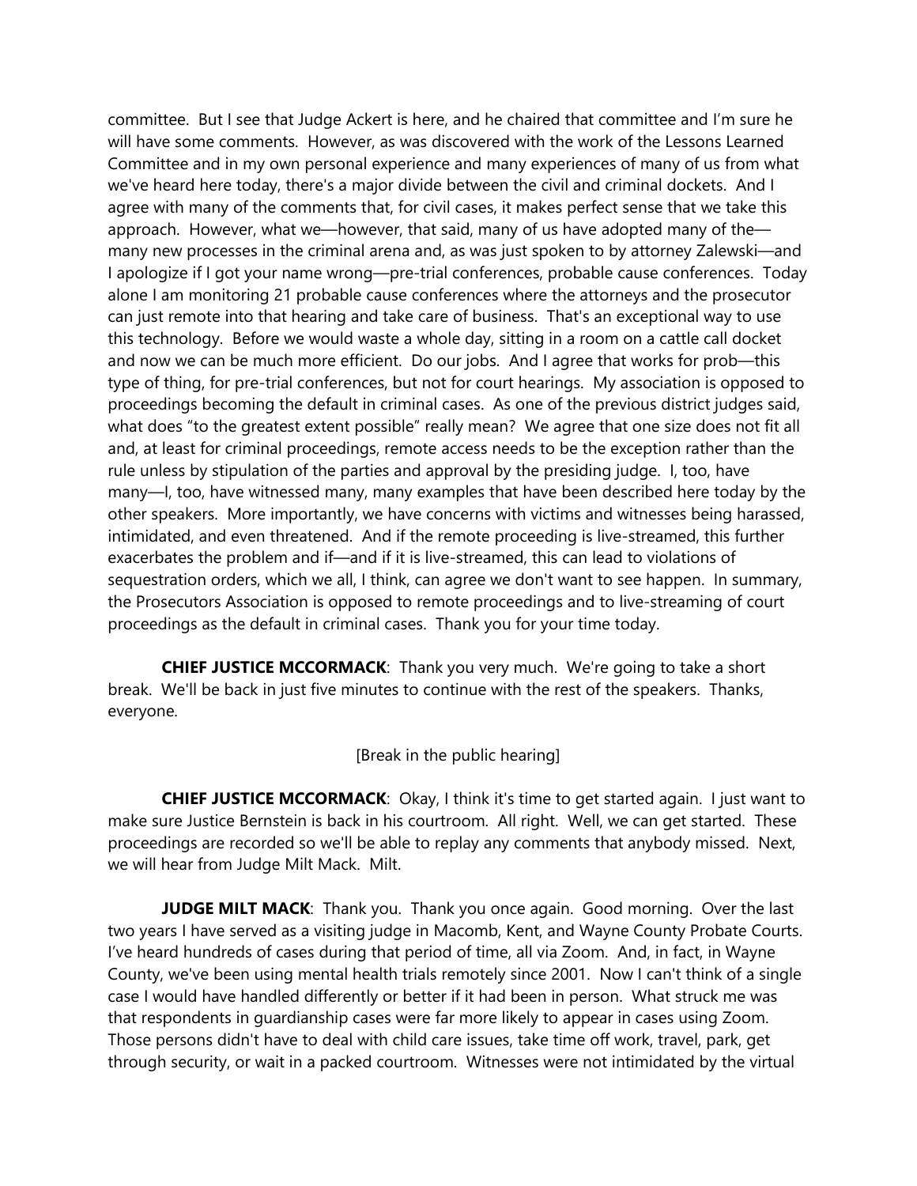committee. But I see that Judge Ackert is here, and he chaired that committee and I'm sure he will have some comments. However, as was discovered with the work of the Lessons Learned Committee and in my own personal experience and many experiences of many of us from what we've heard here today, there's a major divide between the civil and criminal dockets. And I agree with many of the comments that, for civil cases, it makes perfect sense that we take this approach. However, what we—however, that said, many of us have adopted many of the—many new processes in the criminal arena and, as was just spoken to by attorney Zalewski—and I apologize if I got your name wrong—pre-trial conferences, probable cause conferences. Today alone I am monitoring 21 probable cause conferences where the attorneys and the prosecutor can just remote into that hearing and take care of business. That's an exceptional way to use this technology. Before we would waste a whole day, sitting in a room on a cattle call docket and now we can be much more efficient. Do our jobs. And I agree that works for prob—this type of thing, for pre-trial conferences, but not for court hearings. My association is opposed to proceedings becoming the default in criminal cases. As one of the previous district judges said, what does "to the greatest extent possible" really mean? We agree that one size does not fit all and, at least for criminal proceedings, remote access needs to be the exception rather than the rule unless by stipulation of the parties and approval by the presiding judge. I, too, have many—I, too, have witnessed many, many examples that have been described here today by the other speakers. More importantly, we have concerns with victims and witnesses being harassed, intimidated, and even threatened. And if the remote proceeding is live-streamed, this further exacerbates the problem and if—and if it is live-streamed, this can lead to violations of sequestration orders, which we all, I think, can agree we don't want to see happen. In summary, the Prosecutors Association is opposed to remote proceedings and to live-streaming of court proceedings as the default in criminal cases. Thank you for your time today.

**CHIEF JUSTICE MCCORMACK**: Thank you very much. We're going to take a short break. We'll be back in just five minutes to continue with the rest of the speakers. Thanks, everyone.

[Break in the public hearing]

**CHIEF JUSTICE MCCORMACK**: Okay, I think it's time to get started again. I just want to make sure Justice Bernstein is back in his courtroom. All right. Well, we can get started. These proceedings are recorded so we'll be able to replay any comments that anybody missed. Next, we will hear from Judge Milt Mack. Milt.

**JUDGE MILT MACK**: Thank you. Thank you once again. Good morning. Over the last two years I have served as a visiting judge in Macomb, Kent, and Wayne County Probate Courts. I've heard hundreds of cases during that period of time, all via Zoom. And, in fact, in Wayne County, we've been using mental health trials remotely since 2001. Now I can't think of a single case I would have handled differently or better if it had been in person. What struck me was that respondents in guardianship cases were far more likely to appear in cases using Zoom. Those persons didn't have to deal with child care issues, take time off work, travel, park, get through security, or wait in a packed courtroom. Witnesses were not intimidated by the virtual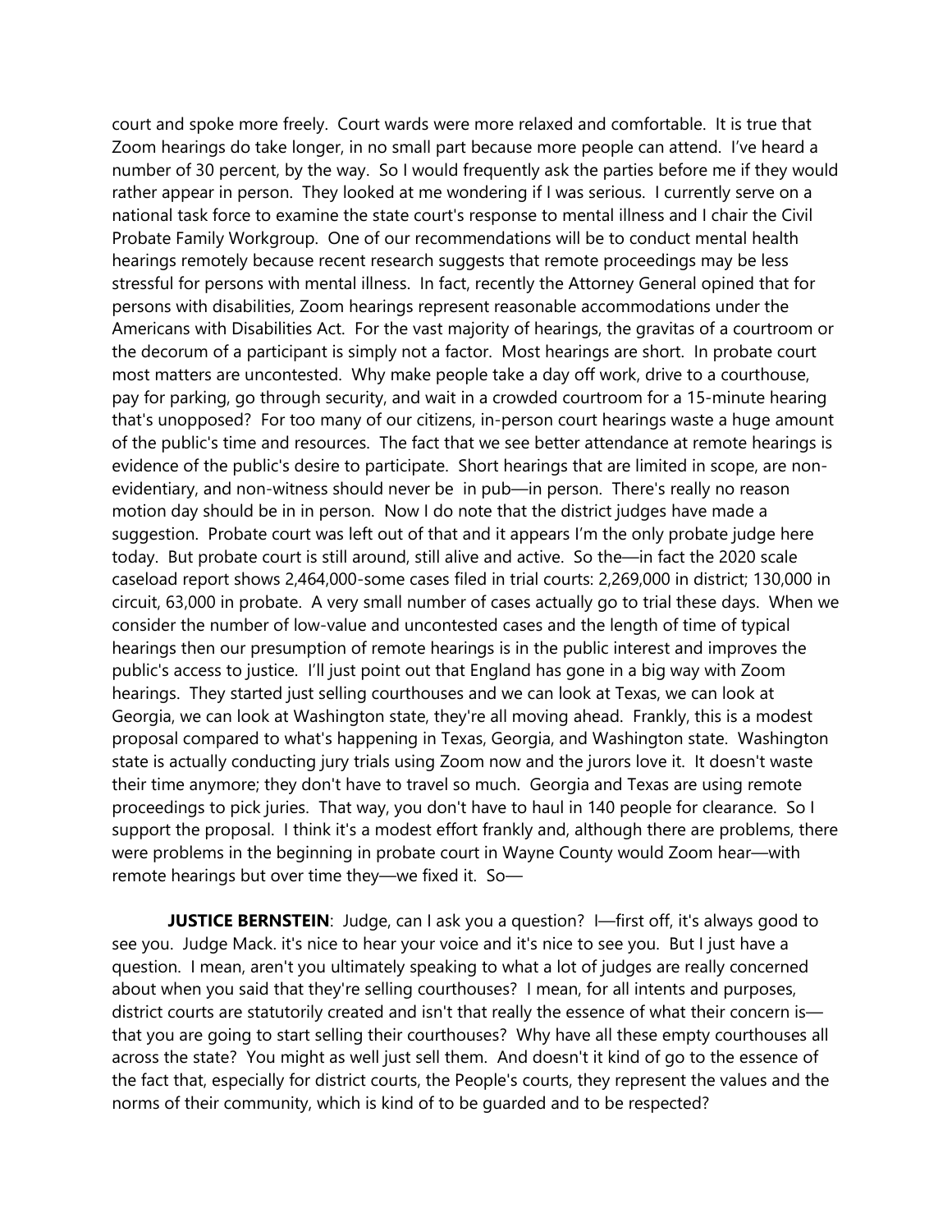court and spoke more freely. Court wards were more relaxed and comfortable. It is true that Zoom hearings do take longer, in no small part because more people can attend. I've heard a number of 30 percent, by the way. So I would frequently ask the parties before me if they would rather appear in person. They looked at me wondering if I was serious. I currently serve on a national task force to examine the state court's response to mental illness and I chair the Civil Probate Family Workgroup. One of our recommendations will be to conduct mental health hearings remotely because recent research suggests that remote proceedings may be less stressful for persons with mental illness. In fact, recently the Attorney General opined that for persons with disabilities, Zoom hearings represent reasonable accommodations under the Americans with Disabilities Act. For the vast majority of hearings, the gravitas of a courtroom or the decorum of a participant is simply not a factor. Most hearings are short. In probate court most matters are uncontested. Why make people take a day off work, drive to a courthouse, pay for parking, go through security, and wait in a crowded courtroom for a 15-minute hearing that's unopposed? For too many of our citizens, in-person court hearings waste a huge amount of the public's time and resources. The fact that we see better attendance at remote hearings is evidence of the public's desire to participate. Short hearings that are limited in scope, are non-evidentiary, and non-witness should never be in pub—in person. There's really no reason motion day should be in in person. Now I do note that the district judges have made a suggestion. Probate court was left out of that and it appears I'm the only probate judge here today. But probate court is still around, still alive and active. So the—in fact the 2020 scale caseload report shows 2,464,000-some cases filed in trial courts: 2,269,000 in district; 130,000 in circuit, 63,000 in probate. A very small number of cases actually go to trial these days. When we consider the number of low-value and uncontested cases and the length of time of typical hearings then our presumption of remote hearings is in the public interest and improves the public's access to justice. I'll just point out that England has gone in a big way with Zoom hearings. They started just selling courthouses and we can look at Texas, we can look at Georgia, we can look at Washington state, they're all moving ahead. Frankly, this is a modest proposal compared to what's happening in Texas, Georgia, and Washington state. Washington state is actually conducting jury trials using Zoom now and the jurors love it. It doesn't waste their time anymore; they don't have to travel so much. Georgia and Texas are using remote proceedings to pick juries. That way, you don't have to haul in 140 people for clearance. So I support the proposal. I think it's a modest effort frankly and, although there are problems, there were problems in the beginning in probate court in Wayne County would Zoom hear—with remote hearings but over time they—we fixed it. So—

**JUSTICE BERNSTEIN**: Judge, can I ask you a question? I—first off, it's always good to see you. Judge Mack. it's nice to hear your voice and it's nice to see you. But I just have a question. I mean, aren't you ultimately speaking to what a lot of judges are really concerned about when you said that they're selling courthouses? I mean, for all intents and purposes, district courts are statutorily created and isn't that really the essence of what their concern is—that you are going to start selling their courthouses? Why have all these empty courthouses all across the state? You might as well just sell them. And doesn't it kind of go to the essence of the fact that, especially for district courts, the People's courts, they represent the values and the norms of their community, which is kind of to be guarded and to be respected?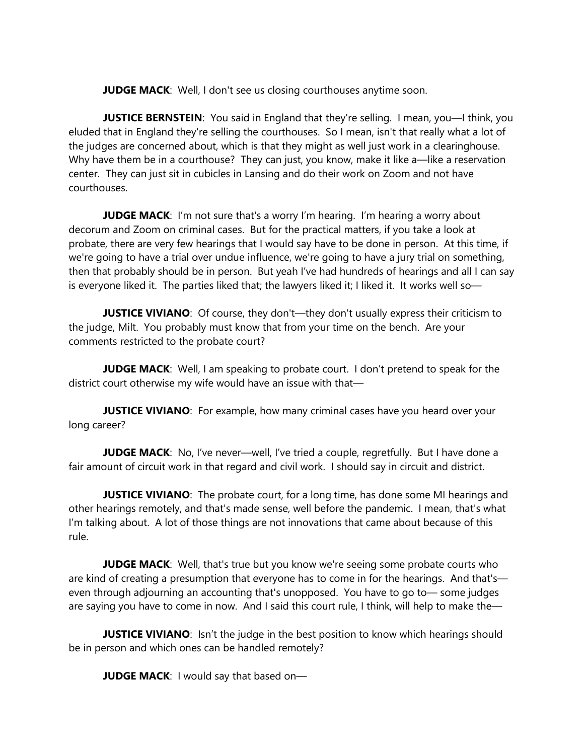**JUDGE MACK**: Well, I don't see us closing courthouses anytime soon.

**JUSTICE BERNSTEIN**: You said in England that they're selling. I mean, you—I think, you eluded that in England they're selling the courthouses. So I mean, isn't that really what a lot of the judges are concerned about, which is that they might as well just work in a clearinghouse. Why have them be in a courthouse? They can just, you know, make it like a—like a reservation center. They can just sit in cubicles in Lansing and do their work on Zoom and not have courthouses.

**JUDGE MACK**: I'm not sure that's a worry I'm hearing. I'm hearing a worry about decorum and Zoom on criminal cases. But for the practical matters, if you take a look at probate, there are very few hearings that I would say have to be done in person. At this time, if we're going to have a trial over undue influence, we're going to have a jury trial on something, then that probably should be in person. But yeah I've had hundreds of hearings and all I can say is everyone liked it. The parties liked that; the lawyers liked it; I liked it. It works well so—

**JUSTICE VIVIANO**: Of course, they don't—they don't usually express their criticism to the judge, Milt. You probably must know that from your time on the bench. Are your comments restricted to the probate court?

**JUDGE MACK**: Well, I am speaking to probate court. I don't pretend to speak for the district court otherwise my wife would have an issue with that—

**JUSTICE VIVIANO**: For example, how many criminal cases have you heard over your long career?

**JUDGE MACK**: No, I've never—well, I've tried a couple, regretfully. But I have done a fair amount of circuit work in that regard and civil work. I should say in circuit and district.

**JUSTICE VIVIANO**: The probate court, for a long time, has done some MI hearings and other hearings remotely, and that's made sense, well before the pandemic. I mean, that's what I'm talking about. A lot of those things are not innovations that came about because of this rule.

**JUDGE MACK**: Well, that's true but you know we're seeing some probate courts who are kind of creating a presumption that everyone has to come in for the hearings. And that's—even through adjourning an accounting that's unopposed. You have to go to— some judges are saying you have to come in now. And I said this court rule, I think, will help to make the—

**JUSTICE VIVIANO**: Isn't the judge in the best position to know which hearings should be in person and which ones can be handled remotely?

**JUDGE MACK**: I would say that based on—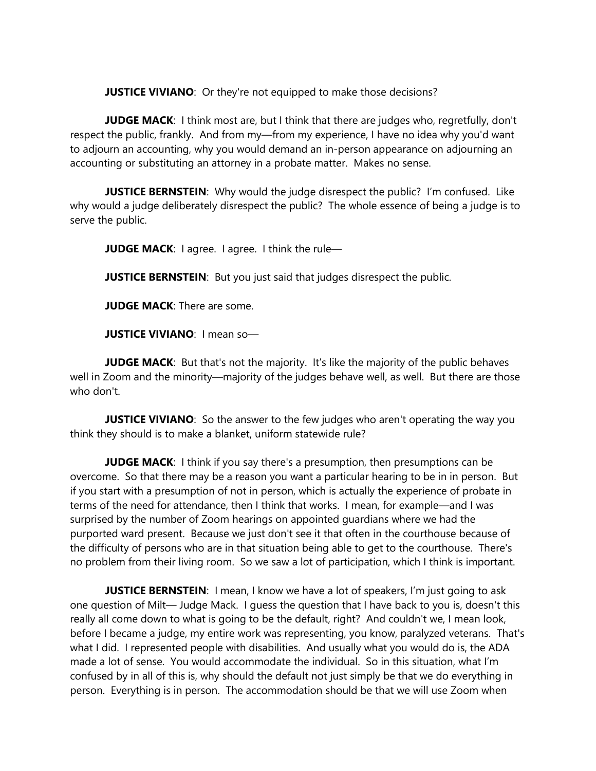**JUSTICE VIVIANO**: Or they're not equipped to make those decisions?

**JUDGE MACK**: I think most are, but I think that there are judges who, regretfully, don't respect the public, frankly. And from my—from my experience, I have no idea why you'd want to adjourn an accounting, why you would demand an in-person appearance on adjourning an accounting or substituting an attorney in a probate matter. Makes no sense.

**JUSTICE BERNSTEIN**: Why would the judge disrespect the public? I'm confused. Like why would a judge deliberately disrespect the public? The whole essence of being a judge is to serve the public.

**JUDGE MACK**: I agree. I agree. I think the rule—

**JUSTICE BERNSTEIN**: But you just said that judges disrespect the public.

**JUDGE MACK**: There are some.

**JUSTICE VIVIANO**: I mean so—

**JUDGE MACK**: But that's not the majority. It's like the majority of the public behaves well in Zoom and the minority—majority of the judges behave well, as well. But there are those who don't.

**JUSTICE VIVIANO**: So the answer to the few judges who aren't operating the way you think they should is to make a blanket, uniform statewide rule?

**JUDGE MACK**: I think if you say there's a presumption, then presumptions can be overcome. So that there may be a reason you want a particular hearing to be in in person. But if you start with a presumption of not in person, which is actually the experience of probate in terms of the need for attendance, then I think that works. I mean, for example—and I was surprised by the number of Zoom hearings on appointed guardians where we had the purported ward present. Because we just don't see it that often in the courthouse because of the difficulty of persons who are in that situation being able to get to the courthouse. There's no problem from their living room. So we saw a lot of participation, which I think is important.

**JUSTICE BERNSTEIN**: I mean, I know we have a lot of speakers, I'm just going to ask one question of Milt— Judge Mack. I guess the question that I have back to you is, doesn't this really all come down to what is going to be the default, right? And couldn't we, I mean look, before I became a judge, my entire work was representing, you know, paralyzed veterans. That's what I did. I represented people with disabilities. And usually what you would do is, the ADA made a lot of sense. You would accommodate the individual. So in this situation, what I'm confused by in all of this is, why should the default not just simply be that we do everything in person. Everything is in person. The accommodation should be that we will use Zoom when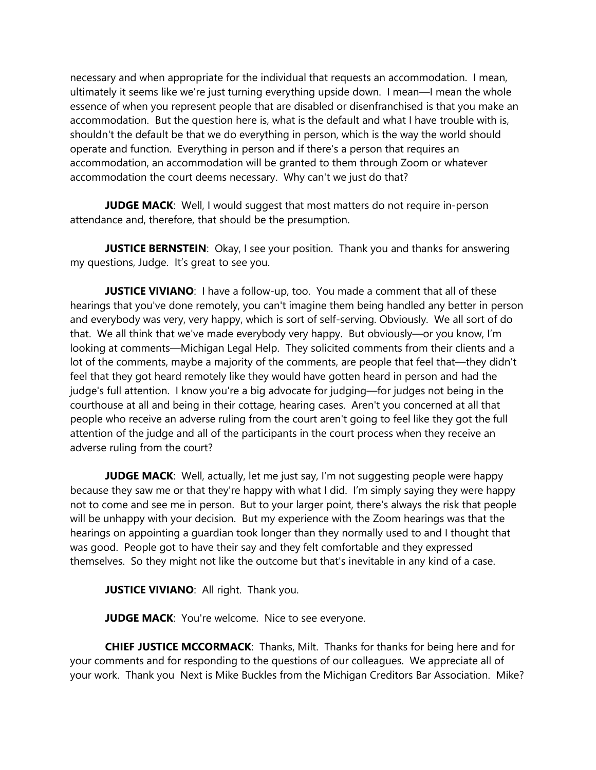necessary and when appropriate for the individual that requests an accommodation. I mean, ultimately it seems like we're just turning everything upside down. I mean—I mean the whole essence of when you represent people that are disabled or disenfranchised is that you make an accommodation. But the question here is, what is the default and what I have trouble with is, shouldn't the default be that we do everything in person, which is the way the world should operate and function. Everything in person and if there's a person that requires an accommodation, an accommodation will be granted to them through Zoom or whatever accommodation the court deems necessary. Why can't we just do that?

**JUDGE MACK**: Well, I would suggest that most matters do not require in-person attendance and, therefore, that should be the presumption.

**JUSTICE BERNSTEIN**: Okay, I see your position. Thank you and thanks for answering my questions, Judge. It's great to see you.

**JUSTICE VIVIANO**: I have a follow-up, too. You made a comment that all of these hearings that you've done remotely, you can't imagine them being handled any better in person and everybody was very, very happy, which is sort of self-serving. Obviously. We all sort of do that. We all think that we've made everybody very happy. But obviously—or you know, I'm looking at comments—Michigan Legal Help. They solicited comments from their clients and a lot of the comments, maybe a majority of the comments, are people that feel that—they didn't feel that they got heard remotely like they would have gotten heard in person and had the judge's full attention. I know you're a big advocate for judging—for judges not being in the courthouse at all and being in their cottage, hearing cases. Aren't you concerned at all that people who receive an adverse ruling from the court aren't going to feel like they got the full attention of the judge and all of the participants in the court process when they receive an adverse ruling from the court?

**JUDGE MACK**: Well, actually, let me just say, I'm not suggesting people were happy because they saw me or that they're happy with what I did. I'm simply saying they were happy not to come and see me in person. But to your larger point, there's always the risk that people will be unhappy with your decision. But my experience with the Zoom hearings was that the hearings on appointing a guardian took longer than they normally used to and I thought that was good. People got to have their say and they felt comfortable and they expressed themselves. So they might not like the outcome but that's inevitable in any kind of a case.

**JUSTICE VIVIANO**: All right. Thank you.

**JUDGE MACK**: You're welcome. Nice to see everyone.

**CHIEF JUSTICE MCCORMACK**: Thanks, Milt. Thanks for thanks for being here and for your comments and for responding to the questions of our colleagues. We appreciate all of your work. Thank you Next is Mike Buckles from the Michigan Creditors Bar Association. Mike?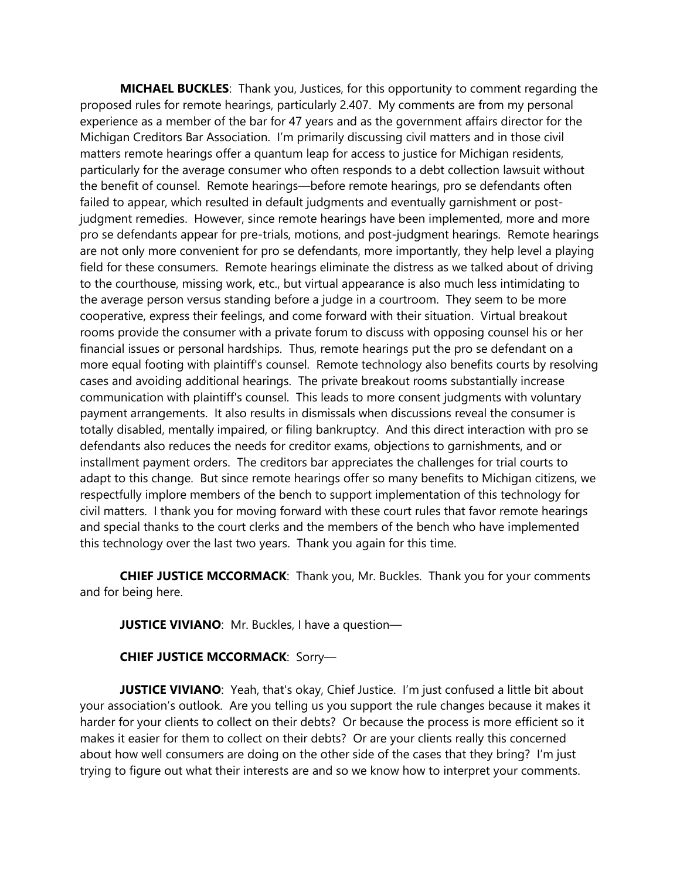**MICHAEL BUCKLES**: Thank you, Justices, for this opportunity to comment regarding the proposed rules for remote hearings, particularly 2.407. My comments are from my personal experience as a member of the bar for 47 years and as the government affairs director for the Michigan Creditors Bar Association. I'm primarily discussing civil matters and in those civil matters remote hearings offer a quantum leap for access to justice for Michigan residents, particularly for the average consumer who often responds to a debt collection lawsuit without the benefit of counsel. Remote hearings—before remote hearings, pro se defendants often failed to appear, which resulted in default judgments and eventually garnishment or post-judgment remedies. However, since remote hearings have been implemented, more and more pro se defendants appear for pre-trials, motions, and post-judgment hearings. Remote hearings are not only more convenient for pro se defendants, more importantly, they help level a playing field for these consumers. Remote hearings eliminate the distress as we talked about of driving to the courthouse, missing work, etc., but virtual appearance is also much less intimidating to the average person versus standing before a judge in a courtroom. They seem to be more cooperative, express their feelings, and come forward with their situation. Virtual breakout rooms provide the consumer with a private forum to discuss with opposing counsel his or her financial issues or personal hardships. Thus, remote hearings put the pro se defendant on a more equal footing with plaintiff's counsel. Remote technology also benefits courts by resolving cases and avoiding additional hearings. The private breakout rooms substantially increase communication with plaintiff's counsel. This leads to more consent judgments with voluntary payment arrangements. It also results in dismissals when discussions reveal the consumer is totally disabled, mentally impaired, or filing bankruptcy. And this direct interaction with pro se defendants also reduces the needs for creditor exams, objections to garnishments, and or installment payment orders. The creditors bar appreciates the challenges for trial courts to adapt to this change. But since remote hearings offer so many benefits to Michigan citizens, we respectfully implore members of the bench to support implementation of this technology for civil matters. I thank you for moving forward with these court rules that favor remote hearings and special thanks to the court clerks and the members of the bench who have implemented this technology over the last two years. Thank you again for this time.

**CHIEF JUSTICE MCCORMACK**: Thank you, Mr. Buckles. Thank you for your comments and for being here.

**JUSTICE VIVIANO**: Mr. Buckles, I have a question—

**CHIEF JUSTICE MCCORMACK**: Sorry—

**JUSTICE VIVIANO**: Yeah, that's okay, Chief Justice. I'm just confused a little bit about your association's outlook. Are you telling us you support the rule changes because it makes it harder for your clients to collect on their debts? Or because the process is more efficient so it makes it easier for them to collect on their debts? Or are your clients really this concerned about how well consumers are doing on the other side of the cases that they bring? I'm just trying to figure out what their interests are and so we know how to interpret your comments.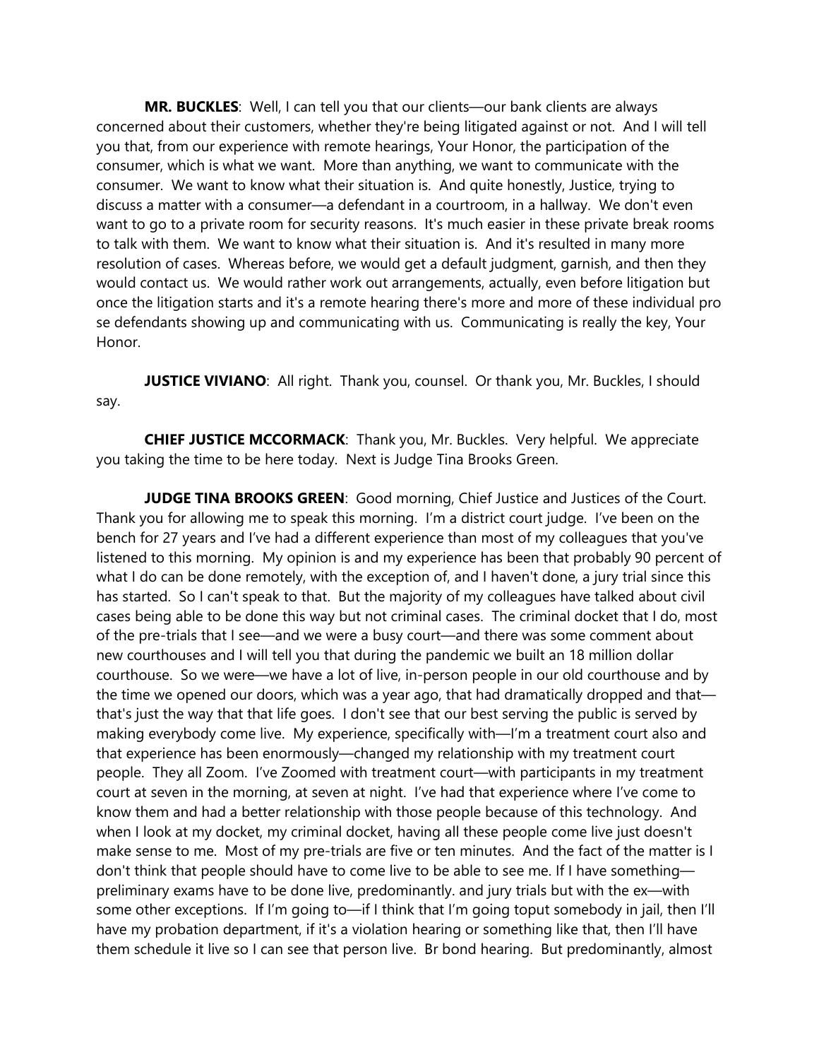**MR. BUCKLES**: Well, I can tell you that our clients—our bank clients are always concerned about their customers, whether they're being litigated against or not. And I will tell you that, from our experience with remote hearings, Your Honor, the participation of the consumer, which is what we want. More than anything, we want to communicate with the consumer. We want to know what their situation is. And quite honestly, Justice, trying to discuss a matter with a consumer—a defendant in a courtroom, in a hallway. We don't even want to go to a private room for security reasons. It's much easier in these private break rooms to talk with them. We want to know what their situation is. And it's resulted in many more resolution of cases. Whereas before, we would get a default judgment, garnish, and then they would contact us. We would rather work out arrangements, actually, even before litigation but once the litigation starts and it's a remote hearing there's more and more of these individual pro se defendants showing up and communicating with us. Communicating is really the key, Your Honor.

**JUSTICE VIVIANO**: All right. Thank you, counsel. Or thank you, Mr. Buckles, I should say.

**CHIEF JUSTICE MCCORMACK**: Thank you, Mr. Buckles. Very helpful. We appreciate you taking the time to be here today. Next is Judge Tina Brooks Green.

**JUDGE TINA BROOKS GREEN**: Good morning, Chief Justice and Justices of the Court. Thank you for allowing me to speak this morning. I'm a district court judge. I've been on the bench for 27 years and I've had a different experience than most of my colleagues that you've listened to this morning. My opinion is and my experience has been that probably 90 percent of what I do can be done remotely, with the exception of, and I haven't done, a jury trial since this has started. So I can't speak to that. But the majority of my colleagues have talked about civil cases being able to be done this way but not criminal cases. The criminal docket that I do, most of the pre-trials that I see—and we were a busy court—and there was some comment about new courthouses and I will tell you that during the pandemic we built an 18 million dollar courthouse. So we were—we have a lot of live, in-person people in our old courthouse and by the time we opened our doors, which was a year ago, that had dramatically dropped and that—that's just the way that that life goes. I don't see that our best serving the public is served by making everybody come live. My experience, specifically with—I'm a treatment court also and that experience has been enormously—changed my relationship with my treatment court people. They all Zoom. I've Zoomed with treatment court—with participants in my treatment court at seven in the morning, at seven at night. I've had that experience where I've come to know them and had a better relationship with those people because of this technology. And when I look at my docket, my criminal docket, having all these people come live just doesn't make sense to me. Most of my pre-trials are five or ten minutes. And the fact of the matter is I don't think that people should have to come live to be able to see me. If I have something—preliminary exams have to be done live, predominantly. and jury trials but with the ex—with some other exceptions. If I'm going to—if I think that I'm going toput somebody in jail, then I'll have my probation department, if it's a violation hearing or something like that, then I'll have them schedule it live so I can see that person live. Br bond hearing. But predominantly, almost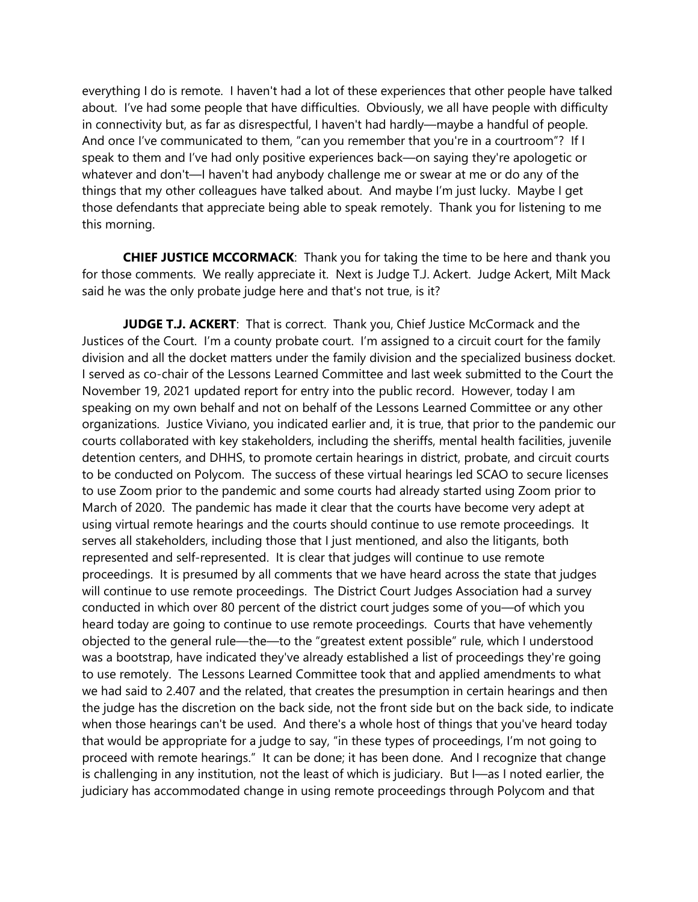everything I do is remote. I haven't had a lot of these experiences that other people have talked about. I've had some people that have difficulties. Obviously, we all have people with difficulty in connectivity but, as far as disrespectful, I haven't had hardly—maybe a handful of people. And once I've communicated to them, "can you remember that you're in a courtroom"? If I speak to them and I've had only positive experiences back—on saying they're apologetic or whatever and don't—I haven't had anybody challenge me or swear at me or do any of the things that my other colleagues have talked about. And maybe I'm just lucky. Maybe I get those defendants that appreciate being able to speak remotely. Thank you for listening to me this morning.

**CHIEF JUSTICE MCCORMACK**: Thank you for taking the time to be here and thank you for those comments. We really appreciate it. Next is Judge T.J. Ackert. Judge Ackert, Milt Mack said he was the only probate judge here and that's not true, is it?

**JUDGE T.J. ACKERT**: That is correct. Thank you, Chief Justice McCormack and the Justices of the Court. I'm a county probate court. I'm assigned to a circuit court for the family division and all the docket matters under the family division and the specialized business docket. I served as co-chair of the Lessons Learned Committee and last week submitted to the Court the November 19, 2021 updated report for entry into the public record. However, today I am speaking on my own behalf and not on behalf of the Lessons Learned Committee or any other organizations. Justice Viviano, you indicated earlier and, it is true, that prior to the pandemic our courts collaborated with key stakeholders, including the sheriffs, mental health facilities, juvenile detention centers, and DHHS, to promote certain hearings in district, probate, and circuit courts to be conducted on Polycom. The success of these virtual hearings led SCAO to secure licenses to use Zoom prior to the pandemic and some courts had already started using Zoom prior to March of 2020. The pandemic has made it clear that the courts have become very adept at using virtual remote hearings and the courts should continue to use remote proceedings. It serves all stakeholders, including those that I just mentioned, and also the litigants, both represented and self-represented. It is clear that judges will continue to use remote proceedings. It is presumed by all comments that we have heard across the state that judges will continue to use remote proceedings. The District Court Judges Association had a survey conducted in which over 80 percent of the district court judges some of you—of which you heard today are going to continue to use remote proceedings. Courts that have vehemently objected to the general rule—the—to the "greatest extent possible" rule, which I understood was a bootstrap, have indicated they've already established a list of proceedings they're going to use remotely. The Lessons Learned Committee took that and applied amendments to what we had said to 2.407 and the related, that creates the presumption in certain hearings and then the judge has the discretion on the back side, not the front side but on the back side, to indicate when those hearings can't be used. And there's a whole host of things that you've heard today that would be appropriate for a judge to say, "in these types of proceedings, I'm not going to proceed with remote hearings." It can be done; it has been done. And I recognize that change is challenging in any institution, not the least of which is judiciary. But I—as I noted earlier, the judiciary has accommodated change in using remote proceedings through Polycom and that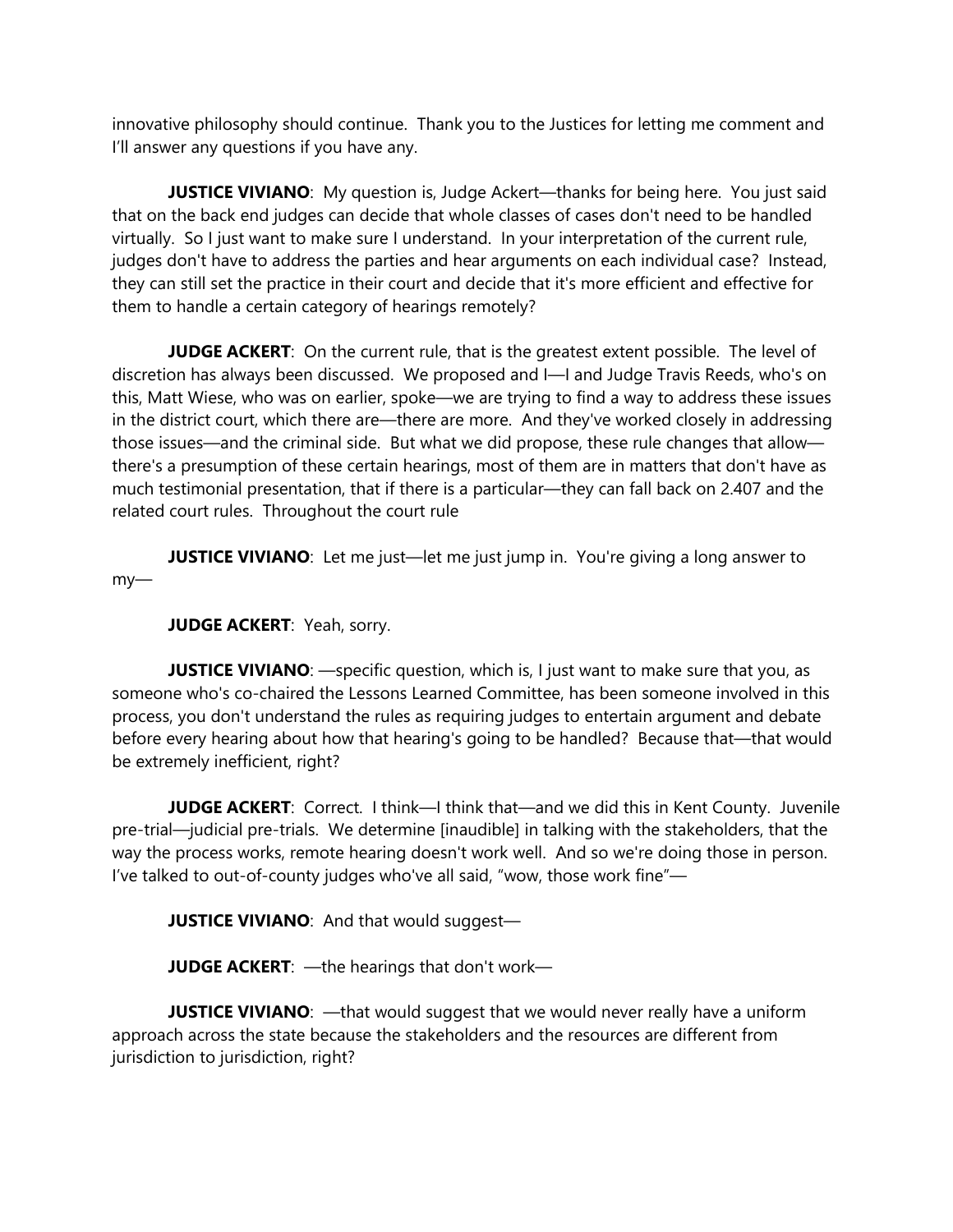innovative philosophy should continue. Thank you to the Justices for letting me comment and I'll answer any questions if you have any.

**JUSTICE VIVIANO**: My question is, Judge Ackert—thanks for being here. You just said that on the back end judges can decide that whole classes of cases don't need to be handled virtually. So I just want to make sure I understand. In your interpretation of the current rule, judges don't have to address the parties and hear arguments on each individual case? Instead, they can still set the practice in their court and decide that it's more efficient and effective for them to handle a certain category of hearings remotely?

**JUDGE ACKERT**: On the current rule, that is the greatest extent possible. The level of discretion has always been discussed. We proposed and I—I and Judge Travis Reeds, who's on this, Matt Wiese, who was on earlier, spoke—we are trying to find a way to address these issues in the district court, which there are—there are more. And they've worked closely in addressing those issues—and the criminal side. But what we did propose, these rule changes that allow—there's a presumption of these certain hearings, most of them are in matters that don't have as much testimonial presentation, that if there is a particular—they can fall back on 2.407 and the related court rules. Throughout the court rule

**JUSTICE VIVIANO**: Let me just—let me just jump in. You're giving a long answer to my—

**JUDGE ACKERT**: Yeah, sorry.

**JUSTICE VIVIANO**: —specific question, which is, I just want to make sure that you, as someone who's co-chaired the Lessons Learned Committee, has been someone involved in this process, you don't understand the rules as requiring judges to entertain argument and debate before every hearing about how that hearing's going to be handled? Because that—that would be extremely inefficient, right?

**JUDGE ACKERT**: Correct. I think—I think that—and we did this in Kent County. Juvenile pre-trial—judicial pre-trials. We determine [inaudible] in talking with the stakeholders, that the way the process works, remote hearing doesn't work well. And so we're doing those in person. I've talked to out-of-county judges who've all said, "wow, those work fine"—

**JUSTICE VIVIANO**: And that would suggest—

**JUDGE ACKERT**: —the hearings that don't work—

**JUSTICE VIVIANO**: —that would suggest that we would never really have a uniform approach across the state because the stakeholders and the resources are different from jurisdiction to jurisdiction, right?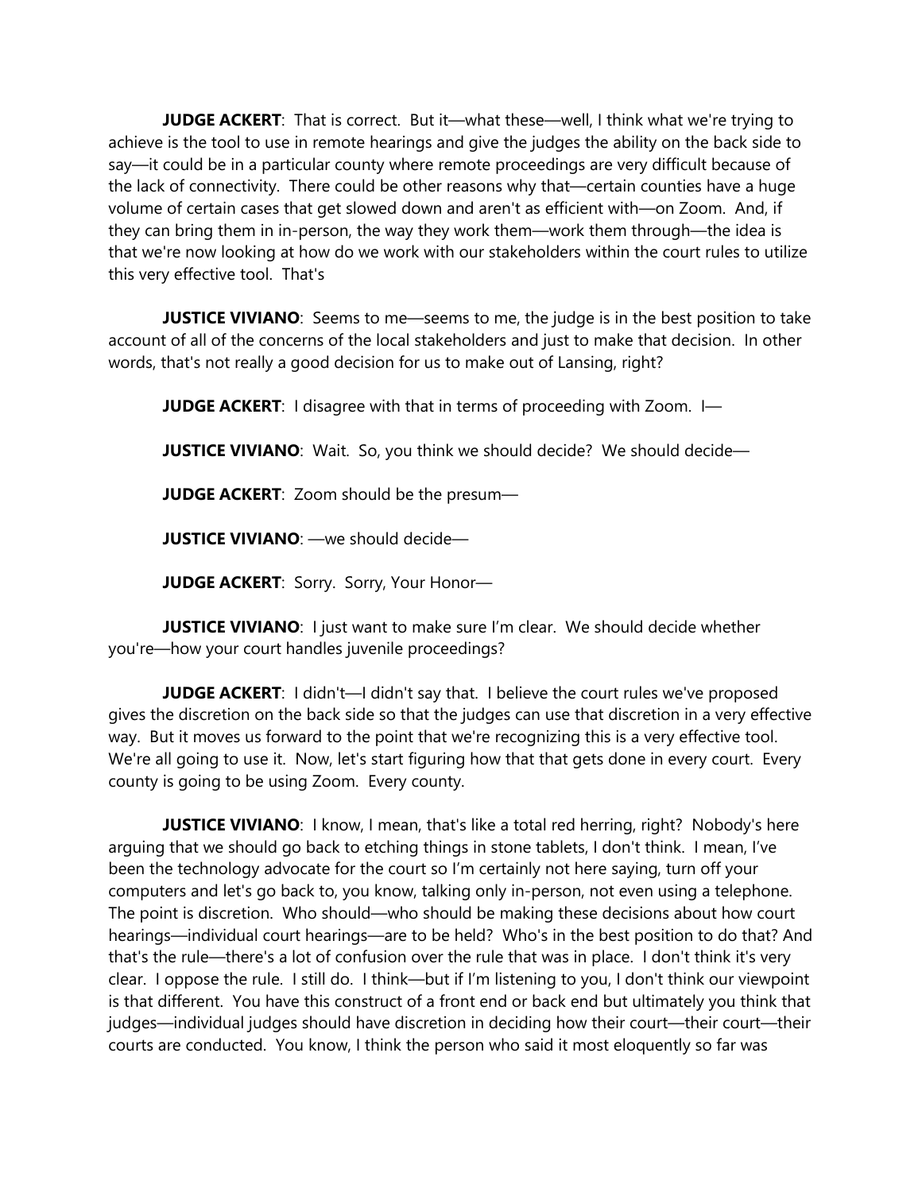**JUDGE ACKERT**: That is correct. But it—what these—well, I think what we're trying to achieve is the tool to use in remote hearings and give the judges the ability on the back side to say—it could be in a particular county where remote proceedings are very difficult because of the lack of connectivity. There could be other reasons why that—certain counties have a huge volume of certain cases that get slowed down and aren't as efficient with—on Zoom. And, if they can bring them in in-person, the way they work them—work them through—the idea is that we're now looking at how do we work with our stakeholders within the court rules to utilize this very effective tool. That's

**JUSTICE VIVIANO**: Seems to me—seems to me, the judge is in the best position to take account of all of the concerns of the local stakeholders and just to make that decision. In other words, that's not really a good decision for us to make out of Lansing, right?

**JUDGE ACKERT**: I disagree with that in terms of proceeding with Zoom. I—

**JUSTICE VIVIANO**: Wait. So, you think we should decide? We should decide—

**JUDGE ACKERT**: Zoom should be the presum—

**JUSTICE VIVIANO**: —we should decide—

**JUDGE ACKERT**: Sorry. Sorry, Your Honor—

**JUSTICE VIVIANO**: I just want to make sure I'm clear. We should decide whether you're—how your court handles juvenile proceedings?

**JUDGE ACKERT**: I didn't—I didn't say that. I believe the court rules we've proposed gives the discretion on the back side so that the judges can use that discretion in a very effective way. But it moves us forward to the point that we're recognizing this is a very effective tool. We're all going to use it. Now, let's start figuring how that that gets done in every court. Every county is going to be using Zoom. Every county.

**JUSTICE VIVIANO**: I know, I mean, that's like a total red herring, right? Nobody's here arguing that we should go back to etching things in stone tablets, I don't think. I mean, I've been the technology advocate for the court so I'm certainly not here saying, turn off your computers and let's go back to, you know, talking only in-person, not even using a telephone. The point is discretion. Who should—who should be making these decisions about how court hearings—individual court hearings—are to be held? Who's in the best position to do that? And that's the rule—there's a lot of confusion over the rule that was in place. I don't think it's very clear. I oppose the rule. I still do. I think—but if I'm listening to you, I don't think our viewpoint is that different. You have this construct of a front end or back end but ultimately you think that judges—individual judges should have discretion in deciding how their court—their court—their courts are conducted. You know, I think the person who said it most eloquently so far was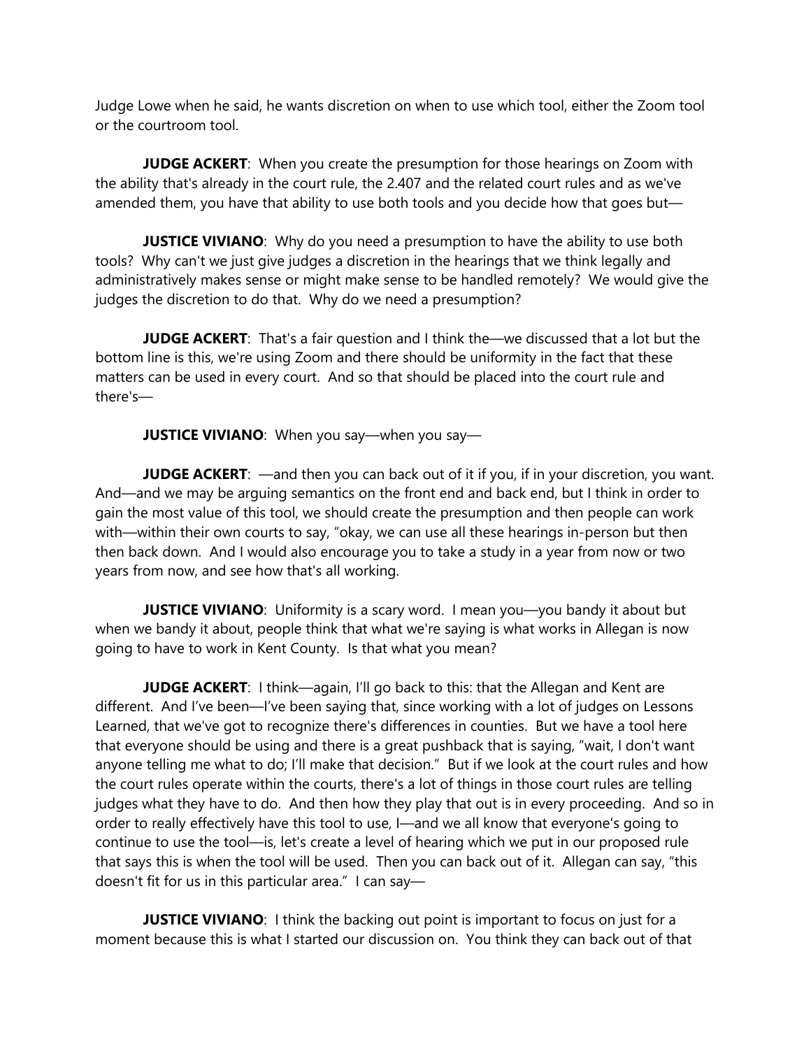Judge Lowe when he said, he wants discretion on when to use which tool, either the Zoom tool or the courtroom tool.

**JUDGE ACKERT**: When you create the presumption for those hearings on Zoom with the ability that's already in the court rule, the 2.407 and the related court rules and as we've amended them, you have that ability to use both tools and you decide how that goes but—

**JUSTICE VIVIANO**: Why do you need a presumption to have the ability to use both tools? Why can't we just give judges a discretion in the hearings that we think legally and administratively makes sense or might make sense to be handled remotely? We would give the judges the discretion to do that. Why do we need a presumption?

**JUDGE ACKERT**: That's a fair question and I think the—we discussed that a lot but the bottom line is this, we're using Zoom and there should be uniformity in the fact that these matters can be used in every court. And so that should be placed into the court rule and there's—

**JUSTICE VIVIANO**: When you say—when you say—

**JUDGE ACKERT**: —and then you can back out of it if you, if in your discretion, you want. And—and we may be arguing semantics on the front end and back end, but I think in order to gain the most value of this tool, we should create the presumption and then people can work with—within their own courts to say, "okay, we can use all these hearings in-person but then then back down. And I would also encourage you to take a study in a year from now or two years from now, and see how that's all working.

**JUSTICE VIVIANO**: Uniformity is a scary word. I mean you—you bandy it about but when we bandy it about, people think that what we're saying is what works in Allegan is now going to have to work in Kent County. Is that what you mean?

**JUDGE ACKERT**: I think—again, I'll go back to this: that the Allegan and Kent are different. And I've been—I've been saying that, since working with a lot of judges on Lessons Learned, that we've got to recognize there's differences in counties. But we have a tool here that everyone should be using and there is a great pushback that is saying, "wait, I don't want anyone telling me what to do; I'll make that decision." But if we look at the court rules and how the court rules operate within the courts, there's a lot of things in those court rules are telling judges what they have to do. And then how they play that out is in every proceeding. And so in order to really effectively have this tool to use, I—and we all know that everyone's going to continue to use the tool—is, let's create a level of hearing which we put in our proposed rule that says this is when the tool will be used. Then you can back out of it. Allegan can say, "this doesn't fit for us in this particular area." I can say—

**JUSTICE VIVIANO**: I think the backing out point is important to focus on just for a moment because this is what I started our discussion on. You think they can back out of that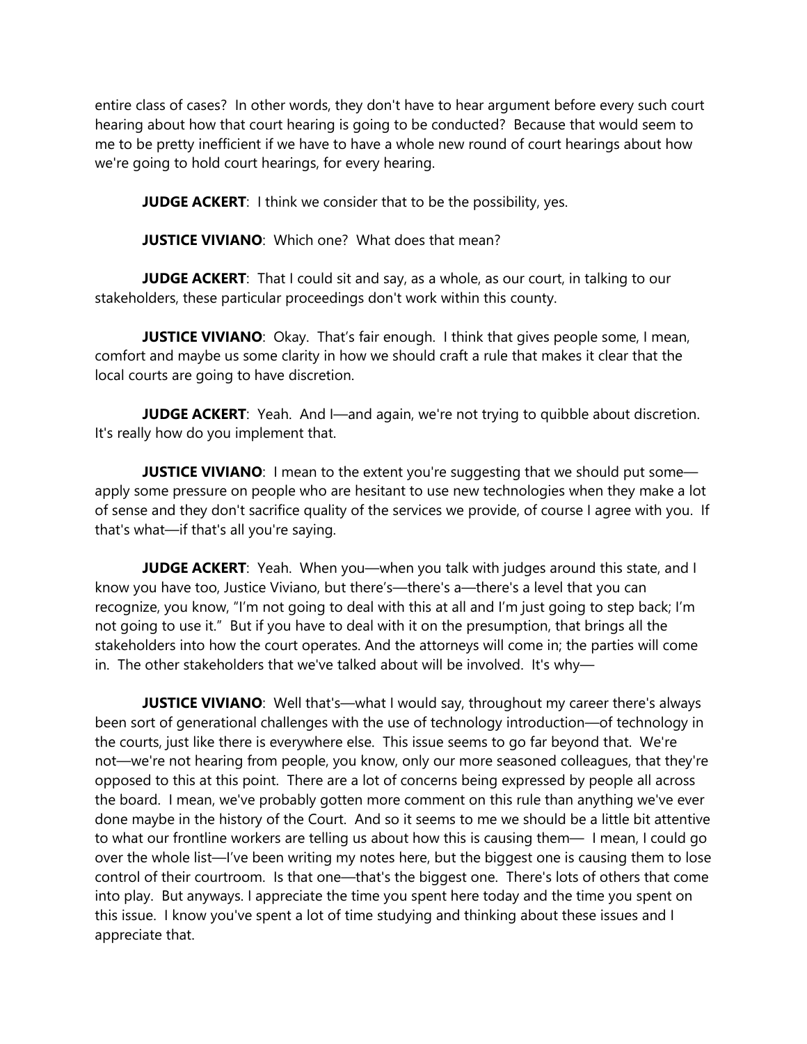entire class of cases? In other words, they don't have to hear argument before every such court hearing about how that court hearing is going to be conducted? Because that would seem to me to be pretty inefficient if we have to have a whole new round of court hearings about how we're going to hold court hearings, for every hearing.

**JUDGE ACKERT**: I think we consider that to be the possibility, yes.

**JUSTICE VIVIANO**: Which one? What does that mean?

**JUDGE ACKERT**: That I could sit and say, as a whole, as our court, in talking to our stakeholders, these particular proceedings don't work within this county.

**JUSTICE VIVIANO**: Okay. That's fair enough. I think that gives people some, I mean, comfort and maybe us some clarity in how we should craft a rule that makes it clear that the local courts are going to have discretion.

**JUDGE ACKERT**: Yeah. And I—and again, we're not trying to quibble about discretion. It's really how do you implement that.

**JUSTICE VIVIANO**: I mean to the extent you're suggesting that we should put some—apply some pressure on people who are hesitant to use new technologies when they make a lot of sense and they don't sacrifice quality of the services we provide, of course I agree with you. If that's what—if that's all you're saying.

**JUDGE ACKERT**: Yeah. When you—when you talk with judges around this state, and I know you have too, Justice Viviano, but there's—there's a—there's a level that you can recognize, you know, "I'm not going to deal with this at all and I'm just going to step back; I'm not going to use it." But if you have to deal with it on the presumption, that brings all the stakeholders into how the court operates. And the attorneys will come in; the parties will come in. The other stakeholders that we've talked about will be involved. It's why—

**JUSTICE VIVIANO**: Well that's—what I would say, throughout my career there's always been sort of generational challenges with the use of technology introduction—of technology in the courts, just like there is everywhere else. This issue seems to go far beyond that. We're not—we're not hearing from people, you know, only our more seasoned colleagues, that they're opposed to this at this point. There are a lot of concerns being expressed by people all across the board. I mean, we've probably gotten more comment on this rule than anything we've ever done maybe in the history of the Court. And so it seems to me we should be a little bit attentive to what our frontline workers are telling us about how this is causing them— I mean, I could go over the whole list—I've been writing my notes here, but the biggest one is causing them to lose control of their courtroom. Is that one—that's the biggest one. There's lots of others that come into play. But anyways. I appreciate the time you spent here today and the time you spent on this issue. I know you've spent a lot of time studying and thinking about these issues and I appreciate that.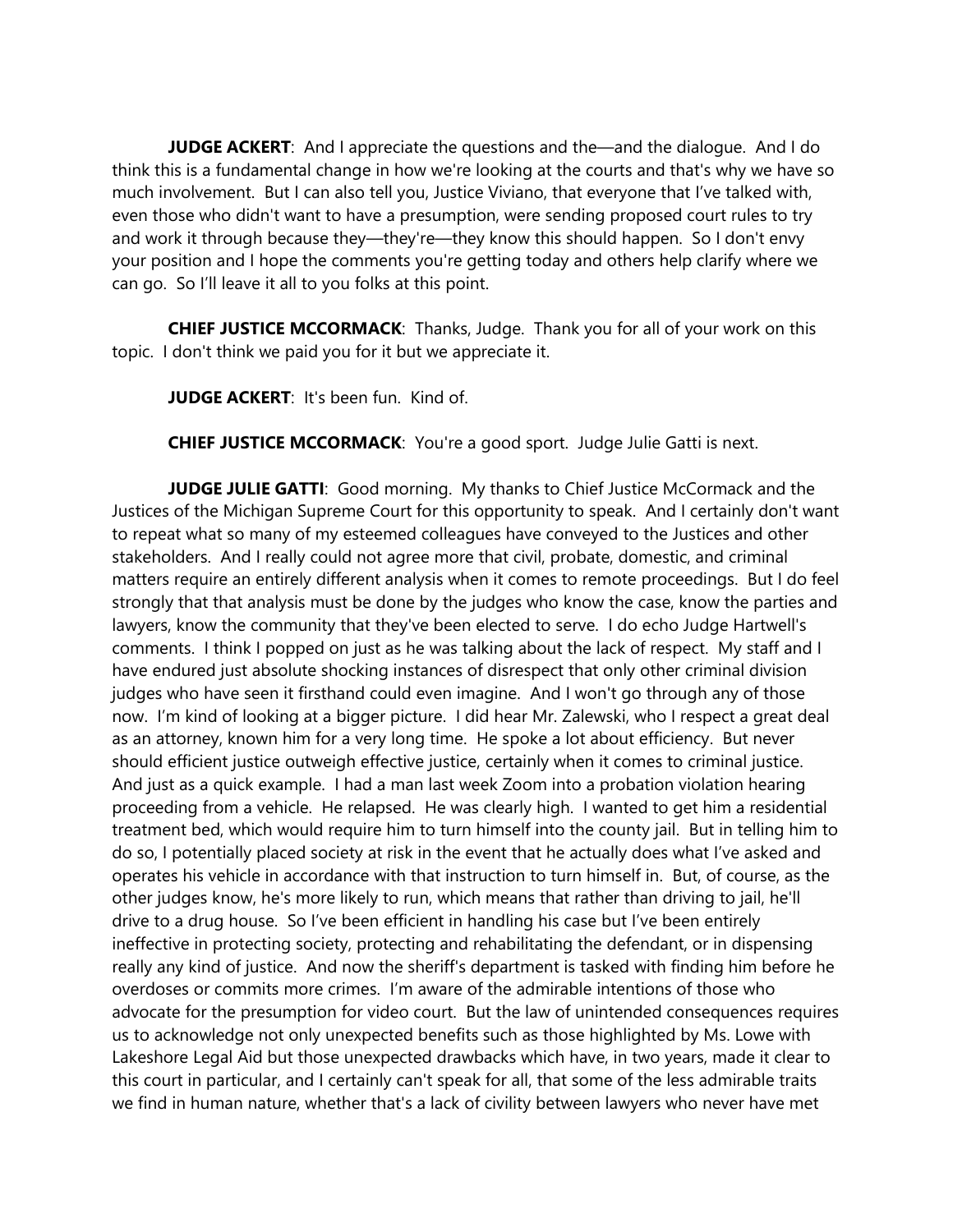**JUDGE ACKERT**: And I appreciate the questions and the—and the dialogue. And I do think this is a fundamental change in how we're looking at the courts and that's why we have so much involvement. But I can also tell you, Justice Viviano, that everyone that I've talked with, even those who didn't want to have a presumption, were sending proposed court rules to try and work it through because they—they're—they know this should happen. So I don't envy your position and I hope the comments you're getting today and others help clarify where we can go. So I'll leave it all to you folks at this point.

**CHIEF JUSTICE MCCORMACK**: Thanks, Judge. Thank you for all of your work on this topic. I don't think we paid you for it but we appreciate it.

**JUDGE ACKERT**: It's been fun. Kind of.

**CHIEF JUSTICE MCCORMACK**: You're a good sport. Judge Julie Gatti is next.

**JUDGE JULIE GATTI**: Good morning. My thanks to Chief Justice McCormack and the Justices of the Michigan Supreme Court for this opportunity to speak. And I certainly don't want to repeat what so many of my esteemed colleagues have conveyed to the Justices and other stakeholders. And I really could not agree more that civil, probate, domestic, and criminal matters require an entirely different analysis when it comes to remote proceedings. But I do feel strongly that that analysis must be done by the judges who know the case, know the parties and lawyers, know the community that they've been elected to serve. I do echo Judge Hartwell's comments. I think I popped on just as he was talking about the lack of respect. My staff and I have endured just absolute shocking instances of disrespect that only other criminal division judges who have seen it firsthand could even imagine. And I won't go through any of those now. I'm kind of looking at a bigger picture. I did hear Mr. Zalewski, who I respect a great deal as an attorney, known him for a very long time. He spoke a lot about efficiency. But never should efficient justice outweigh effective justice, certainly when it comes to criminal justice. And just as a quick example. I had a man last week Zoom into a probation violation hearing proceeding from a vehicle. He relapsed. He was clearly high. I wanted to get him a residential treatment bed, which would require him to turn himself into the county jail. But in telling him to do so, I potentially placed society at risk in the event that he actually does what I've asked and operates his vehicle in accordance with that instruction to turn himself in. But, of course, as the other judges know, he's more likely to run, which means that rather than driving to jail, he'll drive to a drug house. So I've been efficient in handling his case but I've been entirely ineffective in protecting society, protecting and rehabilitating the defendant, or in dispensing really any kind of justice. And now the sheriff's department is tasked with finding him before he overdoses or commits more crimes. I'm aware of the admirable intentions of those who advocate for the presumption for video court. But the law of unintended consequences requires us to acknowledge not only unexpected benefits such as those highlighted by Ms. Lowe with Lakeshore Legal Aid but those unexpected drawbacks which have, in two years, made it clear to this court in particular, and I certainly can't speak for all, that some of the less admirable traits we find in human nature, whether that's a lack of civility between lawyers who never have met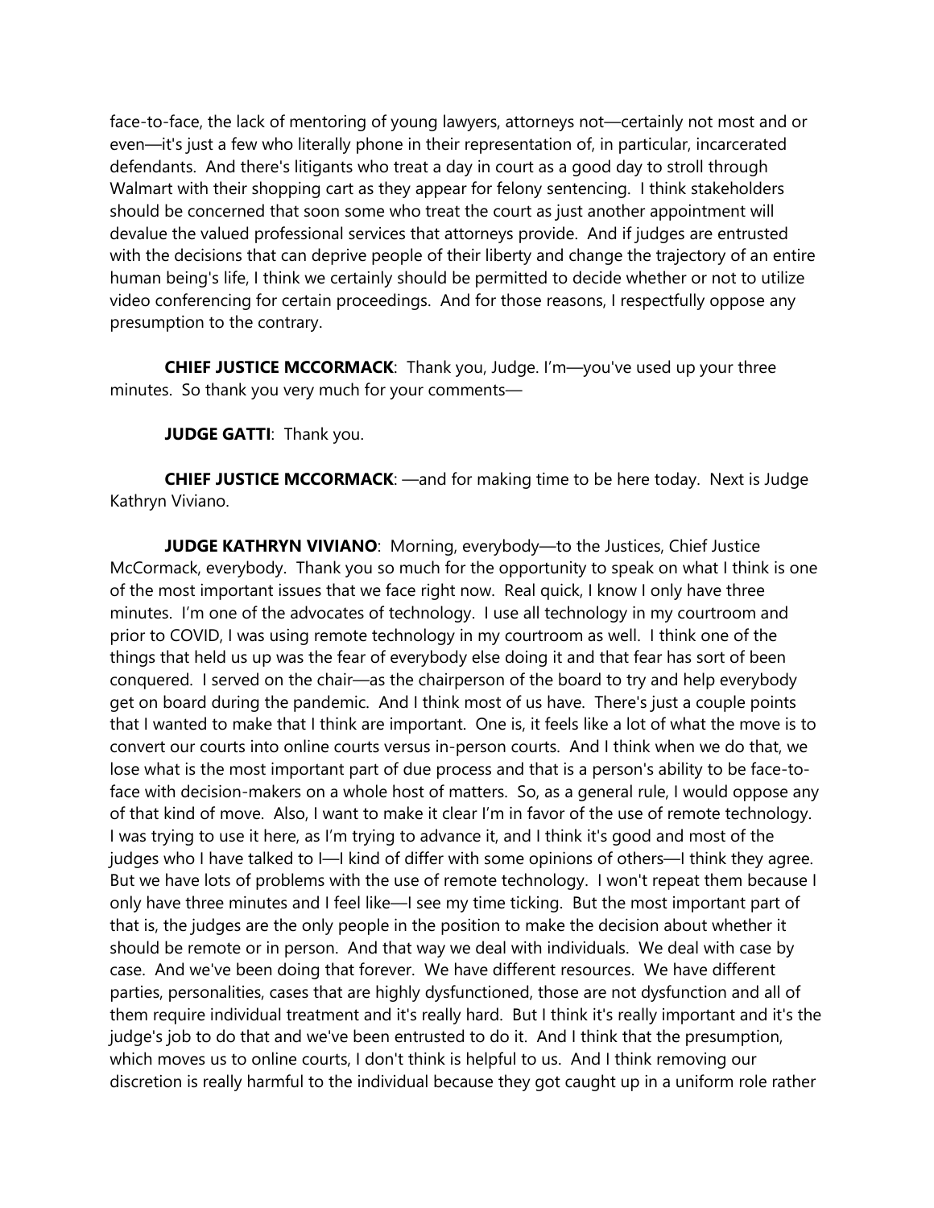face-to-face, the lack of mentoring of young lawyers, attorneys not—certainly not most and or even—it's just a few who literally phone in their representation of, in particular, incarcerated defendants. And there's litigants who treat a day in court as a good day to stroll through Walmart with their shopping cart as they appear for felony sentencing. I think stakeholders should be concerned that soon some who treat the court as just another appointment will devalue the valued professional services that attorneys provide. And if judges are entrusted with the decisions that can deprive people of their liberty and change the trajectory of an entire human being's life, I think we certainly should be permitted to decide whether or not to utilize video conferencing for certain proceedings. And for those reasons, I respectfully oppose any presumption to the contrary.

**CHIEF JUSTICE MCCORMACK**: Thank you, Judge. I'm—you've used up your three minutes. So thank you very much for your comments—

**JUDGE GATTI**: Thank you.

**CHIEF JUSTICE MCCORMACK**: —and for making time to be here today. Next is Judge Kathryn Viviano.

**JUDGE KATHRYN VIVIANO**: Morning, everybody—to the Justices, Chief Justice McCormack, everybody. Thank you so much for the opportunity to speak on what I think is one of the most important issues that we face right now. Real quick, I know I only have three minutes. I'm one of the advocates of technology. I use all technology in my courtroom and prior to COVID, I was using remote technology in my courtroom as well. I think one of the things that held us up was the fear of everybody else doing it and that fear has sort of been conquered. I served on the chair—as the chairperson of the board to try and help everybody get on board during the pandemic. And I think most of us have. There's just a couple points that I wanted to make that I think are important. One is, it feels like a lot of what the move is to convert our courts into online courts versus in-person courts. And I think when we do that, we lose what is the most important part of due process and that is a person's ability to be face-to-face with decision-makers on a whole host of matters. So, as a general rule, I would oppose any of that kind of move. Also, I want to make it clear I'm in favor of the use of remote technology. I was trying to use it here, as I'm trying to advance it, and I think it's good and most of the judges who I have talked to I—I kind of differ with some opinions of others—I think they agree. But we have lots of problems with the use of remote technology. I won't repeat them because I only have three minutes and I feel like—I see my time ticking. But the most important part of that is, the judges are the only people in the position to make the decision about whether it should be remote or in person. And that way we deal with individuals. We deal with case by case. And we've been doing that forever. We have different resources. We have different parties, personalities, cases that are highly dysfunctioned, those are not dysfunction and all of them require individual treatment and it's really hard. But I think it's really important and it's the judge's job to do that and we've been entrusted to do it. And I think that the presumption, which moves us to online courts, I don't think is helpful to us. And I think removing our discretion is really harmful to the individual because they got caught up in a uniform role rather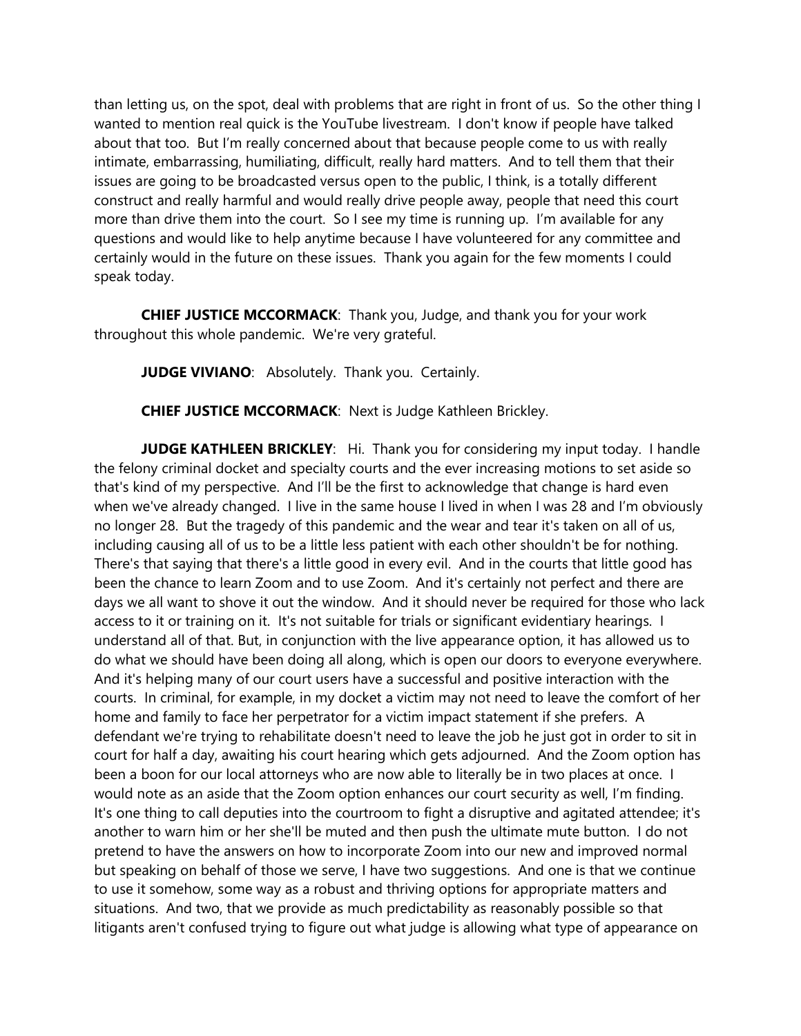than letting us, on the spot, deal with problems that are right in front of us. So the other thing I wanted to mention real quick is the YouTube livestream. I don't know if people have talked about that too. But I'm really concerned about that because people come to us with really intimate, embarrassing, humiliating, difficult, really hard matters. And to tell them that their issues are going to be broadcasted versus open to the public, I think, is a totally different construct and really harmful and would really drive people away, people that need this court more than drive them into the court. So I see my time is running up. I'm available for any questions and would like to help anytime because I have volunteered for any committee and certainly would in the future on these issues. Thank you again for the few moments I could speak today.

**CHIEF JUSTICE MCCORMACK**: Thank you, Judge, and thank you for your work throughout this whole pandemic. We're very grateful.

**JUDGE VIVIANO**: Absolutely. Thank you. Certainly.

**CHIEF JUSTICE MCCORMACK**: Next is Judge Kathleen Brickley.

**JUDGE KATHLEEN BRICKLEY**: Hi. Thank you for considering my input today. I handle the felony criminal docket and specialty courts and the ever increasing motions to set aside so that's kind of my perspective. And I'll be the first to acknowledge that change is hard even when we've already changed. I live in the same house I lived in when I was 28 and I'm obviously no longer 28. But the tragedy of this pandemic and the wear and tear it's taken on all of us, including causing all of us to be a little less patient with each other shouldn't be for nothing. There's that saying that there's a little good in every evil. And in the courts that little good has been the chance to learn Zoom and to use Zoom. And it's certainly not perfect and there are days we all want to shove it out the window. And it should never be required for those who lack access to it or training on it. It's not suitable for trials or significant evidentiary hearings. I understand all of that. But, in conjunction with the live appearance option, it has allowed us to do what we should have been doing all along, which is open our doors to everyone everywhere. And it's helping many of our court users have a successful and positive interaction with the courts. In criminal, for example, in my docket a victim may not need to leave the comfort of her home and family to face her perpetrator for a victim impact statement if she prefers. A defendant we're trying to rehabilitate doesn't need to leave the job he just got in order to sit in court for half a day, awaiting his court hearing which gets adjourned. And the Zoom option has been a boon for our local attorneys who are now able to literally be in two places at once. I would note as an aside that the Zoom option enhances our court security as well, I'm finding. It's one thing to call deputies into the courtroom to fight a disruptive and agitated attendee; it's another to warn him or her she'll be muted and then push the ultimate mute button. I do not pretend to have the answers on how to incorporate Zoom into our new and improved normal but speaking on behalf of those we serve, I have two suggestions. And one is that we continue to use it somehow, some way as a robust and thriving options for appropriate matters and situations. And two, that we provide as much predictability as reasonably possible so that litigants aren't confused trying to figure out what judge is allowing what type of appearance on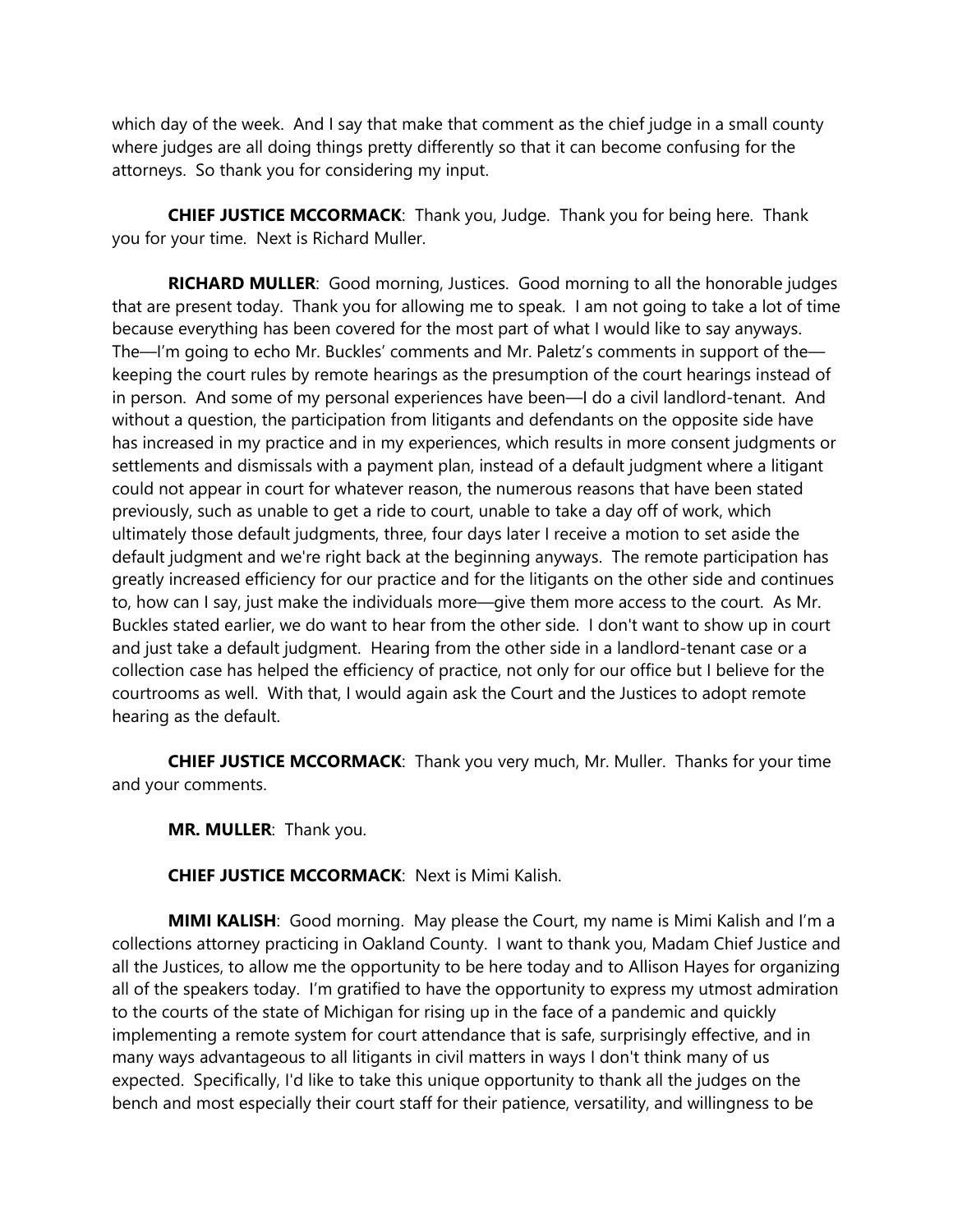which day of the week. And I say that make that comment as the chief judge in a small county where judges are all doing things pretty differently so that it can become confusing for the attorneys. So thank you for considering my input.

**CHIEF JUSTICE MCCORMACK**: Thank you, Judge. Thank you for being here. Thank you for your time. Next is Richard Muller.

**RICHARD MULLER**: Good morning, Justices. Good morning to all the honorable judges that are present today. Thank you for allowing me to speak. I am not going to take a lot of time because everything has been covered for the most part of what I would like to say anyways. The—I'm going to echo Mr. Buckles' comments and Mr. Paletz's comments in support of the—keeping the court rules by remote hearings as the presumption of the court hearings instead of in person. And some of my personal experiences have been—I do a civil landlord-tenant. And without a question, the participation from litigants and defendants on the opposite side have has increased in my practice and in my experiences, which results in more consent judgments or settlements and dismissals with a payment plan, instead of a default judgment where a litigant could not appear in court for whatever reason, the numerous reasons that have been stated previously, such as unable to get a ride to court, unable to take a day off of work, which ultimately those default judgments, three, four days later I receive a motion to set aside the default judgment and we're right back at the beginning anyways. The remote participation has greatly increased efficiency for our practice and for the litigants on the other side and continues to, how can I say, just make the individuals more—give them more access to the court. As Mr. Buckles stated earlier, we do want to hear from the other side. I don't want to show up in court and just take a default judgment. Hearing from the other side in a landlord-tenant case or a collection case has helped the efficiency of practice, not only for our office but I believe for the courtrooms as well. With that, I would again ask the Court and the Justices to adopt remote hearing as the default.

**CHIEF JUSTICE MCCORMACK**: Thank you very much, Mr. Muller. Thanks for your time and your comments.

**MR. MULLER**: Thank you.

**CHIEF JUSTICE MCCORMACK**: Next is Mimi Kalish.

**MIMI KALISH**: Good morning. May please the Court, my name is Mimi Kalish and I'm a collections attorney practicing in Oakland County. I want to thank you, Madam Chief Justice and all the Justices, to allow me the opportunity to be here today and to Allison Hayes for organizing all of the speakers today. I'm gratified to have the opportunity to express my utmost admiration to the courts of the state of Michigan for rising up in the face of a pandemic and quickly implementing a remote system for court attendance that is safe, surprisingly effective, and in many ways advantageous to all litigants in civil matters in ways I don't think many of us expected. Specifically, I'd like to take this unique opportunity to thank all the judges on the bench and most especially their court staff for their patience, versatility, and willingness to be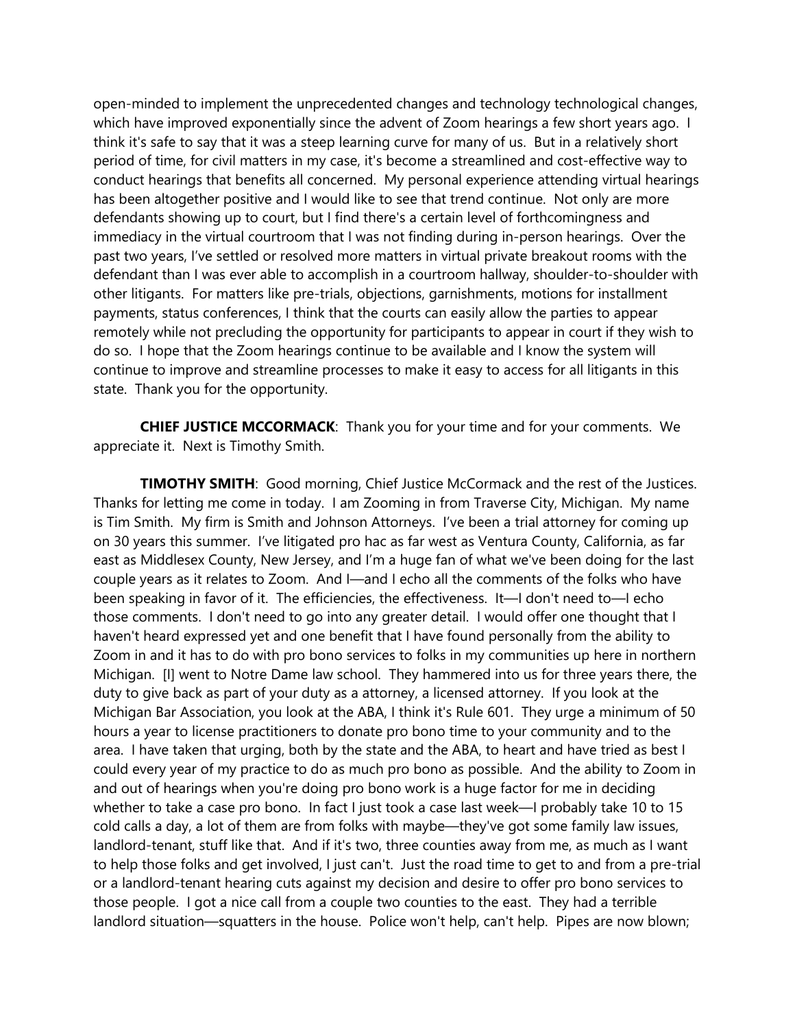open-minded to implement the unprecedented changes and technology technological changes, which have improved exponentially since the advent of Zoom hearings a few short years ago. I think it's safe to say that it was a steep learning curve for many of us. But in a relatively short period of time, for civil matters in my case, it's become a streamlined and cost-effective way to conduct hearings that benefits all concerned. My personal experience attending virtual hearings has been altogether positive and I would like to see that trend continue. Not only are more defendants showing up to court, but I find there's a certain level of forthcomingness and immediacy in the virtual courtroom that I was not finding during in-person hearings. Over the past two years, I've settled or resolved more matters in virtual private breakout rooms with the defendant than I was ever able to accomplish in a courtroom hallway, shoulder-to-shoulder with other litigants. For matters like pre-trials, objections, garnishments, motions for installment payments, status conferences, I think that the courts can easily allow the parties to appear remotely while not precluding the opportunity for participants to appear in court if they wish to do so. I hope that the Zoom hearings continue to be available and I know the system will continue to improve and streamline processes to make it easy to access for all litigants in this state. Thank you for the opportunity.

**CHIEF JUSTICE MCCORMACK**: Thank you for your time and for your comments. We appreciate it. Next is Timothy Smith.

**TIMOTHY SMITH**: Good morning, Chief Justice McCormack and the rest of the Justices. Thanks for letting me come in today. I am Zooming in from Traverse City, Michigan. My name is Tim Smith. My firm is Smith and Johnson Attorneys. I've been a trial attorney for coming up on 30 years this summer. I've litigated pro hac as far west as Ventura County, California, as far east as Middlesex County, New Jersey, and I'm a huge fan of what we've been doing for the last couple years as it relates to Zoom. And I—and I echo all the comments of the folks who have been speaking in favor of it. The efficiencies, the effectiveness. It—I don't need to—I echo those comments. I don't need to go into any greater detail. I would offer one thought that I haven't heard expressed yet and one benefit that I have found personally from the ability to Zoom in and it has to do with pro bono services to folks in my communities up here in northern Michigan. [I] went to Notre Dame law school. They hammered into us for three years there, the duty to give back as part of your duty as a attorney, a licensed attorney. If you look at the Michigan Bar Association, you look at the ABA, I think it's Rule 601. They urge a minimum of 50 hours a year to license practitioners to donate pro bono time to your community and to the area. I have taken that urging, both by the state and the ABA, to heart and have tried as best I could every year of my practice to do as much pro bono as possible. And the ability to Zoom in and out of hearings when you're doing pro bono work is a huge factor for me in deciding whether to take a case pro bono. In fact I just took a case last week—I probably take 10 to 15 cold calls a day, a lot of them are from folks with maybe—they've got some family law issues, landlord-tenant, stuff like that. And if it's two, three counties away from me, as much as I want to help those folks and get involved, I just can't. Just the road time to get to and from a pre-trial or a landlord-tenant hearing cuts against my decision and desire to offer pro bono services to those people. I got a nice call from a couple two counties to the east. They had a terrible landlord situation—squatters in the house. Police won't help, can't help. Pipes are now blown;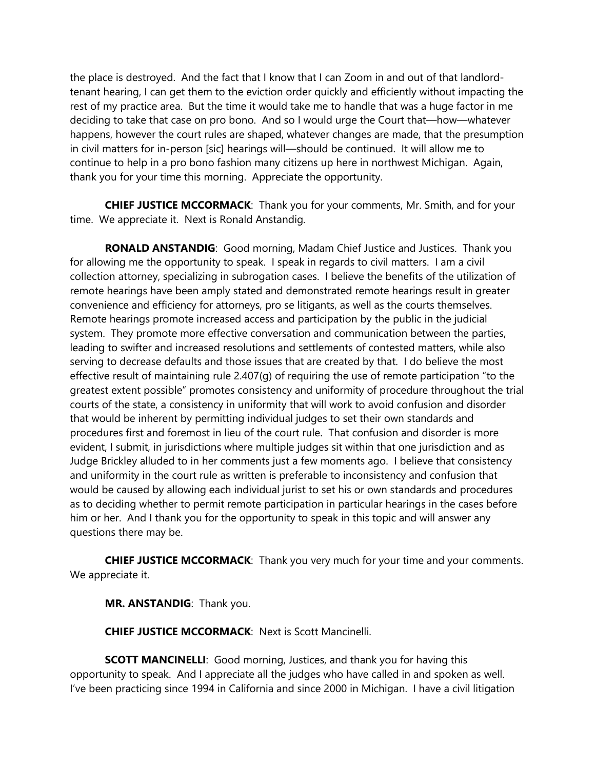the place is destroyed. And the fact that I know that I can Zoom in and out of that landlord-tenant hearing, I can get them to the eviction order quickly and efficiently without impacting the rest of my practice area. But the time it would take me to handle that was a huge factor in me deciding to take that case on pro bono. And so I would urge the Court that—how—whatever happens, however the court rules are shaped, whatever changes are made, that the presumption in civil matters for in-person [sic] hearings will—should be continued. It will allow me to continue to help in a pro bono fashion many citizens up here in northwest Michigan. Again, thank you for your time this morning. Appreciate the opportunity.

**CHIEF JUSTICE MCCORMACK**: Thank you for your comments, Mr. Smith, and for your time. We appreciate it. Next is Ronald Anstandig.

**RONALD ANSTANDIG**: Good morning, Madam Chief Justice and Justices. Thank you for allowing me the opportunity to speak. I speak in regards to civil matters. I am a civil collection attorney, specializing in subrogation cases. I believe the benefits of the utilization of remote hearings have been amply stated and demonstrated remote hearings result in greater convenience and efficiency for attorneys, pro se litigants, as well as the courts themselves. Remote hearings promote increased access and participation by the public in the judicial system. They promote more effective conversation and communication between the parties, leading to swifter and increased resolutions and settlements of contested matters, while also serving to decrease defaults and those issues that are created by that. I do believe the most effective result of maintaining rule 2.407(g) of requiring the use of remote participation "to the greatest extent possible" promotes consistency and uniformity of procedure throughout the trial courts of the state, a consistency in uniformity that will work to avoid confusion and disorder that would be inherent by permitting individual judges to set their own standards and procedures first and foremost in lieu of the court rule. That confusion and disorder is more evident, I submit, in jurisdictions where multiple judges sit within that one jurisdiction and as Judge Brickley alluded to in her comments just a few moments ago. I believe that consistency and uniformity in the court rule as written is preferable to inconsistency and confusion that would be caused by allowing each individual jurist to set his or own standards and procedures as to deciding whether to permit remote participation in particular hearings in the cases before him or her. And I thank you for the opportunity to speak in this topic and will answer any questions there may be.

**CHIEF JUSTICE MCCORMACK**: Thank you very much for your time and your comments. We appreciate it.

**MR. ANSTANDIG**: Thank you.

**CHIEF JUSTICE MCCORMACK**: Next is Scott Mancinelli.

**SCOTT MANCINELLI**: Good morning, Justices, and thank you for having this opportunity to speak. And I appreciate all the judges who have called in and spoken as well. I've been practicing since 1994 in California and since 2000 in Michigan. I have a civil litigation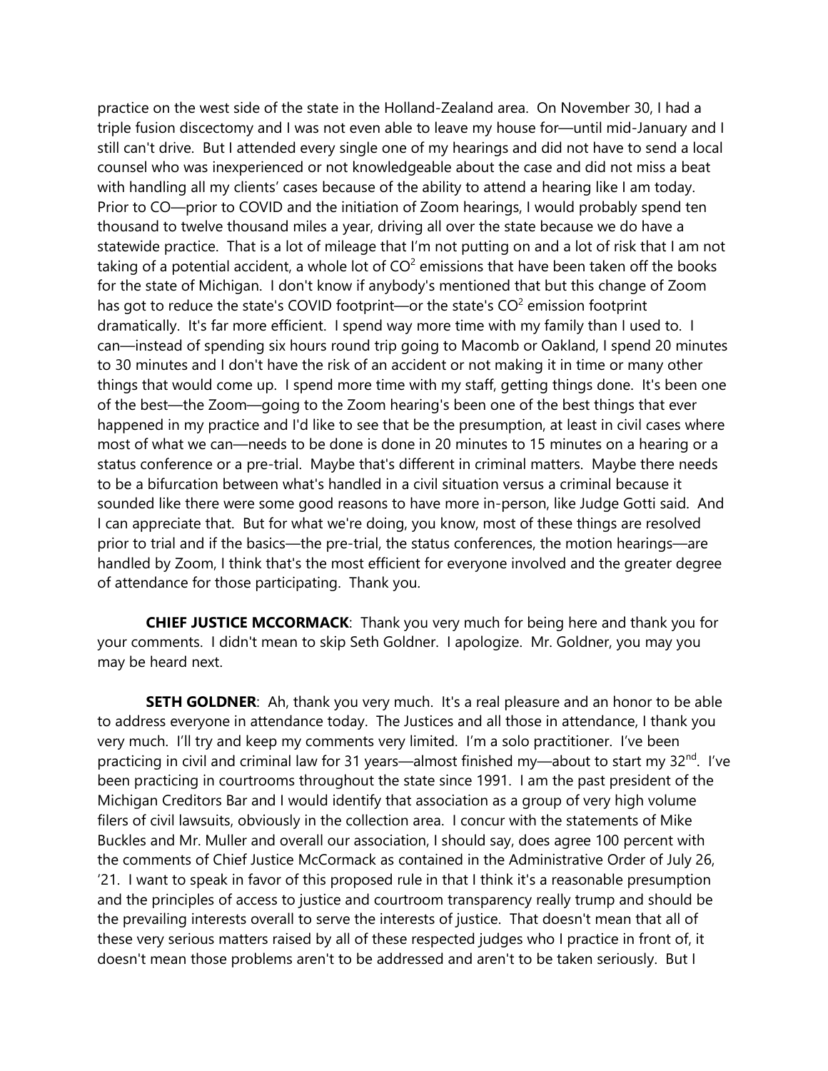practice on the west side of the state in the Holland-Zealand area. On November 30, I had a triple fusion discectomy and I was not even able to leave my house for—until mid-January and I still can't drive. But I attended every single one of my hearings and did not have to send a local counsel who was inexperienced or not knowledgeable about the case and did not miss a beat with handling all my clients' cases because of the ability to attend a hearing like I am today. Prior to CO—prior to COVID and the initiation of Zoom hearings, I would probably spend ten thousand to twelve thousand miles a year, driving all over the state because we do have a statewide practice. That is a lot of mileage that I'm not putting on and a lot of risk that I am not taking of a potential accident, a whole lot of $CO^2$ emissions that have been taken off the books for the state of Michigan. I don't know if anybody's mentioned that but this change of Zoom has got to reduce the state's COVID footprint—or the state's $CO^2$ emission footprint dramatically. It's far more efficient. I spend way more time with my family than I used to. I can—instead of spending six hours round trip going to Macomb or Oakland, I spend 20 minutes to 30 minutes and I don't have the risk of an accident or not making it in time or many other things that would come up. I spend more time with my staff, getting things done. It's been one of the best—the Zoom—going to the Zoom hearing's been one of the best things that ever happened in my practice and I'd like to see that be the presumption, at least in civil cases where most of what we can—needs to be done is done in 20 minutes to 15 minutes on a hearing or a status conference or a pre-trial. Maybe that's different in criminal matters. Maybe there needs to be a bifurcation between what's handled in a civil situation versus a criminal because it sounded like there were some good reasons to have more in-person, like Judge Gotti said. And I can appreciate that. But for what we're doing, you know, most of these things are resolved prior to trial and if the basics—the pre-trial, the status conferences, the motion hearings—are handled by Zoom, I think that's the most efficient for everyone involved and the greater degree of attendance for those participating. Thank you.

**CHIEF JUSTICE MCCORMACK**: Thank you very much for being here and thank you for your comments. I didn't mean to skip Seth Goldner. I apologize. Mr. Goldner, you may you may be heard next.

**SETH GOLDNER**: Ah, thank you very much. It's a real pleasure and an honor to be able to address everyone in attendance today. The Justices and all those in attendance, I thank you very much. I'll try and keep my comments very limited. I'm a solo practitioner. I've been practicing in civil and criminal law for 31 years—almost finished my—about to start my 32nd. I've been practicing in courtrooms throughout the state since 1991. I am the past president of the Michigan Creditors Bar and I would identify that association as a group of very high volume filers of civil lawsuits, obviously in the collection area. I concur with the statements of Mike Buckles and Mr. Muller and overall our association, I should say, does agree 100 percent with the comments of Chief Justice McCormack as contained in the Administrative Order of July 26, '21. I want to speak in favor of this proposed rule in that I think it's a reasonable presumption and the principles of access to justice and courtroom transparency really trump and should be the prevailing interests overall to serve the interests of justice. That doesn't mean that all of these very serious matters raised by all of these respected judges who I practice in front of, it doesn't mean those problems aren't to be addressed and aren't to be taken seriously. But I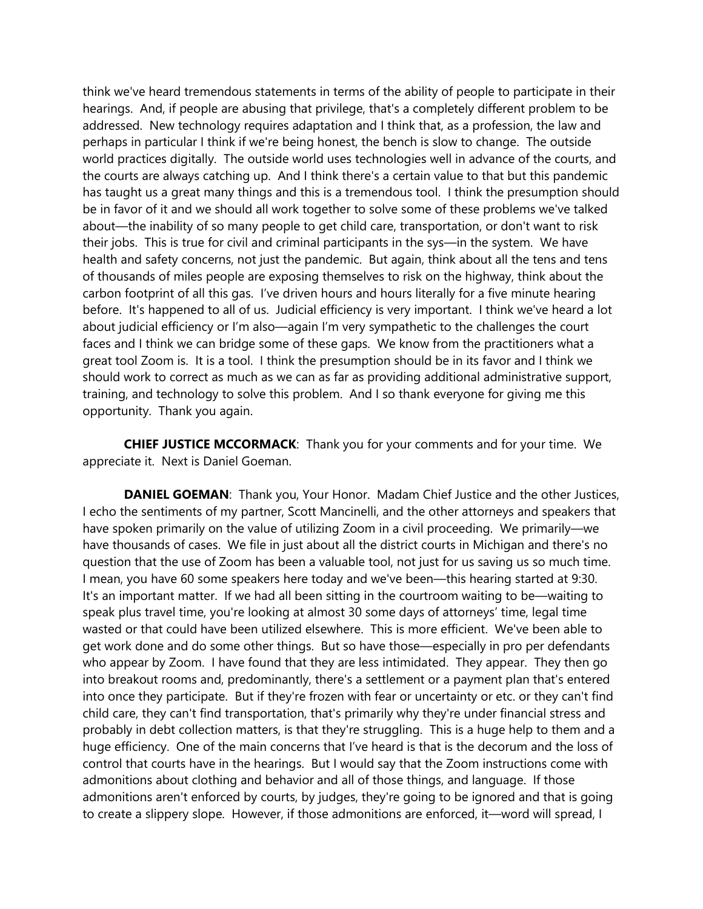think we've heard tremendous statements in terms of the ability of people to participate in their hearings. And, if people are abusing that privilege, that's a completely different problem to be addressed. New technology requires adaptation and I think that, as a profession, the law and perhaps in particular I think if we're being honest, the bench is slow to change. The outside world practices digitally. The outside world uses technologies well in advance of the courts, and the courts are always catching up. And I think there's a certain value to that but this pandemic has taught us a great many things and this is a tremendous tool. I think the presumption should be in favor of it and we should all work together to solve some of these problems we've talked about—the inability of so many people to get child care, transportation, or don't want to risk their jobs. This is true for civil and criminal participants in the sys—in the system. We have health and safety concerns, not just the pandemic. But again, think about all the tens and tens of thousands of miles people are exposing themselves to risk on the highway, think about the carbon footprint of all this gas. I've driven hours and hours literally for a five minute hearing before. It's happened to all of us. Judicial efficiency is very important. I think we've heard a lot about judicial efficiency or I'm also—again I'm very sympathetic to the challenges the court faces and I think we can bridge some of these gaps. We know from the practitioners what a great tool Zoom is. It is a tool. I think the presumption should be in its favor and I think we should work to correct as much as we can as far as providing additional administrative support, training, and technology to solve this problem. And I so thank everyone for giving me this opportunity. Thank you again.

**CHIEF JUSTICE MCCORMACK**: Thank you for your comments and for your time. We appreciate it. Next is Daniel Goeman.

**DANIEL GOEMAN**: Thank you, Your Honor. Madam Chief Justice and the other Justices, I echo the sentiments of my partner, Scott Mancinelli, and the other attorneys and speakers that have spoken primarily on the value of utilizing Zoom in a civil proceeding. We primarily—we have thousands of cases. We file in just about all the district courts in Michigan and there's no question that the use of Zoom has been a valuable tool, not just for us saving us so much time. I mean, you have 60 some speakers here today and we've been—this hearing started at 9:30. It's an important matter. If we had all been sitting in the courtroom waiting to be—waiting to speak plus travel time, you're looking at almost 30 some days of attorneys' time, legal time wasted or that could have been utilized elsewhere. This is more efficient. We've been able to get work done and do some other things. But so have those—especially in pro per defendants who appear by Zoom. I have found that they are less intimidated. They appear. They then go into breakout rooms and, predominantly, there's a settlement or a payment plan that's entered into once they participate. But if they're frozen with fear or uncertainty or etc. or they can't find child care, they can't find transportation, that's primarily why they're under financial stress and probably in debt collection matters, is that they're struggling. This is a huge help to them and a huge efficiency. One of the main concerns that I've heard is that is the decorum and the loss of control that courts have in the hearings. But I would say that the Zoom instructions come with admonitions about clothing and behavior and all of those things, and language. If those admonitions aren't enforced by courts, by judges, they're going to be ignored and that is going to create a slippery slope. However, if those admonitions are enforced, it—word will spread, I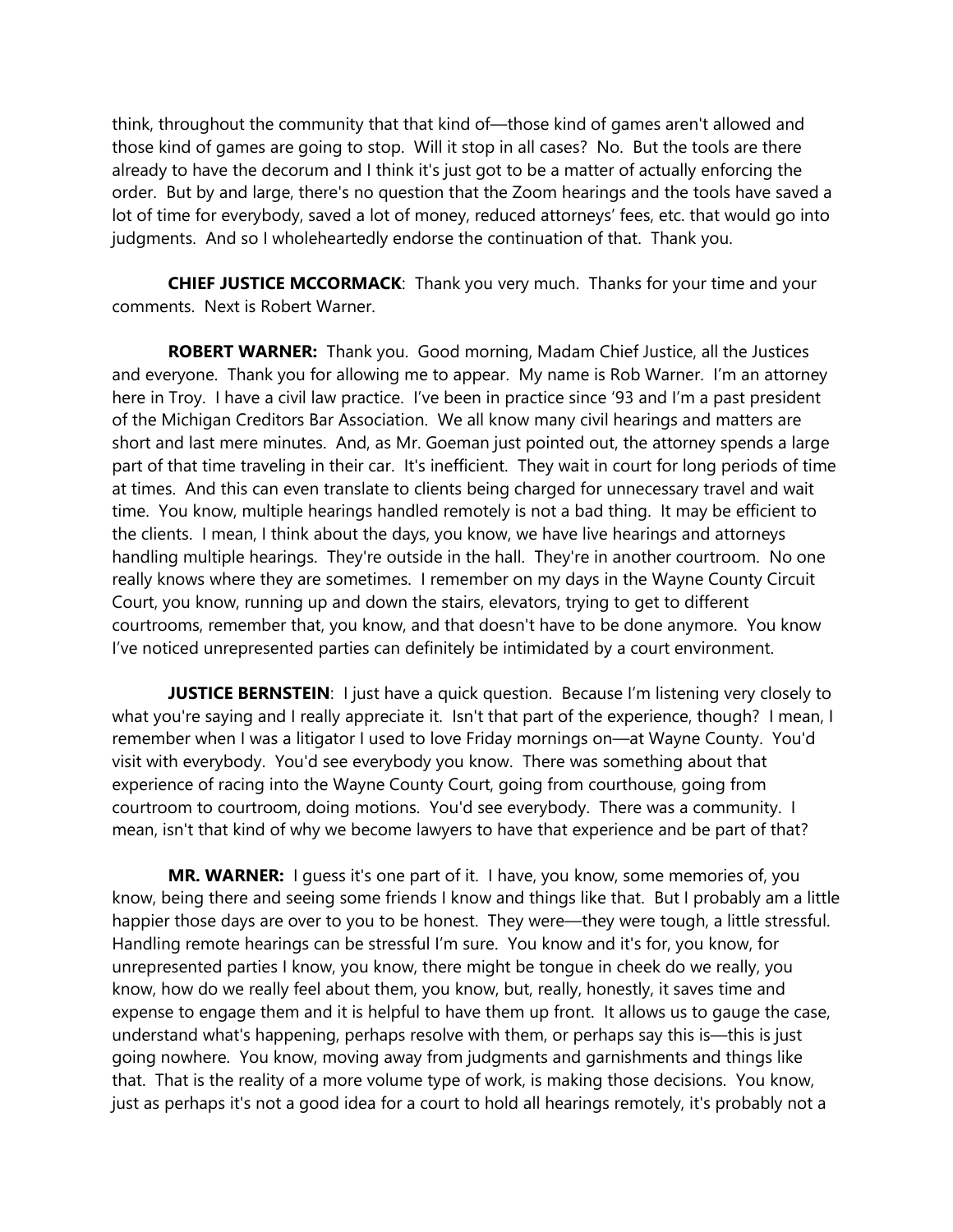think, throughout the community that that kind of—those kind of games aren't allowed and those kind of games are going to stop. Will it stop in all cases? No. But the tools are there already to have the decorum and I think it's just got to be a matter of actually enforcing the order. But by and large, there's no question that the Zoom hearings and the tools have saved a lot of time for everybody, saved a lot of money, reduced attorneys' fees, etc. that would go into judgments. And so I wholeheartedly endorse the continuation of that. Thank you.

**CHIEF JUSTICE MCCORMACK**: Thank you very much. Thanks for your time and your comments. Next is Robert Warner.

**ROBERT WARNER:** Thank you. Good morning, Madam Chief Justice, all the Justices and everyone. Thank you for allowing me to appear. My name is Rob Warner. I'm an attorney here in Troy. I have a civil law practice. I've been in practice since '93 and I'm a past president of the Michigan Creditors Bar Association. We all know many civil hearings and matters are short and last mere minutes. And, as Mr. Goeman just pointed out, the attorney spends a large part of that time traveling in their car. It's inefficient. They wait in court for long periods of time at times. And this can even translate to clients being charged for unnecessary travel and wait time. You know, multiple hearings handled remotely is not a bad thing. It may be efficient to the clients. I mean, I think about the days, you know, we have live hearings and attorneys handling multiple hearings. They're outside in the hall. They're in another courtroom. No one really knows where they are sometimes. I remember on my days in the Wayne County Circuit Court, you know, running up and down the stairs, elevators, trying to get to different courtrooms, remember that, you know, and that doesn't have to be done anymore. You know I've noticed unrepresented parties can definitely be intimidated by a court environment.

**JUSTICE BERNSTEIN**: I just have a quick question. Because I'm listening very closely to what you're saying and I really appreciate it. Isn't that part of the experience, though? I mean, I remember when I was a litigator I used to love Friday mornings on—at Wayne County. You'd visit with everybody. You'd see everybody you know. There was something about that experience of racing into the Wayne County Court, going from courthouse, going from courtroom to courtroom, doing motions. You'd see everybody. There was a community. I mean, isn't that kind of why we become lawyers to have that experience and be part of that?

**MR. WARNER:** I guess it's one part of it. I have, you know, some memories of, you know, being there and seeing some friends I know and things like that. But I probably am a little happier those days are over to you to be honest. They were—they were tough, a little stressful. Handling remote hearings can be stressful I'm sure. You know and it's for, you know, for unrepresented parties I know, you know, there might be tongue in cheek do we really, you know, how do we really feel about them, you know, but, really, honestly, it saves time and expense to engage them and it is helpful to have them up front. It allows us to gauge the case, understand what's happening, perhaps resolve with them, or perhaps say this is—this is just going nowhere. You know, moving away from judgments and garnishments and things like that. That is the reality of a more volume type of work, is making those decisions. You know, just as perhaps it's not a good idea for a court to hold all hearings remotely, it's probably not a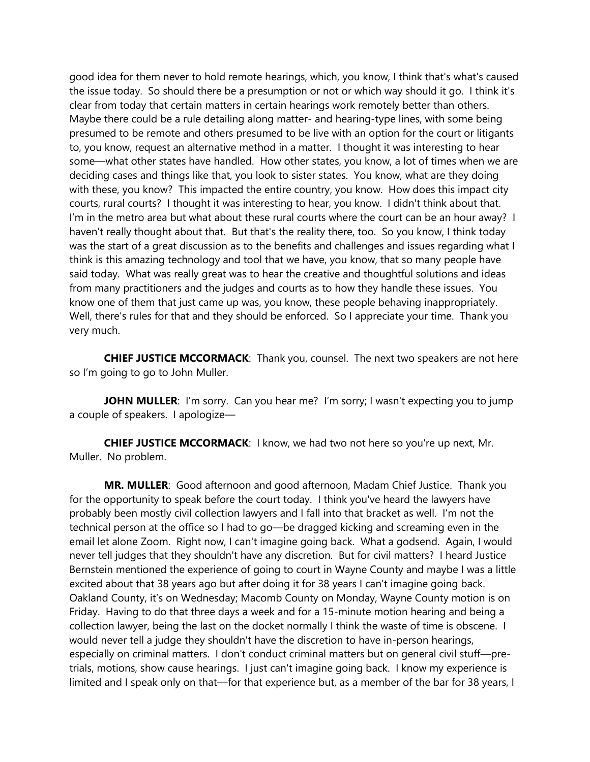good idea for them never to hold remote hearings, which, you know, I think that's what's caused the issue today. So should there be a presumption or not or which way should it go. I think it's clear from today that certain matters in certain hearings work remotely better than others. Maybe there could be a rule detailing along matter- and hearing-type lines, with some being presumed to be remote and others presumed to be live with an option for the court or litigants to, you know, request an alternative method in a matter. I thought it was interesting to hear some—what other states have handled. How other states, you know, a lot of times when we are deciding cases and things like that, you look to sister states. You know, what are they doing with these, you know? This impacted the entire country, you know. How does this impact city courts, rural courts? I thought it was interesting to hear, you know. I didn't think about that. I'm in the metro area but what about these rural courts where the court can be an hour away? I haven't really thought about that. But that's the reality there, too. So you know, I think today was the start of a great discussion as to the benefits and challenges and issues regarding what I think is this amazing technology and tool that we have, you know, that so many people have said today. What was really great was to hear the creative and thoughtful solutions and ideas from many practitioners and the judges and courts as to how they handle these issues. You know one of them that just came up was, you know, these people behaving inappropriately. Well, there's rules for that and they should be enforced. So I appreciate your time. Thank you very much.

**CHIEF JUSTICE MCCORMACK**: Thank you, counsel. The next two speakers are not here so I'm going to go to John Muller.

**JOHN MULLER**: I'm sorry. Can you hear me? I'm sorry; I wasn't expecting you to jump a couple of speakers. I apologize—

**CHIEF JUSTICE MCCORMACK**: I know, we had two not here so you're up next, Mr. Muller. No problem.

**MR. MULLER**: Good afternoon and good afternoon, Madam Chief Justice. Thank you for the opportunity to speak before the court today. I think you've heard the lawyers have probably been mostly civil collection lawyers and I fall into that bracket as well. I'm not the technical person at the office so I had to go—be dragged kicking and screaming even in the email let alone Zoom. Right now, I can't imagine going back. What a godsend. Again, I would never tell judges that they shouldn't have any discretion. But for civil matters? I heard Justice Bernstein mentioned the experience of going to court in Wayne County and maybe I was a little excited about that 38 years ago but after doing it for 38 years I can't imagine going back. Oakland County, it's on Wednesday; Macomb County on Monday, Wayne County motion is on Friday. Having to do that three days a week and for a 15-minute motion hearing and being a collection lawyer, being the last on the docket normally I think the waste of time is obscene. I would never tell a judge they shouldn't have the discretion to have in-person hearings, especially on criminal matters. I don't conduct criminal matters but on general civil stuff—pre-trials, motions, show cause hearings. I just can't imagine going back. I know my experience is limited and I speak only on that—for that experience but, as a member of the bar for 38 years, I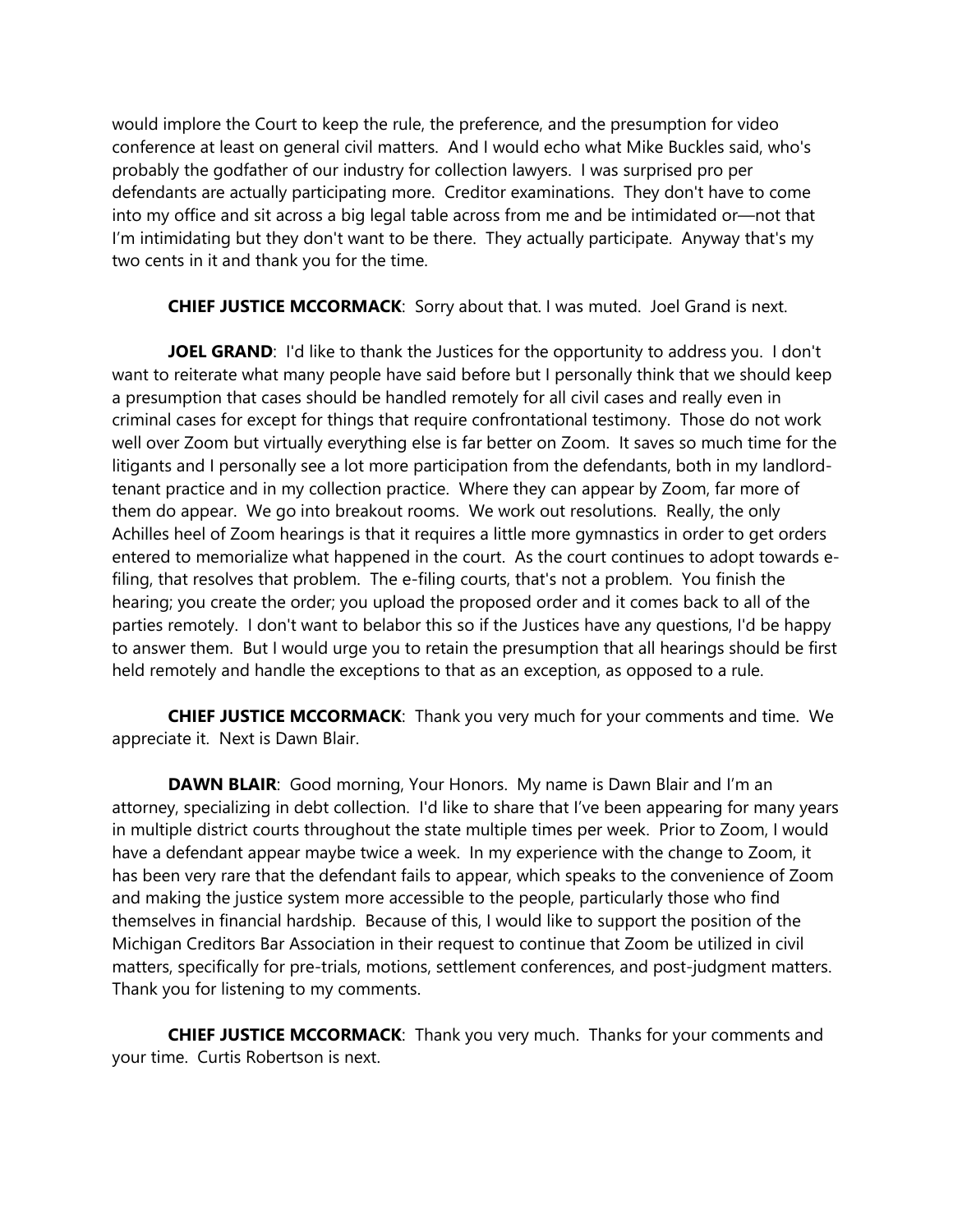would implore the Court to keep the rule, the preference, and the presumption for video conference at least on general civil matters. And I would echo what Mike Buckles said, who's probably the godfather of our industry for collection lawyers. I was surprised pro per defendants are actually participating more. Creditor examinations. They don't have to come into my office and sit across a big legal table across from me and be intimidated or—not that I'm intimidating but they don't want to be there. They actually participate. Anyway that's my two cents in it and thank you for the time.

**CHIEF JUSTICE MCCORMACK**: Sorry about that. I was muted. Joel Grand is next.

**JOEL GRAND**: I'd like to thank the Justices for the opportunity to address you. I don't want to reiterate what many people have said before but I personally think that we should keep a presumption that cases should be handled remotely for all civil cases and really even in criminal cases for except for things that require confrontational testimony. Those do not work well over Zoom but virtually everything else is far better on Zoom. It saves so much time for the litigants and I personally see a lot more participation from the defendants, both in my landlord-tenant practice and in my collection practice. Where they can appear by Zoom, far more of them do appear. We go into breakout rooms. We work out resolutions. Really, the only Achilles heel of Zoom hearings is that it requires a little more gymnastics in order to get orders entered to memorialize what happened in the court. As the court continues to adopt towards e-filing, that resolves that problem. The e-filing courts, that's not a problem. You finish the hearing; you create the order; you upload the proposed order and it comes back to all of the parties remotely. I don't want to belabor this so if the Justices have any questions, I'd be happy to answer them. But I would urge you to retain the presumption that all hearings should be first held remotely and handle the exceptions to that as an exception, as opposed to a rule.

**CHIEF JUSTICE MCCORMACK**: Thank you very much for your comments and time. We appreciate it. Next is Dawn Blair.

**DAWN BLAIR**: Good morning, Your Honors. My name is Dawn Blair and I'm an attorney, specializing in debt collection. I'd like to share that I've been appearing for many years in multiple district courts throughout the state multiple times per week. Prior to Zoom, I would have a defendant appear maybe twice a week. In my experience with the change to Zoom, it has been very rare that the defendant fails to appear, which speaks to the convenience of Zoom and making the justice system more accessible to the people, particularly those who find themselves in financial hardship. Because of this, I would like to support the position of the Michigan Creditors Bar Association in their request to continue that Zoom be utilized in civil matters, specifically for pre-trials, motions, settlement conferences, and post-judgment matters. Thank you for listening to my comments.

**CHIEF JUSTICE MCCORMACK**: Thank you very much. Thanks for your comments and your time. Curtis Robertson is next.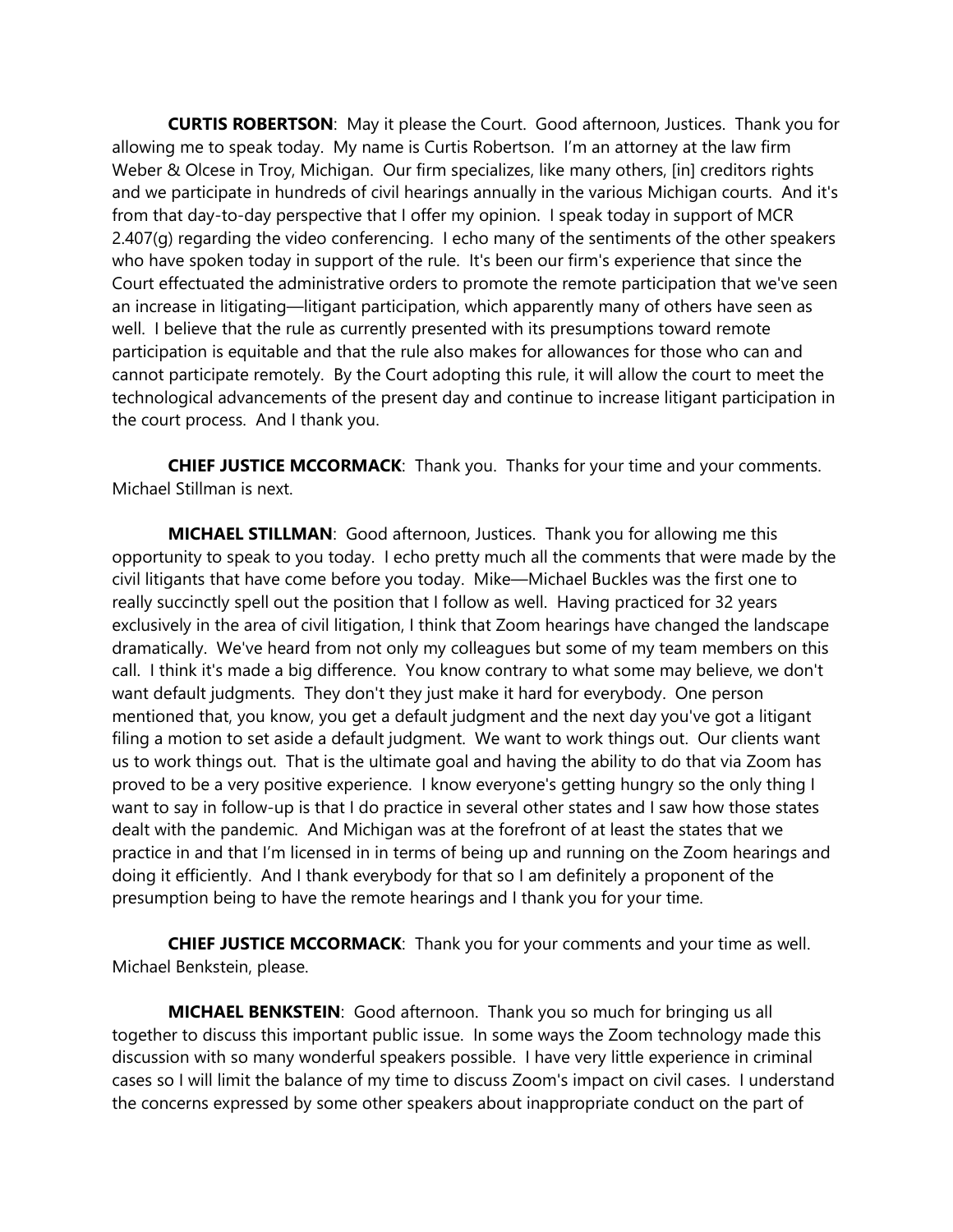**CURTIS ROBERTSON**: May it please the Court. Good afternoon, Justices. Thank you for allowing me to speak today. My name is Curtis Robertson. I'm an attorney at the law firm Weber & Olcese in Troy, Michigan. Our firm specializes, like many others, [in] creditors rights and we participate in hundreds of civil hearings annually in the various Michigan courts. And it's from that day-to-day perspective that I offer my opinion. I speak today in support of MCR 2.407(g) regarding the video conferencing. I echo many of the sentiments of the other speakers who have spoken today in support of the rule. It's been our firm's experience that since the Court effectuated the administrative orders to promote the remote participation that we've seen an increase in litigating—litigant participation, which apparently many of others have seen as well. I believe that the rule as currently presented with its presumptions toward remote participation is equitable and that the rule also makes for allowances for those who can and cannot participate remotely. By the Court adopting this rule, it will allow the court to meet the technological advancements of the present day and continue to increase litigant participation in the court process. And I thank you.

**CHIEF JUSTICE MCCORMACK**: Thank you. Thanks for your time and your comments. Michael Stillman is next.

**MICHAEL STILLMAN**: Good afternoon, Justices. Thank you for allowing me this opportunity to speak to you today. I echo pretty much all the comments that were made by the civil litigants that have come before you today. Mike—Michael Buckles was the first one to really succinctly spell out the position that I follow as well. Having practiced for 32 years exclusively in the area of civil litigation, I think that Zoom hearings have changed the landscape dramatically. We've heard from not only my colleagues but some of my team members on this call. I think it's made a big difference. You know contrary to what some may believe, we don't want default judgments. They don't they just make it hard for everybody. One person mentioned that, you know, you get a default judgment and the next day you've got a litigant filing a motion to set aside a default judgment. We want to work things out. Our clients want us to work things out. That is the ultimate goal and having the ability to do that via Zoom has proved to be a very positive experience. I know everyone's getting hungry so the only thing I want to say in follow-up is that I do practice in several other states and I saw how those states dealt with the pandemic. And Michigan was at the forefront of at least the states that we practice in and that I'm licensed in in terms of being up and running on the Zoom hearings and doing it efficiently. And I thank everybody for that so I am definitely a proponent of the presumption being to have the remote hearings and I thank you for your time.

**CHIEF JUSTICE MCCORMACK**: Thank you for your comments and your time as well. Michael Benkstein, please.

**MICHAEL BENKSTEIN**: Good afternoon. Thank you so much for bringing us all together to discuss this important public issue. In some ways the Zoom technology made this discussion with so many wonderful speakers possible. I have very little experience in criminal cases so I will limit the balance of my time to discuss Zoom's impact on civil cases. I understand the concerns expressed by some other speakers about inappropriate conduct on the part of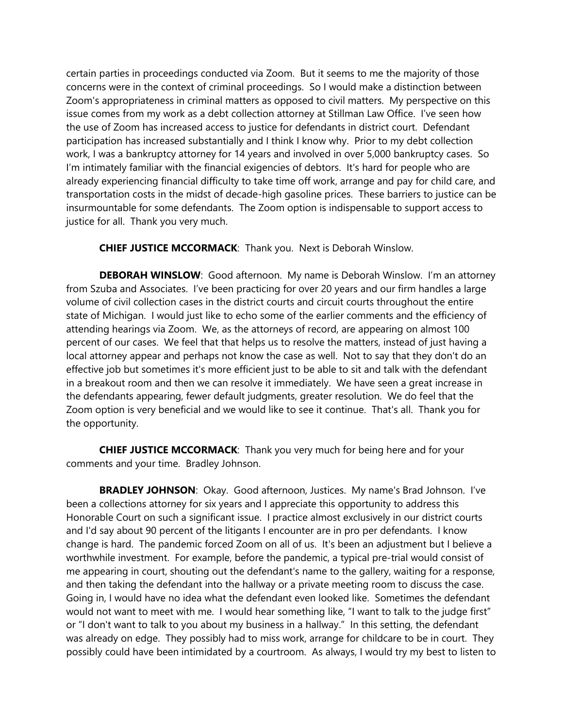certain parties in proceedings conducted via Zoom. But it seems to me the majority of those concerns were in the context of criminal proceedings. So I would make a distinction between Zoom's appropriateness in criminal matters as opposed to civil matters. My perspective on this issue comes from my work as a debt collection attorney at Stillman Law Office. I've seen how the use of Zoom has increased access to justice for defendants in district court. Defendant participation has increased substantially and I think I know why. Prior to my debt collection work, I was a bankruptcy attorney for 14 years and involved in over 5,000 bankruptcy cases. So I'm intimately familiar with the financial exigencies of debtors. It's hard for people who are already experiencing financial difficulty to take time off work, arrange and pay for child care, and transportation costs in the midst of decade-high gasoline prices. These barriers to justice can be insurmountable for some defendants. The Zoom option is indispensable to support access to justice for all. Thank you very much.

**CHIEF JUSTICE MCCORMACK**: Thank you. Next is Deborah Winslow.

**DEBORAH WINSLOW**: Good afternoon. My name is Deborah Winslow. I'm an attorney from Szuba and Associates. I've been practicing for over 20 years and our firm handles a large volume of civil collection cases in the district courts and circuit courts throughout the entire state of Michigan. I would just like to echo some of the earlier comments and the efficiency of attending hearings via Zoom. We, as the attorneys of record, are appearing on almost 100 percent of our cases. We feel that that helps us to resolve the matters, instead of just having a local attorney appear and perhaps not know the case as well. Not to say that they don't do an effective job but sometimes it's more efficient just to be able to sit and talk with the defendant in a breakout room and then we can resolve it immediately. We have seen a great increase in the defendants appearing, fewer default judgments, greater resolution. We do feel that the Zoom option is very beneficial and we would like to see it continue. That's all. Thank you for the opportunity.

**CHIEF JUSTICE MCCORMACK**: Thank you very much for being here and for your comments and your time. Bradley Johnson.

**BRADLEY JOHNSON**: Okay. Good afternoon, Justices. My name's Brad Johnson. I've been a collections attorney for six years and I appreciate this opportunity to address this Honorable Court on such a significant issue. I practice almost exclusively in our district courts and I'd say about 90 percent of the litigants I encounter are in pro per defendants. I know change is hard. The pandemic forced Zoom on all of us. It's been an adjustment but I believe a worthwhile investment. For example, before the pandemic, a typical pre-trial would consist of me appearing in court, shouting out the defendant's name to the gallery, waiting for a response, and then taking the defendant into the hallway or a private meeting room to discuss the case. Going in, I would have no idea what the defendant even looked like. Sometimes the defendant would not want to meet with me. I would hear something like, "I want to talk to the judge first" or "I don't want to talk to you about my business in a hallway." In this setting, the defendant was already on edge. They possibly had to miss work, arrange for childcare to be in court. They possibly could have been intimidated by a courtroom. As always, I would try my best to listen to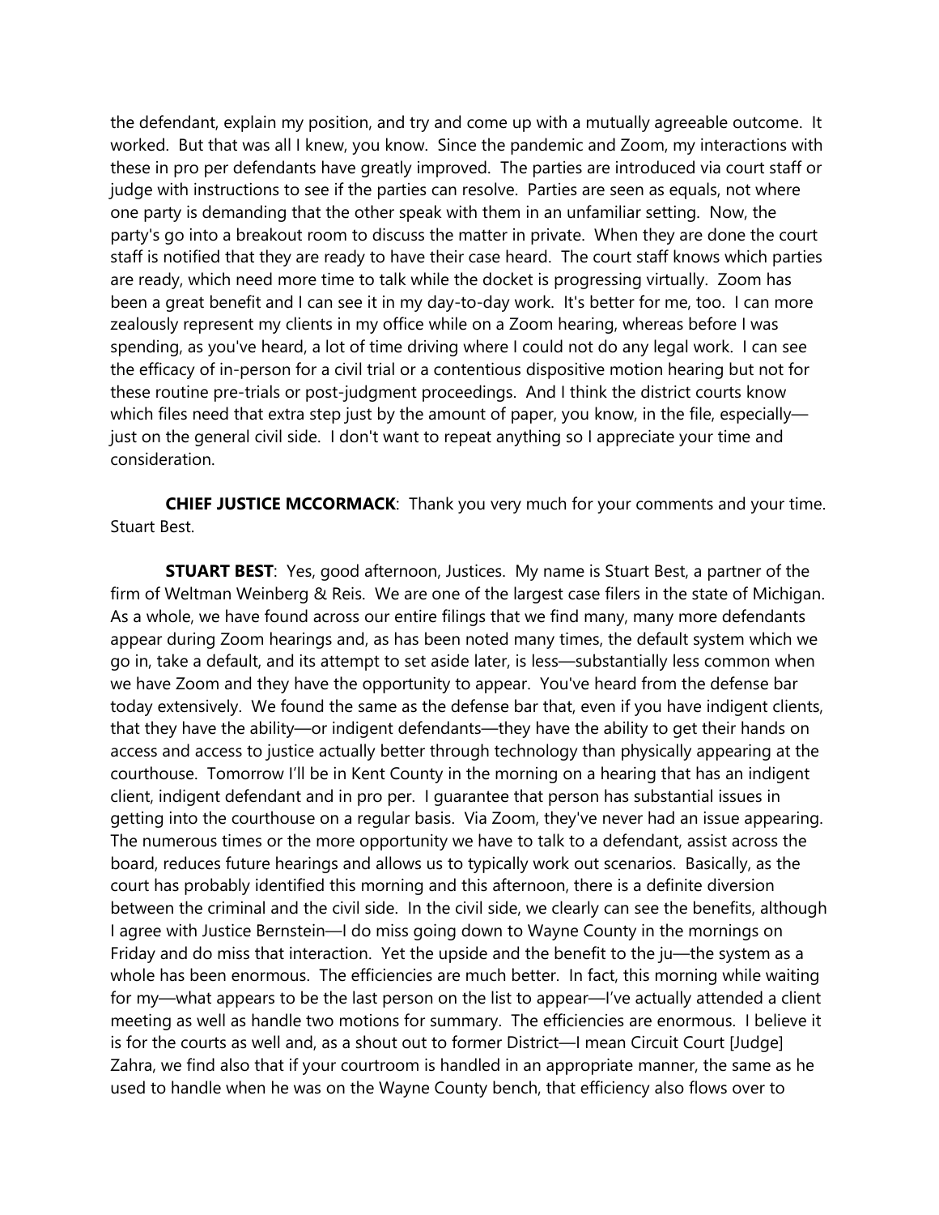the defendant, explain my position, and try and come up with a mutually agreeable outcome. It worked. But that was all I knew, you know. Since the pandemic and Zoom, my interactions with these in pro per defendants have greatly improved. The parties are introduced via court staff or judge with instructions to see if the parties can resolve. Parties are seen as equals, not where one party is demanding that the other speak with them in an unfamiliar setting. Now, the party's go into a breakout room to discuss the matter in private. When they are done the court staff is notified that they are ready to have their case heard. The court staff knows which parties are ready, which need more time to talk while the docket is progressing virtually. Zoom has been a great benefit and I can see it in my day-to-day work. It's better for me, too. I can more zealously represent my clients in my office while on a Zoom hearing, whereas before I was spending, as you've heard, a lot of time driving where I could not do any legal work. I can see the efficacy of in-person for a civil trial or a contentious dispositive motion hearing but not for these routine pre-trials or post-judgment proceedings. And I think the district courts know which files need that extra step just by the amount of paper, you know, in the file, especially—just on the general civil side. I don't want to repeat anything so I appreciate your time and consideration.

**CHIEF JUSTICE MCCORMACK**: Thank you very much for your comments and your time. Stuart Best.

**STUART BEST**: Yes, good afternoon, Justices. My name is Stuart Best, a partner of the firm of Weltman Weinberg & Reis. We are one of the largest case filers in the state of Michigan. As a whole, we have found across our entire filings that we find many, many more defendants appear during Zoom hearings and, as has been noted many times, the default system which we go in, take a default, and its attempt to set aside later, is less—substantially less common when we have Zoom and they have the opportunity to appear. You've heard from the defense bar today extensively. We found the same as the defense bar that, even if you have indigent clients, that they have the ability—or indigent defendants—they have the ability to get their hands on access and access to justice actually better through technology than physically appearing at the courthouse. Tomorrow I'll be in Kent County in the morning on a hearing that has an indigent client, indigent defendant and in pro per. I guarantee that person has substantial issues in getting into the courthouse on a regular basis. Via Zoom, they've never had an issue appearing. The numerous times or the more opportunity we have to talk to a defendant, assist across the board, reduces future hearings and allows us to typically work out scenarios. Basically, as the court has probably identified this morning and this afternoon, there is a definite diversion between the criminal and the civil side. In the civil side, we clearly can see the benefits, although I agree with Justice Bernstein—I do miss going down to Wayne County in the mornings on Friday and do miss that interaction. Yet the upside and the benefit to the ju—the system as a whole has been enormous. The efficiencies are much better. In fact, this morning while waiting for my—what appears to be the last person on the list to appear—I've actually attended a client meeting as well as handle two motions for summary. The efficiencies are enormous. I believe it is for the courts as well and, as a shout out to former District—I mean Circuit Court [Judge] Zahra, we find also that if your courtroom is handled in an appropriate manner, the same as he used to handle when he was on the Wayne County bench, that efficiency also flows over to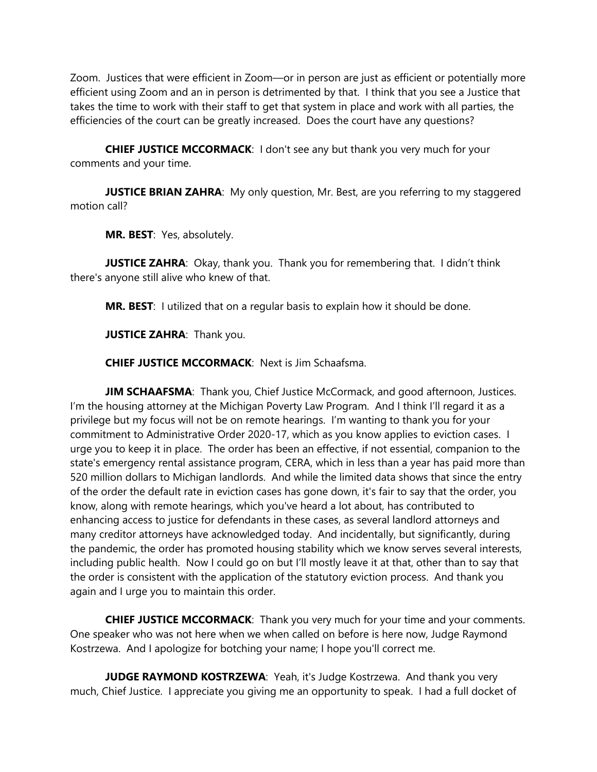Zoom. Justices that were efficient in Zoom—or in person are just as efficient or potentially more efficient using Zoom and an in person is detrimented by that. I think that you see a Justice that takes the time to work with their staff to get that system in place and work with all parties, the efficiencies of the court can be greatly increased. Does the court have any questions?

**CHIEF JUSTICE MCCORMACK**: I don't see any but thank you very much for your comments and your time.

**JUSTICE BRIAN ZAHRA**: My only question, Mr. Best, are you referring to my staggered motion call?

**MR. BEST**: Yes, absolutely.

**JUSTICE ZAHRA**: Okay, thank you. Thank you for remembering that. I didn't think there's anyone still alive who knew of that.

**MR. BEST**: I utilized that on a regular basis to explain how it should be done.

**JUSTICE ZAHRA**: Thank you.

**CHIEF JUSTICE MCCORMACK**: Next is Jim Schaafsma.

**JIM SCHAAFSMA**: Thank you, Chief Justice McCormack, and good afternoon, Justices. I'm the housing attorney at the Michigan Poverty Law Program. And I think I'll regard it as a privilege but my focus will not be on remote hearings. I'm wanting to thank you for your commitment to Administrative Order 2020-17, which as you know applies to eviction cases. I urge you to keep it in place. The order has been an effective, if not essential, companion to the state's emergency rental assistance program, CERA, which in less than a year has paid more than 520 million dollars to Michigan landlords. And while the limited data shows that since the entry of the order the default rate in eviction cases has gone down, it's fair to say that the order, you know, along with remote hearings, which you've heard a lot about, has contributed to enhancing access to justice for defendants in these cases, as several landlord attorneys and many creditor attorneys have acknowledged today. And incidentally, but significantly, during the pandemic, the order has promoted housing stability which we know serves several interests, including public health. Now I could go on but I'll mostly leave it at that, other than to say that the order is consistent with the application of the statutory eviction process. And thank you again and I urge you to maintain this order.

**CHIEF JUSTICE MCCORMACK**: Thank you very much for your time and your comments. One speaker who was not here when we when called on before is here now, Judge Raymond Kostrzewa. And I apologize for botching your name; I hope you'll correct me.

**JUDGE RAYMOND KOSTRZEWA**: Yeah, it's Judge Kostrzewa. And thank you very much, Chief Justice. I appreciate you giving me an opportunity to speak. I had a full docket of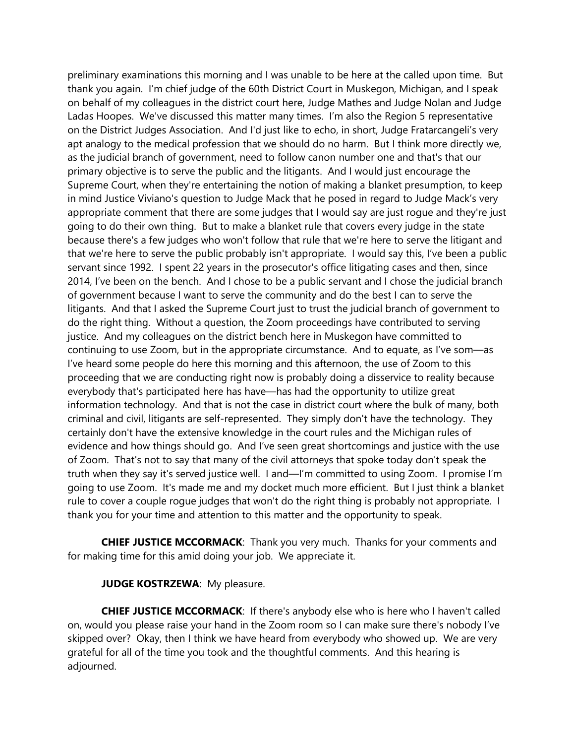preliminary examinations this morning and I was unable to be here at the called upon time. But thank you again. I'm chief judge of the 60th District Court in Muskegon, Michigan, and I speak on behalf of my colleagues in the district court here, Judge Mathes and Judge Nolan and Judge Ladas Hoopes. We've discussed this matter many times. I'm also the Region 5 representative on the District Judges Association. And I'd just like to echo, in short, Judge Fratarcangeli's very apt analogy to the medical profession that we should do no harm. But I think more directly we, as the judicial branch of government, need to follow canon number one and that's that our primary objective is to serve the public and the litigants. And I would just encourage the Supreme Court, when they're entertaining the notion of making a blanket presumption, to keep in mind Justice Viviano's question to Judge Mack that he posed in regard to Judge Mack's very appropriate comment that there are some judges that I would say are just rogue and they're just going to do their own thing. But to make a blanket rule that covers every judge in the state because there's a few judges who won't follow that rule that we're here to serve the litigant and that we're here to serve the public probably isn't appropriate. I would say this, I've been a public servant since 1992. I spent 22 years in the prosecutor's office litigating cases and then, since 2014, I've been on the bench. And I chose to be a public servant and I chose the judicial branch of government because I want to serve the community and do the best I can to serve the litigants. And that I asked the Supreme Court just to trust the judicial branch of government to do the right thing. Without a question, the Zoom proceedings have contributed to serving justice. And my colleagues on the district bench here in Muskegon have committed to continuing to use Zoom, but in the appropriate circumstance. And to equate, as I've som—as I've heard some people do here this morning and this afternoon, the use of Zoom to this proceeding that we are conducting right now is probably doing a disservice to reality because everybody that's participated here has have—has had the opportunity to utilize great information technology. And that is not the case in district court where the bulk of many, both criminal and civil, litigants are self-represented. They simply don't have the technology. They certainly don't have the extensive knowledge in the court rules and the Michigan rules of evidence and how things should go. And I've seen great shortcomings and justice with the use of Zoom. That's not to say that many of the civil attorneys that spoke today don't speak the truth when they say it's served justice well. I and—I'm committed to using Zoom. I promise I'm going to use Zoom. It's made me and my docket much more efficient. But I just think a blanket rule to cover a couple rogue judges that won't do the right thing is probably not appropriate. I thank you for your time and attention to this matter and the opportunity to speak.

**CHIEF JUSTICE MCCORMACK**: Thank you very much. Thanks for your comments and for making time for this amid doing your job. We appreciate it.

**JUDGE KOSTRZEWA**: My pleasure.

**CHIEF JUSTICE MCCORMACK**: If there's anybody else who is here who I haven't called on, would you please raise your hand in the Zoom room so I can make sure there's nobody I've skipped over? Okay, then I think we have heard from everybody who showed up. We are very grateful for all of the time you took and the thoughtful comments. And this hearing is adjourned.